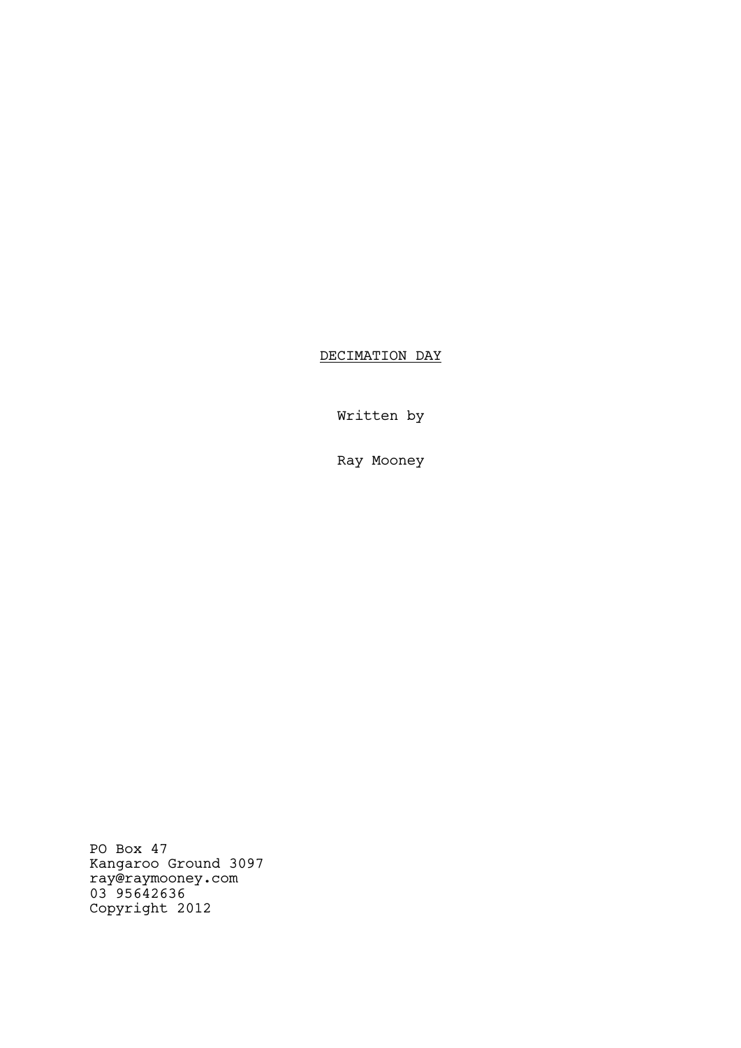# DECIMATION DAY

Written by

Ray Mooney

PO Box 47
Kangaroo Ground 3097
ray@raymooney.com
03 95642636
Copyright 2012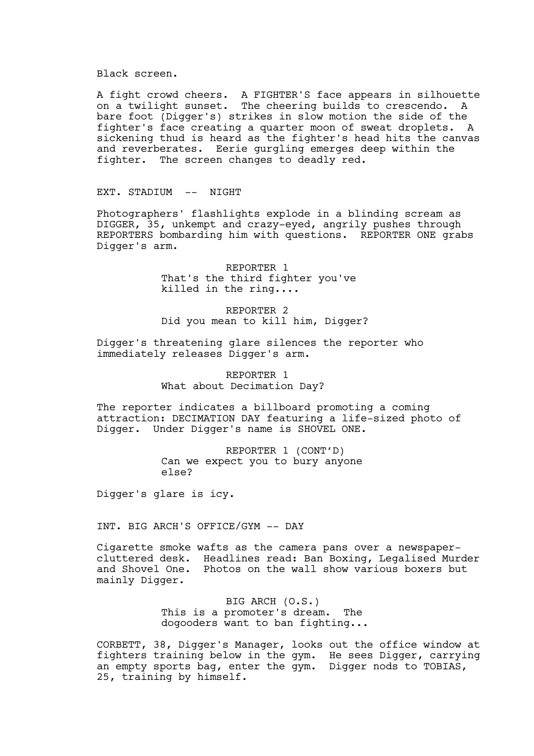Black screen.

A fight crowd cheers. A FIGHTER'S face appears in silhouette on a twilight sunset. The cheering builds to crescendo. A bare foot (Digger's) strikes in slow motion the side of the fighter's face creating a quarter moon of sweat droplets. A sickening thud is heard as the fighter's head hits the canvas and reverberates. Eerie gurgling emerges deep within the fighter. The screen changes to deadly red.

EXT. STADIUM -- NIGHT

Photographers' flashlights explode in a blinding scream as DIGGER, 35, unkempt and crazy-eyed, angrily pushes through REPORTERS bombarding him with questions. REPORTER ONE grabs Digger's arm.

REPORTER 1
That's the third fighter you've killed in the ring....

REPORTER 2
Did you mean to kill him, Digger?

Digger's threatening glare silences the reporter who immediately releases Digger's arm.

REPORTER 1
What about Decimation Day?

The reporter indicates a billboard promoting a coming attraction: DECIMATION DAY featuring a life-sized photo of Digger. Under Digger's name is SHOVEL ONE.

REPORTER 1 (CONT'D)
Can we expect you to bury anyone else?

Digger's glare is icy.

INT. BIG ARCH'S OFFICE/GYM -- DAY

Cigarette smoke wafts as the camera pans over a newspaper-cluttered desk. Headlines read: Ban Boxing, Legalised Murder and Shovel One. Photos on the wall show various boxers but mainly Digger.

BIG ARCH (O.S.)
This is a promoter's dream. The dogooders want to ban fighting...

CORBETT, 38, Digger's Manager, looks out the office window at fighters training below in the gym. He sees Digger, carrying an empty sports bag, enter the gym. Digger nods to TOBIAS, 25, training by himself.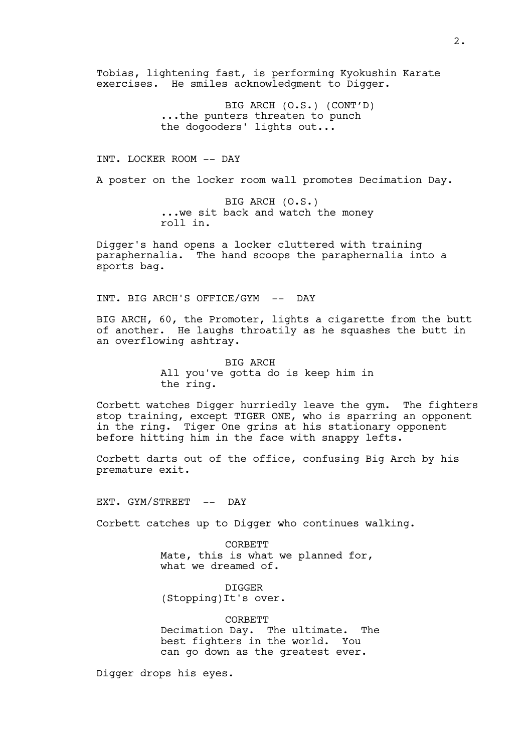Tobias, lightening fast, is performing Kyokushin Karate exercises. He smiles acknowledgment to Digger.

BIG ARCH (O.S.) (CONT'D)
...the punters threaten to punch the dogooders' lights out...

INT. LOCKER ROOM -- DAY

A poster on the locker room wall promotes Decimation Day.

BIG ARCH (O.S.)
...we sit back and watch the money roll in.

Digger's hand opens a locker cluttered with training paraphernalia. The hand scoops the paraphernalia into a sports bag.

INT. BIG ARCH'S OFFICE/GYM -- DAY

BIG ARCH, 60, the Promoter, lights a cigarette from the butt of another. He laughs throatily as he squashes the butt in an overflowing ashtray.

BIG ARCH
All you've gotta do is keep him in the ring.

Corbett watches Digger hurriedly leave the gym. The fighters stop training, except TIGER ONE, who is sparring an opponent in the ring. Tiger One grins at his stationary opponent before hitting him in the face with snappy lefts.

Corbett darts out of the office, confusing Big Arch by his premature exit.

EXT. GYM/STREET -- DAY

Corbett catches up to Digger who continues walking.

CORBETT
Mate, this is what we planned for, what we dreamed of.

DIGGER
(Stopping)It's over.

CORBETT
Decimation Day. The ultimate. The best fighters in the world. You can go down as the greatest ever.

Digger drops his eyes.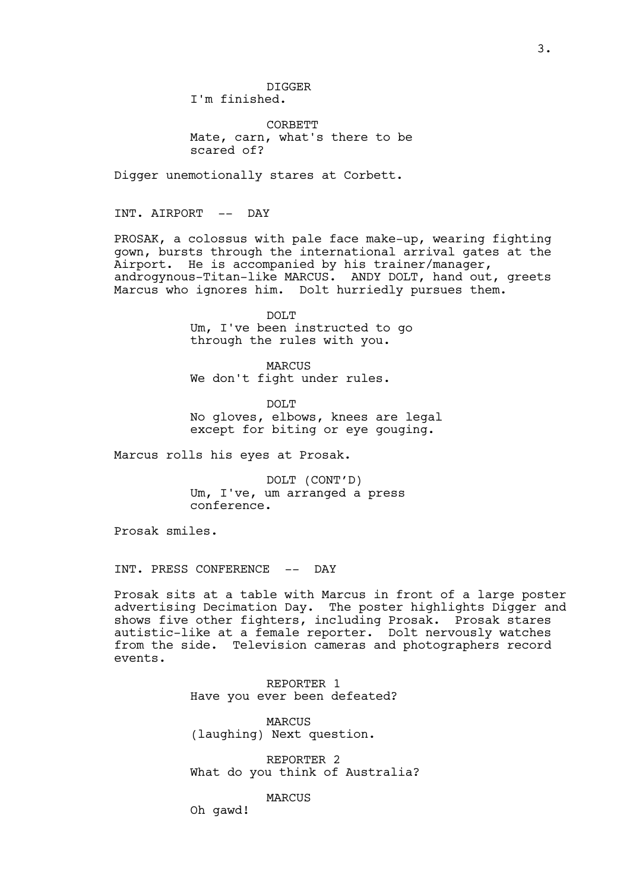DIGGER
I'm finished.

CORBETT
Mate, carn, what's there to be scared of?

Digger unemotionally stares at Corbett.

INT. AIRPORT -- DAY

PROSAK, a colossus with pale face make-up, wearing fighting gown, bursts through the international arrival gates at the Airport. He is accompanied by his trainer/manager, androgynous-Titan-like MARCUS. ANDY DOLT, hand out, greets Marcus who ignores him. Dolt hurriedly pursues them.

DOLT
Um, I've been instructed to go through the rules with you.

MARCUS
We don't fight under rules.

DOLT
No gloves, elbows, knees are legal except for biting or eye gouging.

Marcus rolls his eyes at Prosak.

DOLT (CONT'D)
Um, I've, um arranged a press conference.

Prosak smiles.

INT. PRESS CONFERENCE -- DAY

Prosak sits at a table with Marcus in front of a large poster advertising Decimation Day. The poster highlights Digger and shows five other fighters, including Prosak. Prosak stares autistic-like at a female reporter. Dolt nervously watches from the side. Television cameras and photographers record events.

REPORTER 1
Have you ever been defeated?

MARCUS
(laughing) Next question.

REPORTER 2
What do you think of Australia?

MARCUS
Oh gawd!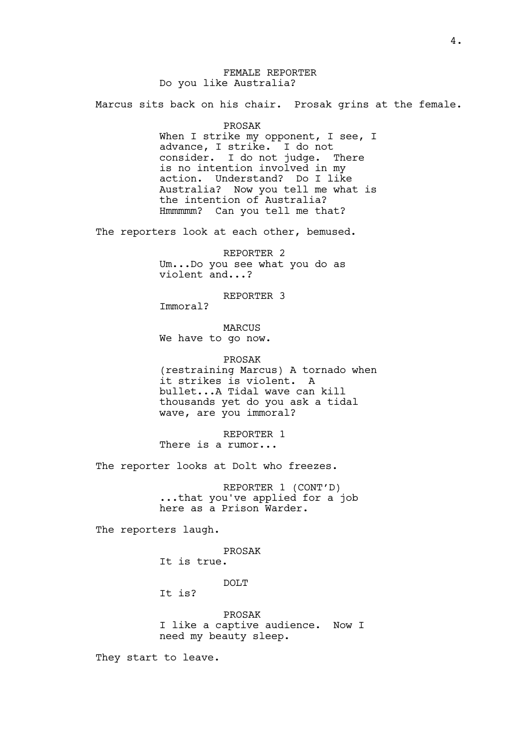FEMALE REPORTER
Do you like Australia?

Marcus sits back on his chair. Prosak grins at the female.

PROSAK
When I strike my opponent, I see, I advance, I strike. I do not consider. I do not judge. There is no intention involved in my action. Understand? Do I like Australia? Now you tell me what is the intention of Australia? Hmmmmm? Can you tell me that?

The reporters look at each other, bemused.

REPORTER 2
Um...Do you see what you do as violent and...?

REPORTER 3
Immoral?

MARCUS
We have to go now.

PROSAK
(restraining Marcus) A tornado when it strikes is violent. A bullet...A Tidal wave can kill thousands yet do you ask a tidal wave, are you immoral?

REPORTER 1
There is a rumor...

The reporter looks at Dolt who freezes.

REPORTER 1 (CONT'D)
...that you've applied for a job here as a Prison Warder.

The reporters laugh.

PROSAK
It is true.

DOLT
It is?

PROSAK
I like a captive audience. Now I need my beauty sleep.

They start to leave.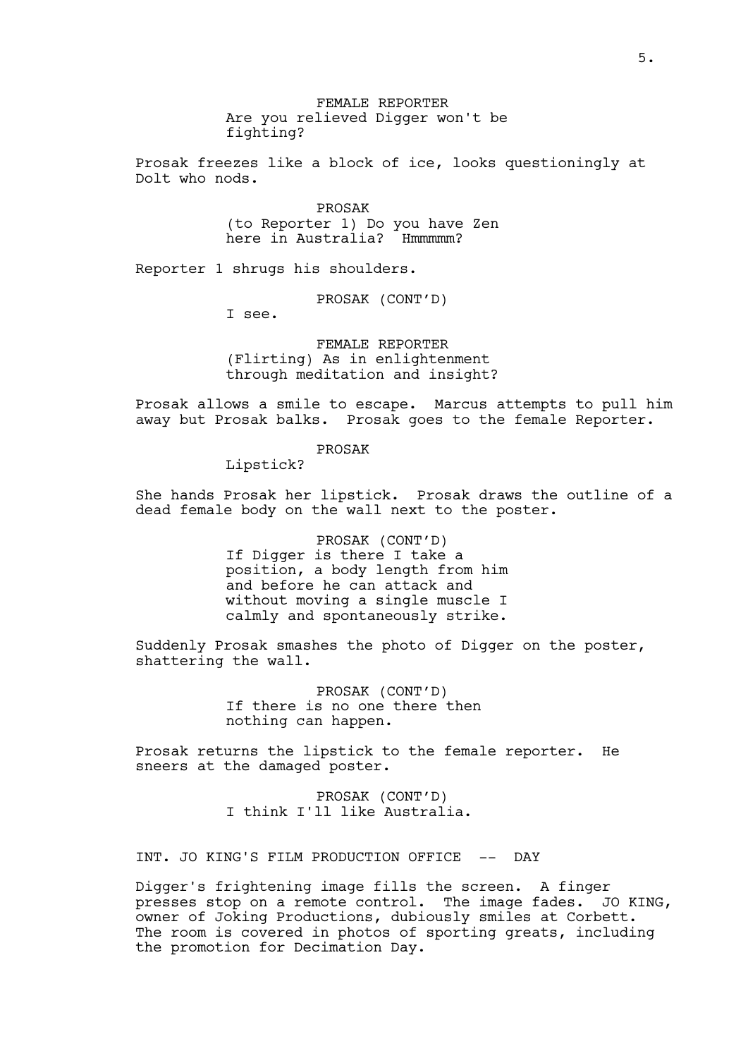FEMALE REPORTER
Are you relieved Digger won't be fighting?

Prosak freezes like a block of ice, looks questioningly at Dolt who nods.

PROSAK
(to Reporter 1) Do you have Zen here in Australia? Hmmmmm?

Reporter 1 shrugs his shoulders.

PROSAK (CONT'D)
I see.

FEMALE REPORTER
(Flirting) As in enlightenment through meditation and insight?

Prosak allows a smile to escape. Marcus attempts to pull him away but Prosak balks. Prosak goes to the female Reporter.

PROSAK
Lipstick?

She hands Prosak her lipstick. Prosak draws the outline of a dead female body on the wall next to the poster.

PROSAK (CONT'D)
If Digger is there I take a position, a body length from him and before he can attack and without moving a single muscle I calmly and spontaneously strike.

Suddenly Prosak smashes the photo of Digger on the poster, shattering the wall.

PROSAK (CONT'D)
If there is no one there then nothing can happen.

Prosak returns the lipstick to the female reporter. He sneers at the damaged poster.

PROSAK (CONT'D)
I think I'll like Australia.

INT. JO KING'S FILM PRODUCTION OFFICE -- DAY

Digger's frightening image fills the screen. A finger presses stop on a remote control. The image fades. JO KING, owner of Joking Productions, dubiously smiles at Corbett. The room is covered in photos of sporting greats, including the promotion for Decimation Day.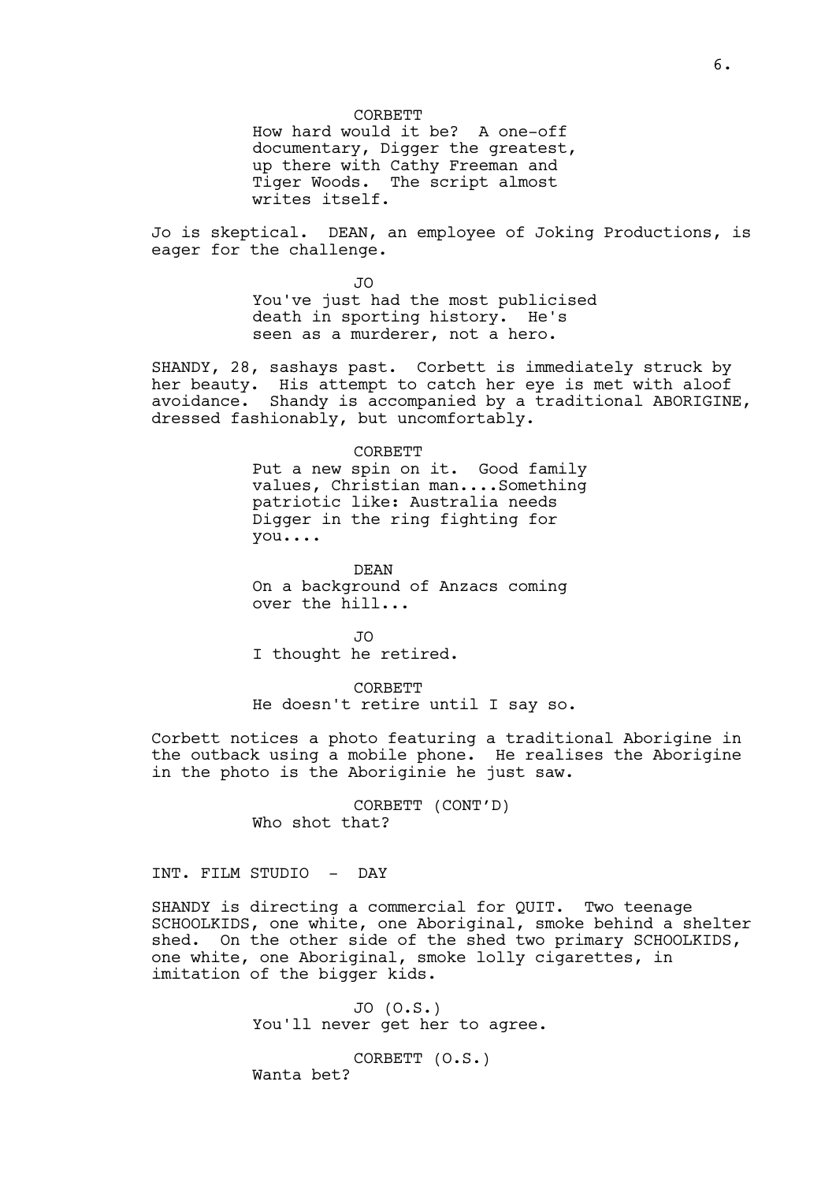CORBETT

How hard would it be? A one-off documentary, Digger the greatest, up there with Cathy Freeman and Tiger Woods. The script almost writes itself.

Jo is skeptical. DEAN, an employee of Joking Productions, is eager for the challenge.

JO

You've just had the most publicised death in sporting history. He's seen as a murderer, not a hero.

SHANDY, 28, sashays past. Corbett is immediately struck by her beauty. His attempt to catch her eye is met with aloof avoidance. Shandy is accompanied by a traditional ABORIGINE, dressed fashionably, but uncomfortably.

CORBETT

Put a new spin on it. Good family values, Christian man....Something patriotic like: Australia needs Digger in the ring fighting for you....

DEAN

On a background of Anzacs coming over the hill...

JO

I thought he retired.

CORBETT

He doesn't retire until I say so.

Corbett notices a photo featuring a traditional Aborigine in the outback using a mobile phone. He realises the Aborigine in the photo is the Aboriginie he just saw.

CORBETT (CONT'D)

Who shot that?

INT. FILM STUDIO - DAY

SHANDY is directing a commercial for QUIT. Two teenage SCHOOLKIDS, one white, one Aboriginal, smoke behind a shelter shed. On the other side of the shed two primary SCHOOLKIDS, one white, one Aboriginal, smoke lolly cigarettes, in imitation of the bigger kids.

JO (O.S.)

You'll never get her to agree.

CORBETT (O.S.)

Wanta bet?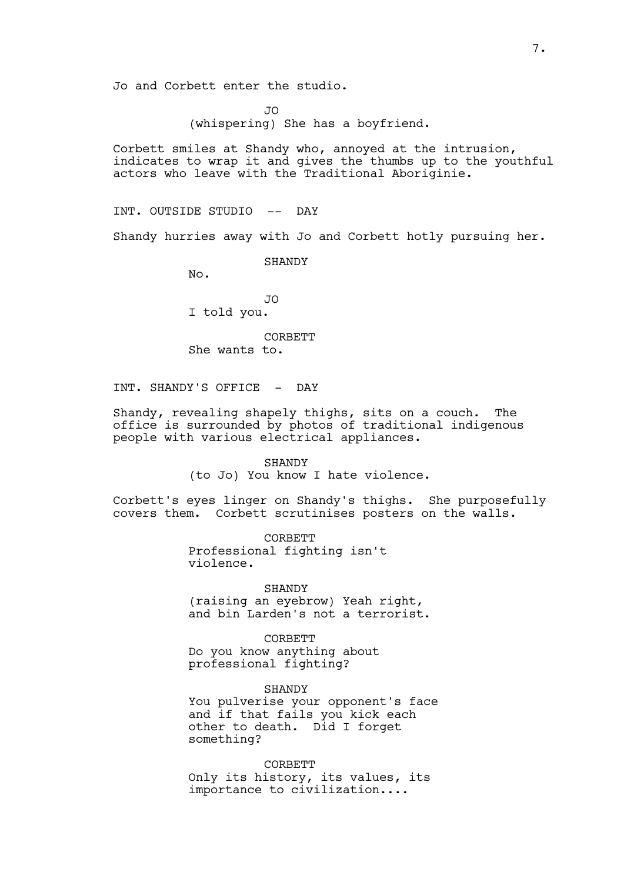Jo and Corbett enter the studio.

JO
(whispering) She has a boyfriend.

Corbett smiles at Shandy who, annoyed at the intrusion, indicates to wrap it and gives the thumbs up to the youthful actors who leave with the Traditional Aboriginie.

INT. OUTSIDE STUDIO -- DAY

Shandy hurries away with Jo and Corbett hotly pursuing her.

SHANDY
No.

JO
I told you.

CORBETT
She wants to.

INT. SHANDY'S OFFICE - DAY

Shandy, revealing shapely thighs, sits on a couch. The office is surrounded by photos of traditional indigenous people with various electrical appliances.

SHANDY
(to Jo) You know I hate violence.

Corbett's eyes linger on Shandy's thighs. She purposefully covers them. Corbett scrutinises posters on the walls.

CORBETT
Professional fighting isn't violence.

SHANDY
(raising an eyebrow) Yeah right, and bin Larden's not a terrorist.

CORBETT
Do you know anything about professional fighting?

SHANDY
You pulverise your opponent's face and if that fails you kick each other to death. Did I forget something?

CORBETT
Only its history, its values, its importance to civilization....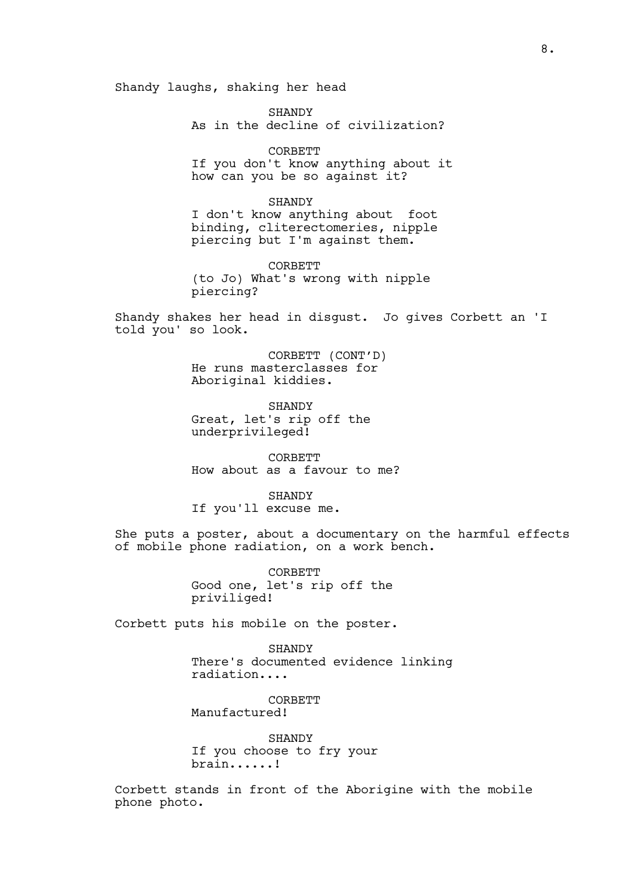Shandy laughs, shaking her head

SHANDY
As in the decline of civilization?

CORBETT
If you don't know anything about it how can you be so against it?

SHANDY
I don't know anything about  foot binding, cliterectomeries, nipple piercing but I'm against them.

CORBETT
(to Jo) What's wrong with nipple piercing?

Shandy shakes her head in disgust.  Jo gives Corbett an 'I told you' so look.

CORBETT (CONT'D)
He runs masterclasses for Aboriginal kiddies.

SHANDY
Great, let's rip off the underprivileged!

CORBETT
How about as a favour to me?

SHANDY
If you'll excuse me.

She puts a poster, about a documentary on the harmful effects of mobile phone radiation, on a work bench.

CORBETT
Good one, let's rip off the priviliged!

Corbett puts his mobile on the poster.

SHANDY
There's documented evidence linking radiation....

CORBETT
Manufactured!

SHANDY
If you choose to fry your brain......!

Corbett stands in front of the Aborigine with the mobile phone photo.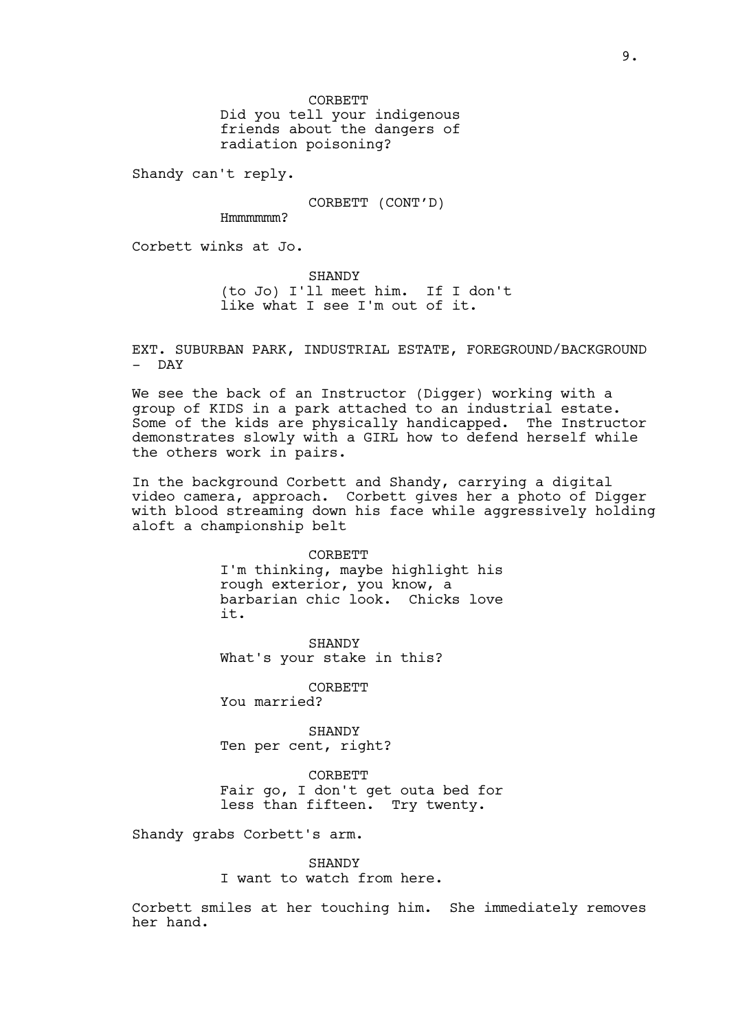CORBETT
Did you tell your indigenous friends about the dangers of radiation poisoning?

Shandy can't reply.

CORBETT (CONT'D)
Hmmmmmm?

Corbett winks at Jo.

SHANDY
(to Jo) I'll meet him. If I don't like what I see I'm out of it.

EXT. SUBURBAN PARK, INDUSTRIAL ESTATE, FOREGROUND/BACKGROUND - DAY

We see the back of an Instructor (Digger) working with a group of KIDS in a park attached to an industrial estate. Some of the kids are physically handicapped. The Instructor demonstrates slowly with a GIRL how to defend herself while the others work in pairs.

In the background Corbett and Shandy, carrying a digital video camera, approach. Corbett gives her a photo of Digger with blood streaming down his face while aggressively holding aloft a championship belt

CORBETT
I'm thinking, maybe highlight his rough exterior, you know, a barbarian chic look. Chicks love it.

SHANDY
What's your stake in this?

CORBETT
You married?

SHANDY
Ten per cent, right?

CORBETT
Fair go, I don't get outa bed for less than fifteen. Try twenty.

Shandy grabs Corbett's arm.

SHANDY
I want to watch from here.

Corbett smiles at her touching him. She immediately removes her hand.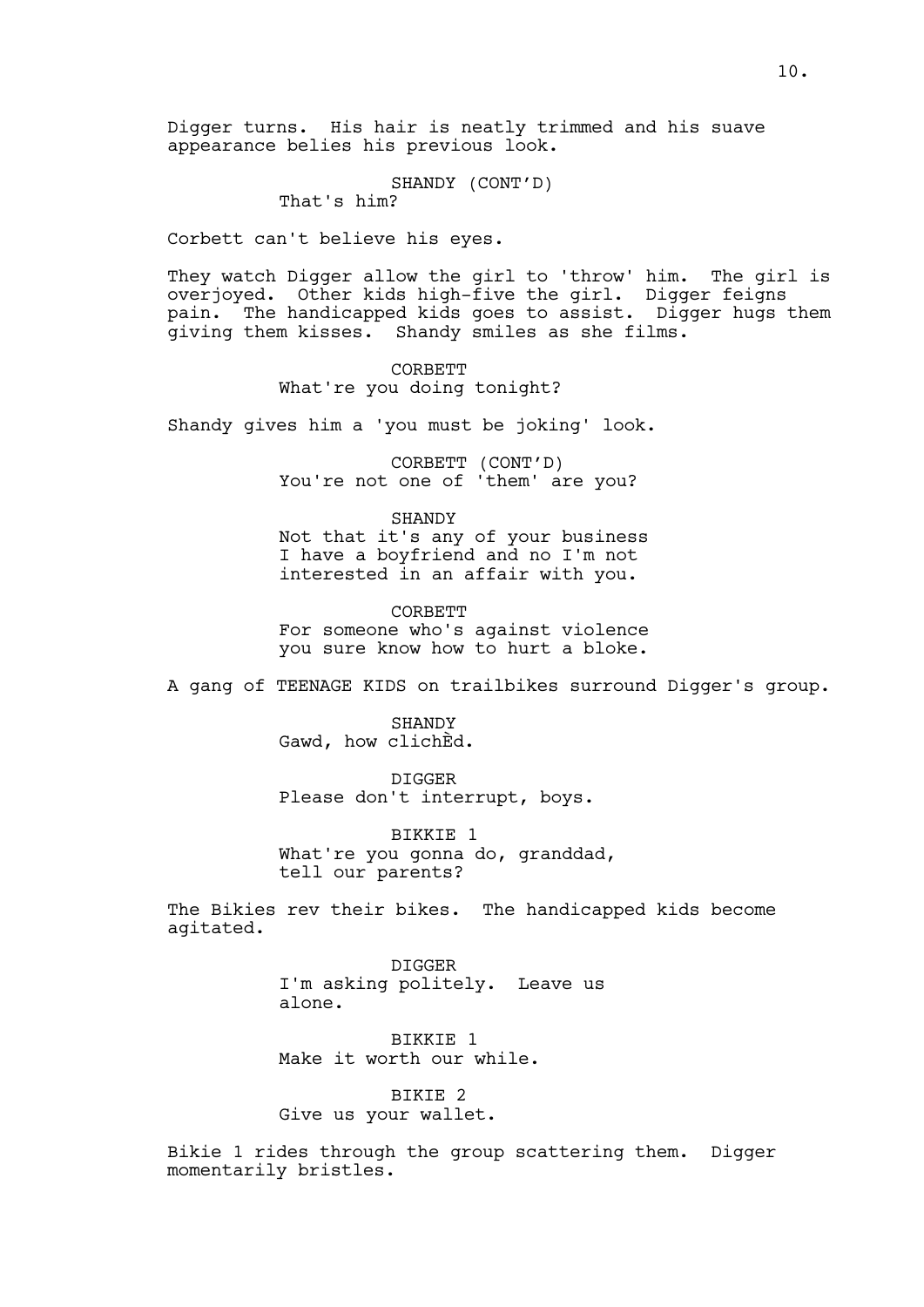Digger turns. His hair is neatly trimmed and his suave appearance belies his previous look.

SHANDY (CONT'D)
That's him?

Corbett can't believe his eyes.

They watch Digger allow the girl to 'throw' him. The girl is overjoyed. Other kids high-five the girl. Digger feigns pain. The handicapped kids goes to assist. Digger hugs them giving them kisses. Shandy smiles as she films.

CORBETT
What're you doing tonight?

Shandy gives him a 'you must be joking' look.

CORBETT (CONT'D)
You're not one of 'them' are you?

SHANDY
Not that it's any of your business I have a boyfriend and no I'm not interested in an affair with you.

CORBETT
For someone who's against violence you sure know how to hurt a bloke.

A gang of TEENAGE KIDS on trailbikes surround Digger's group.

SHANDY
Gawd, how clichÈd.

DIGGER
Please don't interrupt, boys.

BIKKIE 1
What're you gonna do, granddad, tell our parents?

The Bikies rev their bikes. The handicapped kids become agitated.

DIGGER
I'm asking politely. Leave us alone.

BIKKIE 1
Make it worth our while.

BIKIE 2
Give us your wallet.

Bikie 1 rides through the group scattering them. Digger momentarily bristles.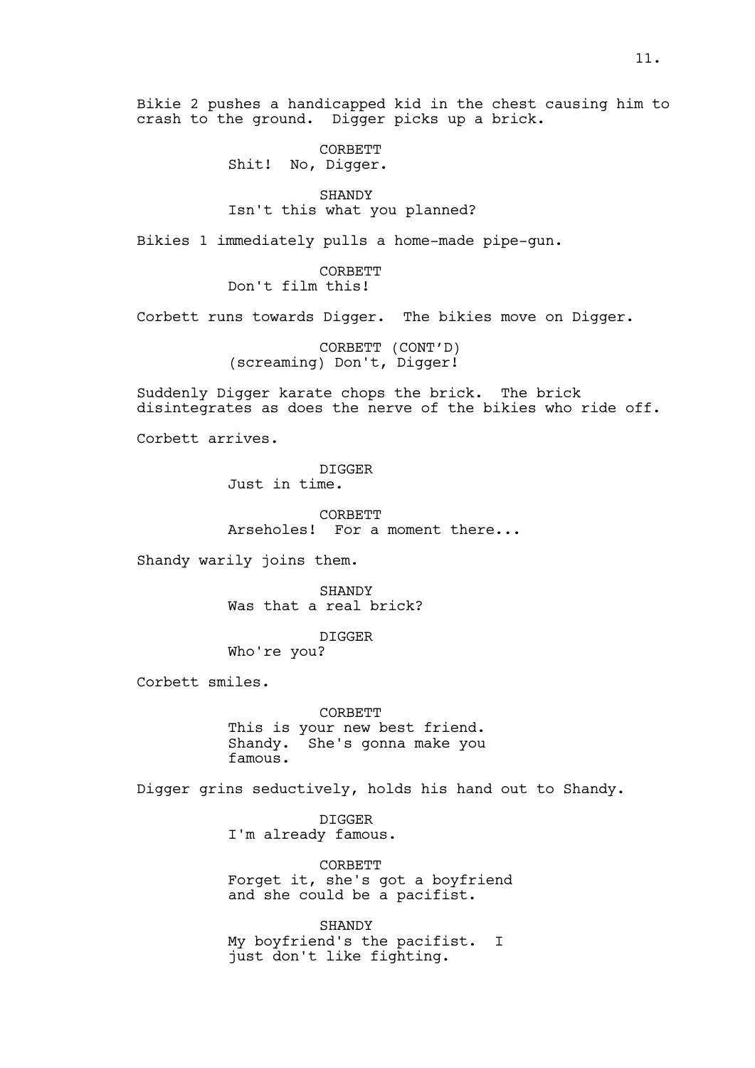Bikie 2 pushes a handicapped kid in the chest causing him to crash to the ground. Digger picks up a brick.

CORBETT
Shit! No, Digger.

SHANDY
Isn't this what you planned?

Bikies 1 immediately pulls a home-made pipe-gun.

CORBETT
Don't film this!

Corbett runs towards Digger. The bikies move on Digger.

CORBETT (CONT'D)
(screaming) Don't, Digger!

Suddenly Digger karate chops the brick. The brick disintegrates as does the nerve of the bikies who ride off.

Corbett arrives.

DIGGER
Just in time.

CORBETT
Arseholes! For a moment there...

Shandy warily joins them.

SHANDY
Was that a real brick?

DIGGER
Who're you?

Corbett smiles.

CORBETT
This is your new best friend. Shandy. She's gonna make you famous.

Digger grins seductively, holds his hand out to Shandy.

DIGGER
I'm already famous.

CORBETT
Forget it, she's got a boyfriend and she could be a pacifist.

SHANDY
My boyfriend's the pacifist. I just don't like fighting.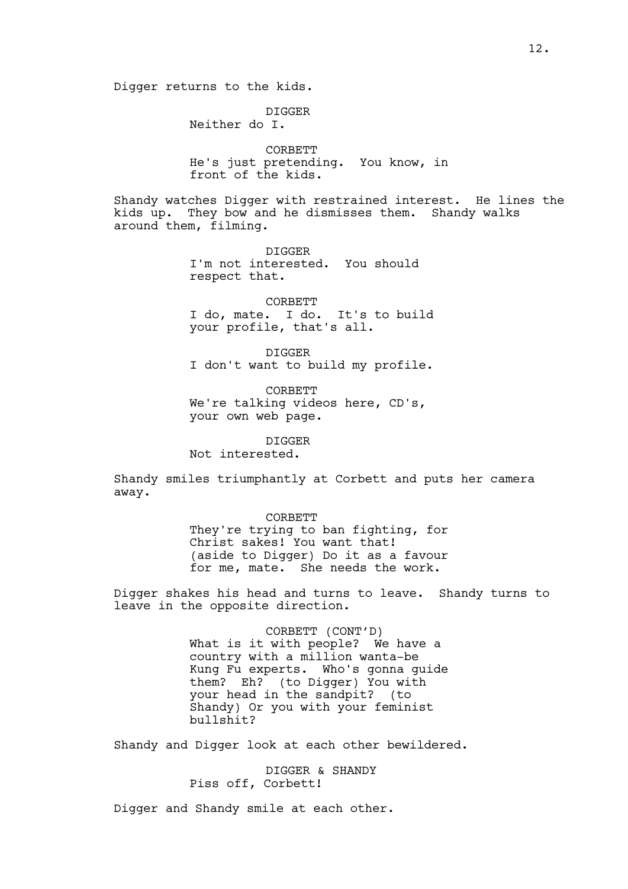Digger returns to the kids.

DIGGER
Neither do I.

CORBETT
He's just pretending.  You know, in front of the kids.

Shandy watches Digger with restrained interest.  He lines the kids up.  They bow and he dismisses them.  Shandy walks around them, filming.

DIGGER
I'm not interested.  You should respect that.

CORBETT
I do, mate.  I do.  It's to build your profile, that's all.

DIGGER
I don't want to build my profile.

CORBETT
We're talking videos here, CD's, your own web page.

DIGGER
Not interested.

Shandy smiles triumphantly at Corbett and puts her camera away.

CORBETT
They're trying to ban fighting, for Christ sakes! You want that! (aside to Digger) Do it as a favour for me, mate.  She needs the work.

Digger shakes his head and turns to leave.  Shandy turns to leave in the opposite direction.

CORBETT (CONT'D)
What is it with people?  We have a country with a million wanta-be Kung Fu experts.  Who's gonna guide them?  Eh?  (to Digger) You with your head in the sandpit?  (to Shandy) Or you with your feminist bullshit?

Shandy and Digger look at each other bewildered.

DIGGER & SHANDY
Piss off, Corbett!

Digger and Shandy smile at each other.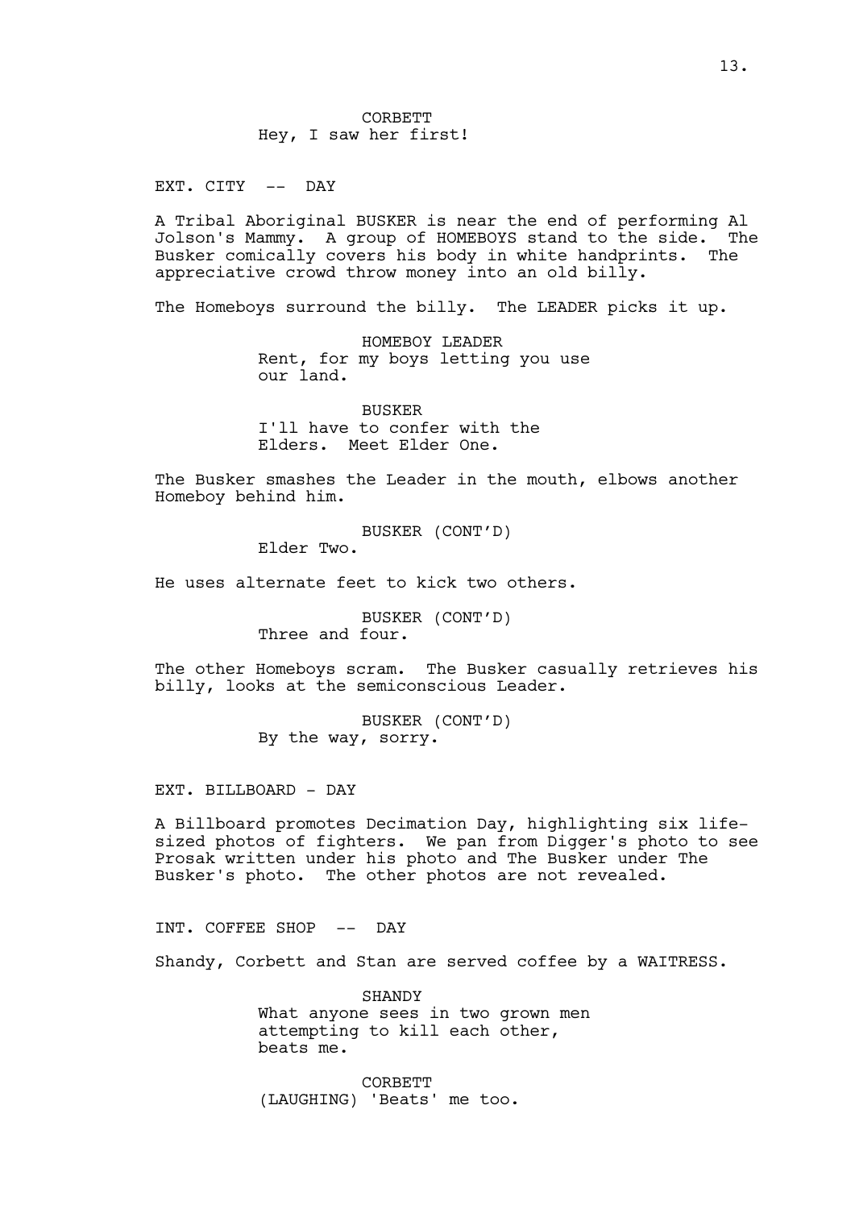CORBETT
Hey, I saw her first!

EXT. CITY -- DAY

A Tribal Aboriginal BUSKER is near the end of performing Al Jolson's Mammy. A group of HOMEBOYS stand to the side. The Busker comically covers his body in white handprints. The appreciative crowd throw money into an old billy.

The Homeboys surround the billy. The LEADER picks it up.

HOMEBOY LEADER
Rent, for my boys letting you use our land.

BUSKER
I'll have to confer with the Elders. Meet Elder One.

The Busker smashes the Leader in the mouth, elbows another Homeboy behind him.

BUSKER (CONT'D)
Elder Two.

He uses alternate feet to kick two others.

BUSKER (CONT'D)
Three and four.

The other Homeboys scram. The Busker casually retrieves his billy, looks at the semiconscious Leader.

BUSKER (CONT'D)
By the way, sorry.

EXT. BILLBOARD - DAY

A Billboard promotes Decimation Day, highlighting six life-sized photos of fighters. We pan from Digger's photo to see Prosak written under his photo and The Busker under The Busker's photo. The other photos are not revealed.

INT. COFFEE SHOP -- DAY

Shandy, Corbett and Stan are served coffee by a WAITRESS.

SHANDY
What anyone sees in two grown men attempting to kill each other, beats me.

CORBETT
(LAUGHING) 'Beats' me too.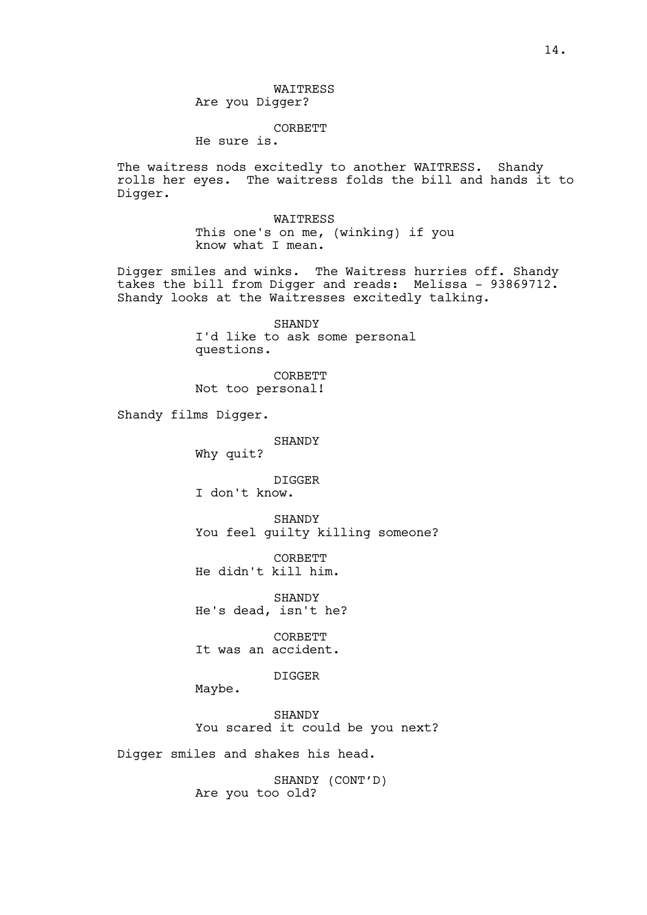WAITRESS
Are you Digger?

CORBETT
He sure is.

The waitress nods excitedly to another WAITRESS. Shandy rolls her eyes. The waitress folds the bill and hands it to Digger.

WAITRESS
This one's on me, (winking) if you know what I mean.

Digger smiles and winks. The Waitress hurries off. Shandy takes the bill from Digger and reads: Melissa - 93869712. Shandy looks at the Waitresses excitedly talking.

SHANDY
I'd like to ask some personal questions.

CORBETT
Not too personal!

Shandy films Digger.

SHANDY
Why quit?

DIGGER
I don't know.

SHANDY
You feel guilty killing someone?

CORBETT
He didn't kill him.

SHANDY
He's dead, isn't he?

CORBETT
It was an accident.

DIGGER
Maybe.

SHANDY
You scared it could be you next?

Digger smiles and shakes his head.

SHANDY (CONT'D)
Are you too old?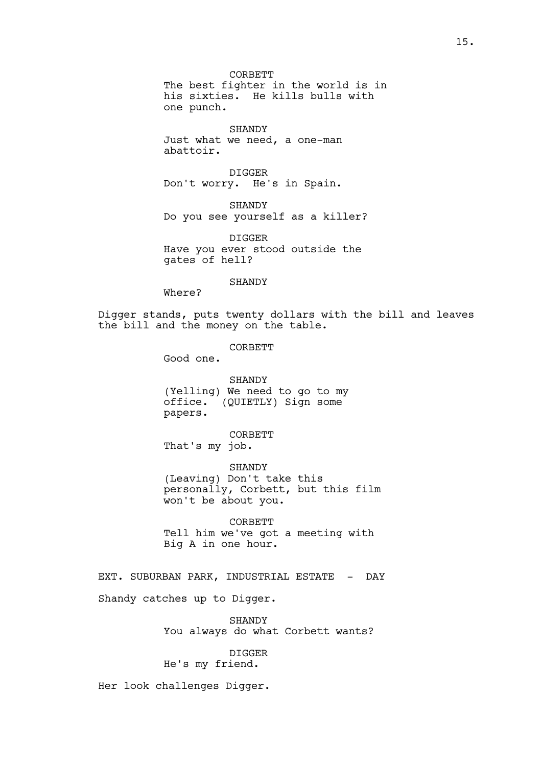CORBETT
The best fighter in the world is in his sixties. He kills bulls with one punch.

SHANDY
Just what we need, a one-man abattoir.

DIGGER
Don't worry. He's in Spain.

SHANDY
Do you see yourself as a killer?

DIGGER
Have you ever stood outside the gates of hell?

SHANDY
Where?

Digger stands, puts twenty dollars with the bill and leaves the bill and the money on the table.

CORBETT
Good one.

SHANDY
(Yelling) We need to go to my office. (QUIETLY) Sign some papers.

CORBETT
That's my job.

SHANDY
(Leaving) Don't take this personally, Corbett, but this film won't be about you.

CORBETT
Tell him we've got a meeting with Big A in one hour.

EXT. SUBURBAN PARK, INDUSTRIAL ESTATE - DAY

Shandy catches up to Digger.

SHANDY
You always do what Corbett wants?

DIGGER
He's my friend.

Her look challenges Digger.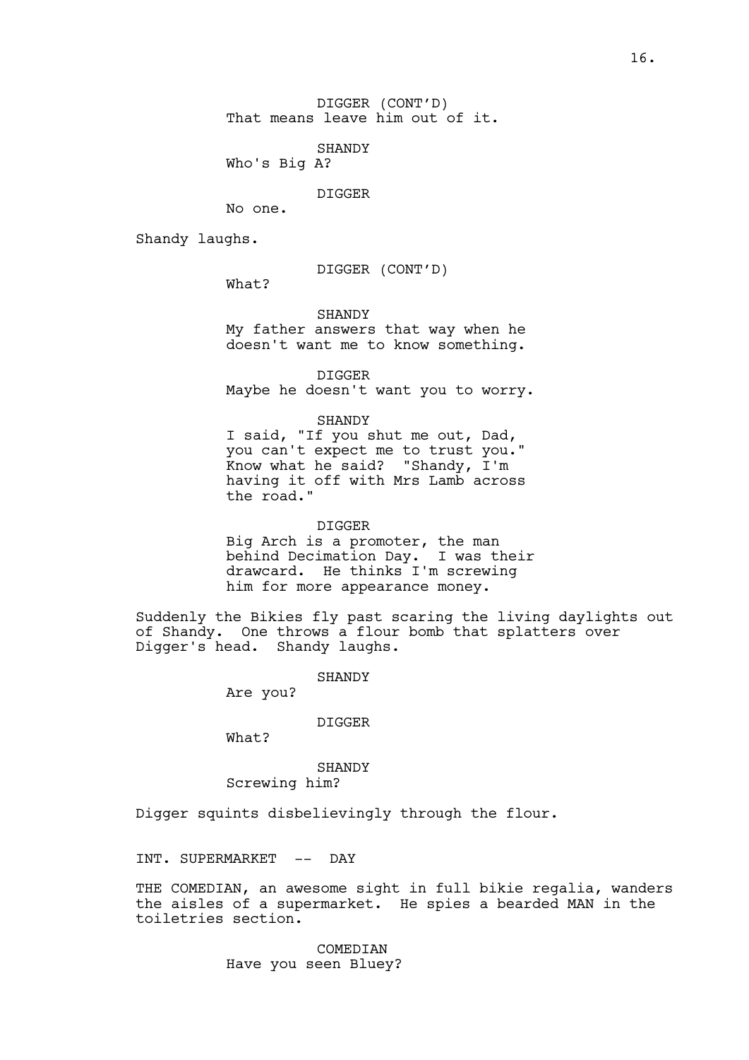DIGGER (CONT'D)
That means leave him out of it.

SHANDY
Who's Big A?

DIGGER
No one.

Shandy laughs.

DIGGER (CONT'D)
What?

SHANDY
My father answers that way when he doesn't want me to know something.

DIGGER
Maybe he doesn't want you to worry.

SHANDY
I said, "If you shut me out, Dad, you can't expect me to trust you." Know what he said? "Shandy, I'm having it off with Mrs Lamb across the road."

DIGGER
Big Arch is a promoter, the man behind Decimation Day. I was their drawcard. He thinks I'm screwing him for more appearance money.

Suddenly the Bikies fly past scaring the living daylights out of Shandy. One throws a flour bomb that splatters over Digger's head. Shandy laughs.

SHANDY
Are you?

DIGGER
What?

SHANDY
Screwing him?

Digger squints disbelievingly through the flour.

INT. SUPERMARKET -- DAY

THE COMEDIAN, an awesome sight in full bikie regalia, wanders the aisles of a supermarket. He spies a bearded MAN in the toiletries section.

COMEDIAN
Have you seen Bluey?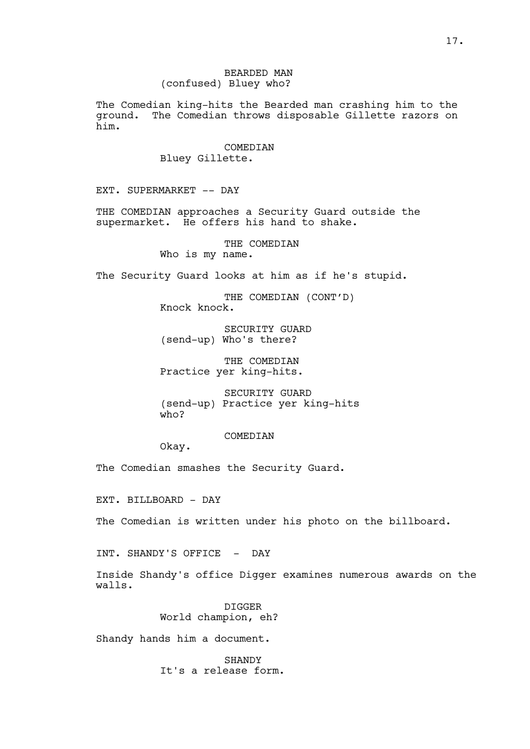BEARDED MAN
(confused) Bluey who?

The Comedian king-hits the Bearded man crashing him to the ground. The Comedian throws disposable Gillette razors on him.

COMEDIAN
Bluey Gillette.

EXT. SUPERMARKET -- DAY

THE COMEDIAN approaches a Security Guard outside the supermarket. He offers his hand to shake.

THE COMEDIAN
Who is my name.

The Security Guard looks at him as if he's stupid.

THE COMEDIAN (CONT'D)
Knock knock.

SECURITY GUARD
(send-up) Who's there?

THE COMEDIAN
Practice yer king-hits.

SECURITY GUARD
(send-up) Practice yer king-hits who?

COMEDIAN
Okay.

The Comedian smashes the Security Guard.

EXT. BILLBOARD - DAY

The Comedian is written under his photo on the billboard.

INT. SHANDY'S OFFICE - DAY

Inside Shandy's office Digger examines numerous awards on the walls.

DIGGER
World champion, eh?

Shandy hands him a document.

SHANDY
It's a release form.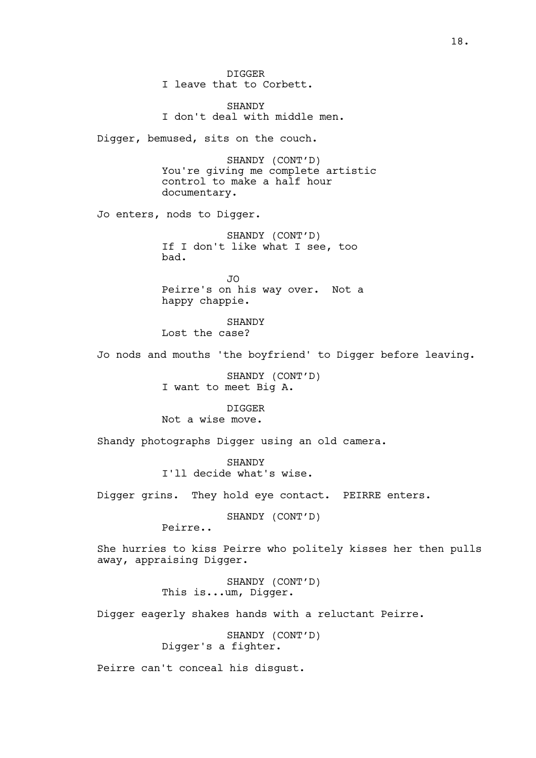DIGGER
I leave that to Corbett.

SHANDY
I don't deal with middle men.

Digger, bemused, sits on the couch.

SHANDY (CONT'D)
You're giving me complete artistic control to make a half hour documentary.

Jo enters, nods to Digger.

SHANDY (CONT'D)
If I don't like what I see, too bad.

JO
Peirre's on his way over. Not a happy chappie.

SHANDY
Lost the case?

Jo nods and mouths 'the boyfriend' to Digger before leaving.

SHANDY (CONT'D)
I want to meet Big A.

DIGGER
Not a wise move.

Shandy photographs Digger using an old camera.

SHANDY
I'll decide what's wise.

Digger grins. They hold eye contact. PEIRRE enters.

SHANDY (CONT'D)
Peirre..

She hurries to kiss Peirre who politely kisses her then pulls away, appraising Digger.

SHANDY (CONT'D)
This is...um, Digger.

Digger eagerly shakes hands with a reluctant Peirre.

SHANDY (CONT'D)
Digger's a fighter.

Peirre can't conceal his disgust.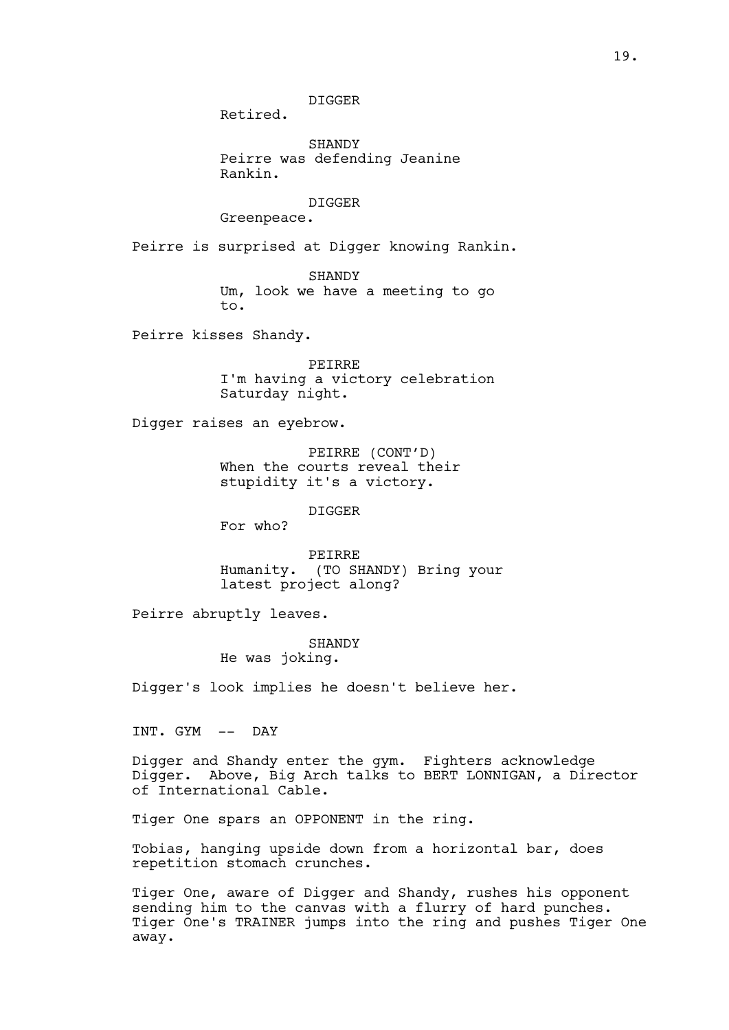DIGGER
Retired.

SHANDY
Peirre was defending Jeanine Rankin.

DIGGER
Greenpeace.

Peirre is surprised at Digger knowing Rankin.

SHANDY
Um, look we have a meeting to go to.

Peirre kisses Shandy.

PEIRRE
I'm having a victory celebration Saturday night.

Digger raises an eyebrow.

PEIRRE (CONT'D)
When the courts reveal their stupidity it's a victory.

DIGGER
For who?

PEIRRE
Humanity. (TO SHANDY) Bring your latest project along?

Peirre abruptly leaves.

SHANDY
He was joking.

Digger's look implies he doesn't believe her.

INT. GYM -- DAY

Digger and Shandy enter the gym. Fighters acknowledge Digger. Above, Big Arch talks to BERT LONNIGAN, a Director of International Cable.

Tiger One spars an OPPONENT in the ring.

Tobias, hanging upside down from a horizontal bar, does repetition stomach crunches.

Tiger One, aware of Digger and Shandy, rushes his opponent sending him to the canvas with a flurry of hard punches. Tiger One's TRAINER jumps into the ring and pushes Tiger One away.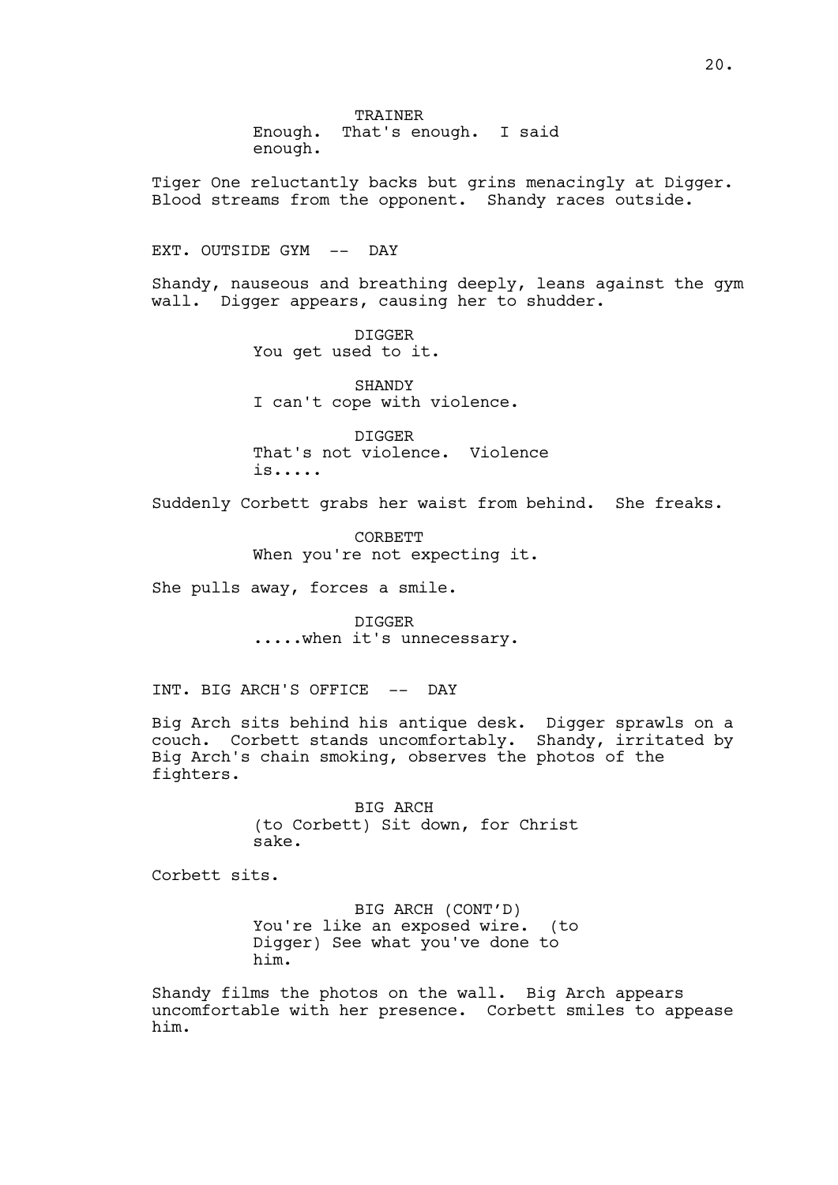TRAINER
Enough. That's enough. I said enough.

Tiger One reluctantly backs but grins menacingly at Digger. Blood streams from the opponent. Shandy races outside.

EXT. OUTSIDE GYM -- DAY

Shandy, nauseous and breathing deeply, leans against the gym wall. Digger appears, causing her to shudder.

DIGGER
You get used to it.

SHANDY
I can't cope with violence.

DIGGER
That's not violence. Violence is.....

Suddenly Corbett grabs her waist from behind. She freaks.

CORBETT
When you're not expecting it.

She pulls away, forces a smile.

DIGGER
.....when it's unnecessary.

INT. BIG ARCH'S OFFICE -- DAY

Big Arch sits behind his antique desk. Digger sprawls on a couch. Corbett stands uncomfortably. Shandy, irritated by Big Arch's chain smoking, observes the photos of the fighters.

BIG ARCH
(to Corbett) Sit down, for Christ sake.

Corbett sits.

BIG ARCH (CONT'D)
You're like an exposed wire. (to Digger) See what you've done to him.

Shandy films the photos on the wall. Big Arch appears uncomfortable with her presence. Corbett smiles to appease him.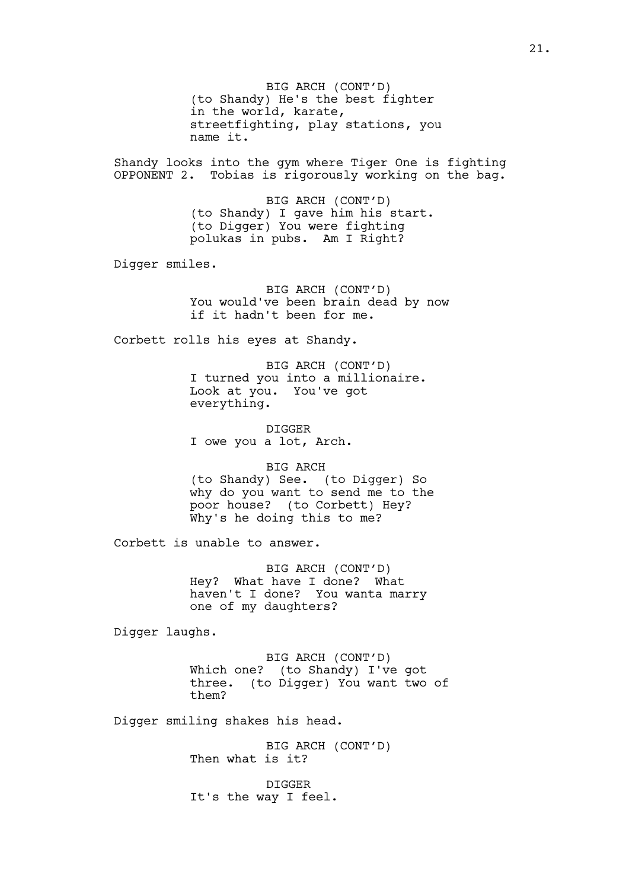BIG ARCH (CONT'D)
(to Shandy) He's the best fighter in the world, karate, streetfighting, play stations, you name it.

Shandy looks into the gym where Tiger One is fighting OPPONENT 2. Tobias is rigorously working on the bag.

BIG ARCH (CONT'D)
(to Shandy) I gave him his start. (to Digger) You were fighting polukas in pubs. Am I Right?

Digger smiles.

BIG ARCH (CONT'D)
You would've been brain dead by now if it hadn't been for me.

Corbett rolls his eyes at Shandy.

BIG ARCH (CONT'D)
I turned you into a millionaire. Look at you. You've got everything.

DIGGER
I owe you a lot, Arch.

BIG ARCH
(to Shandy) See. (to Digger) So why do you want to send me to the poor house? (to Corbett) Hey? Why's he doing this to me?

Corbett is unable to answer.

BIG ARCH (CONT'D)
Hey? What have I done? What haven't I done? You wanta marry one of my daughters?

Digger laughs.

BIG ARCH (CONT'D)
Which one? (to Shandy) I've got three. (to Digger) You want two of them?

Digger smiling shakes his head.

BIG ARCH (CONT'D)
Then what is it?

DIGGER
It's the way I feel.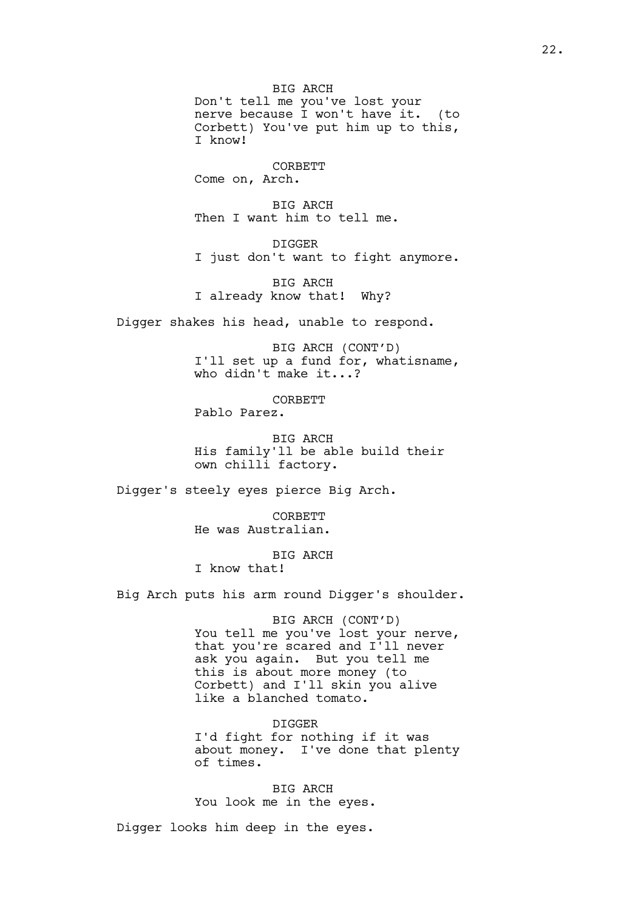BIG ARCH
Don't tell me you've lost your nerve because I won't have it. (to Corbett) You've put him up to this, I know!

CORBETT
Come on, Arch.

BIG ARCH
Then I want him to tell me.

DIGGER
I just don't want to fight anymore.

BIG ARCH
I already know that! Why?

Digger shakes his head, unable to respond.

BIG ARCH (CONT'D)
I'll set up a fund for, whatisname, who didn't make it...?

CORBETT
Pablo Parez.

BIG ARCH
His family'll be able build their own chilli factory.

Digger's steely eyes pierce Big Arch.

CORBETT
He was Australian.

BIG ARCH
I know that!

Big Arch puts his arm round Digger's shoulder.

BIG ARCH (CONT'D)
You tell me you've lost your nerve, that you're scared and I'll never ask you again. But you tell me this is about more money (to Corbett) and I'll skin you alive like a blanched tomato.

DIGGER
I'd fight for nothing if it was about money. I've done that plenty of times.

BIG ARCH
You look me in the eyes.

Digger looks him deep in the eyes.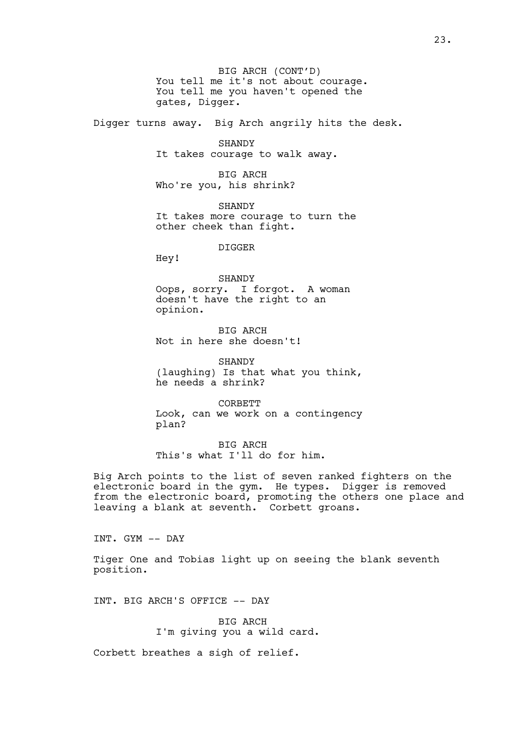BIG ARCH (CONT'D)
You tell me it's not about courage. You tell me you haven't opened the gates, Digger.

Digger turns away. Big Arch angrily hits the desk.

SHANDY
It takes courage to walk away.

BIG ARCH
Who're you, his shrink?

SHANDY
It takes more courage to turn the other cheek than fight.

DIGGER
Hey!

SHANDY
Oops, sorry. I forgot. A woman doesn't have the right to an opinion.

BIG ARCH
Not in here she doesn't!

SHANDY
(laughing) Is that what you think, he needs a shrink?

CORBETT
Look, can we work on a contingency plan?

BIG ARCH
This's what I'll do for him.

Big Arch points to the list of seven ranked fighters on the electronic board in the gym. He types. Digger is removed from the electronic board, promoting the others one place and leaving a blank at seventh. Corbett groans.

INT. GYM -- DAY

Tiger One and Tobias light up on seeing the blank seventh position.

INT. BIG ARCH'S OFFICE -- DAY

BIG ARCH
I'm giving you a wild card.

Corbett breathes a sigh of relief.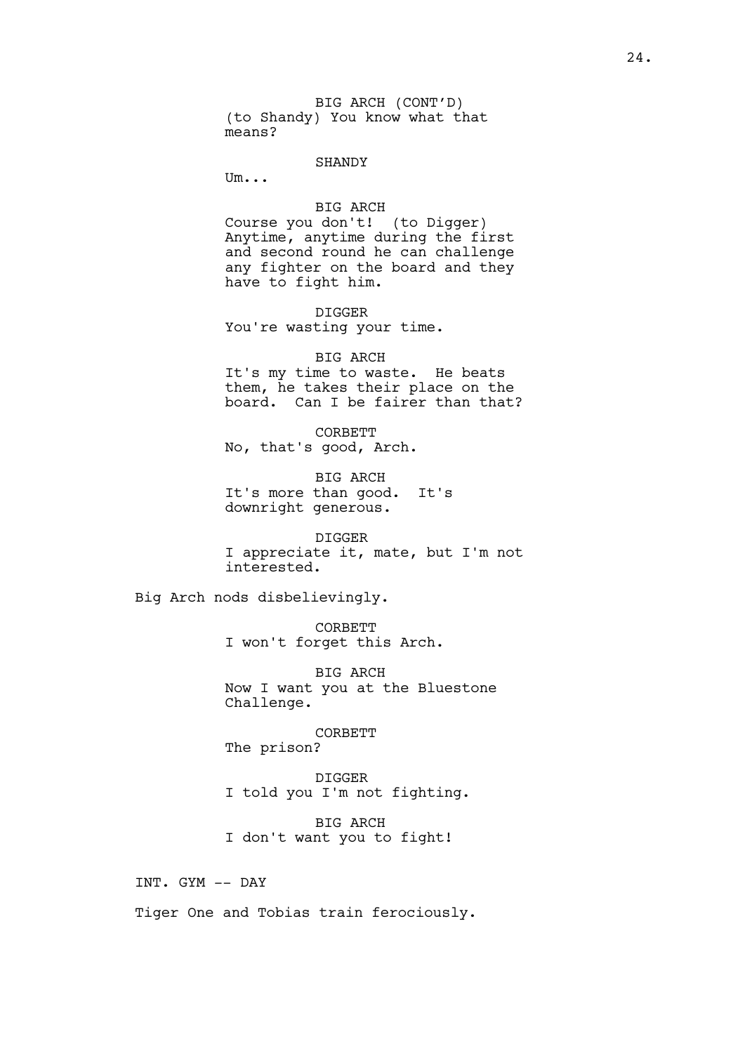BIG ARCH (CONT'D)
(to Shandy) You know what that means?

SHANDY
Um...

BIG ARCH
Course you don't! (to Digger) Anytime, anytime during the first and second round he can challenge any fighter on the board and they have to fight him.

DIGGER
You're wasting your time.

BIG ARCH
It's my time to waste. He beats them, he takes their place on the board. Can I be fairer than that?

CORBETT
No, that's good, Arch.

BIG ARCH
It's more than good. It's downright generous.

DIGGER
I appreciate it, mate, but I'm not interested.

Big Arch nods disbelievingly.

CORBETT
I won't forget this Arch.

BIG ARCH
Now I want you at the Bluestone Challenge.

CORBETT
The prison?

DIGGER
I told you I'm not fighting.

BIG ARCH
I don't want you to fight!

INT. GYM -- DAY

Tiger One and Tobias train ferociously.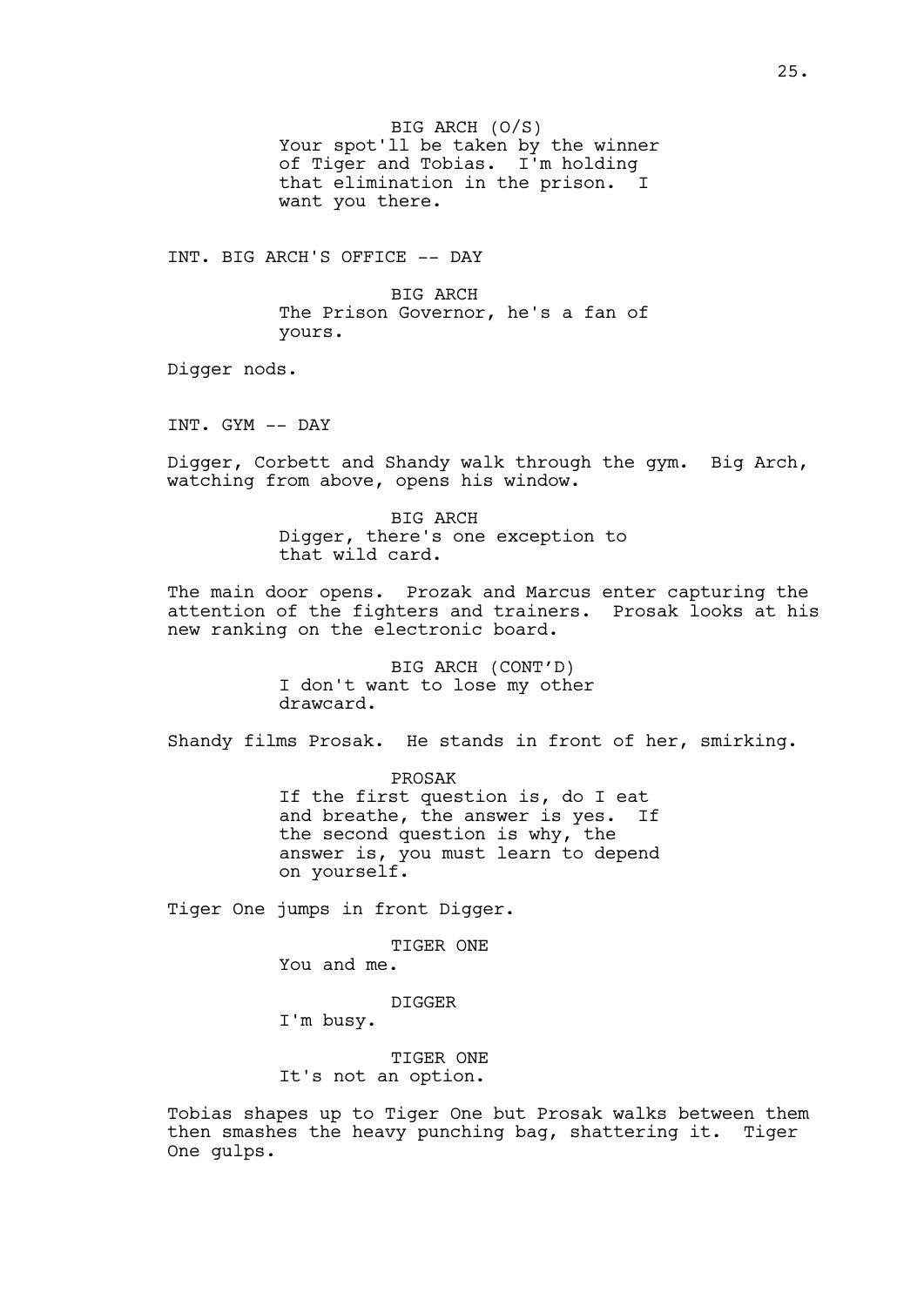BIG ARCH (O/S)
Your spot'll be taken by the winner of Tiger and Tobias. I'm holding that elimination in the prison. I want you there.

INT. BIG ARCH'S OFFICE -- DAY

BIG ARCH
The Prison Governor, he's a fan of yours.

Digger nods.

INT. GYM -- DAY

Digger, Corbett and Shandy walk through the gym. Big Arch, watching from above, opens his window.

BIG ARCH
Digger, there's one exception to that wild card.

The main door opens. Prozak and Marcus enter capturing the attention of the fighters and trainers. Prosak looks at his new ranking on the electronic board.

BIG ARCH (CONT'D)
I don't want to lose my other drawcard.

Shandy films Prosak. He stands in front of her, smirking.

PROSAK
If the first question is, do I eat and breathe, the answer is yes. If the second question is why, the answer is, you must learn to depend on yourself.

Tiger One jumps in front Digger.

TIGER ONE
You and me.

DIGGER
I'm busy.

TIGER ONE
It's not an option.

Tobias shapes up to Tiger One but Prosak walks between them then smashes the heavy punching bag, shattering it. Tiger One gulps.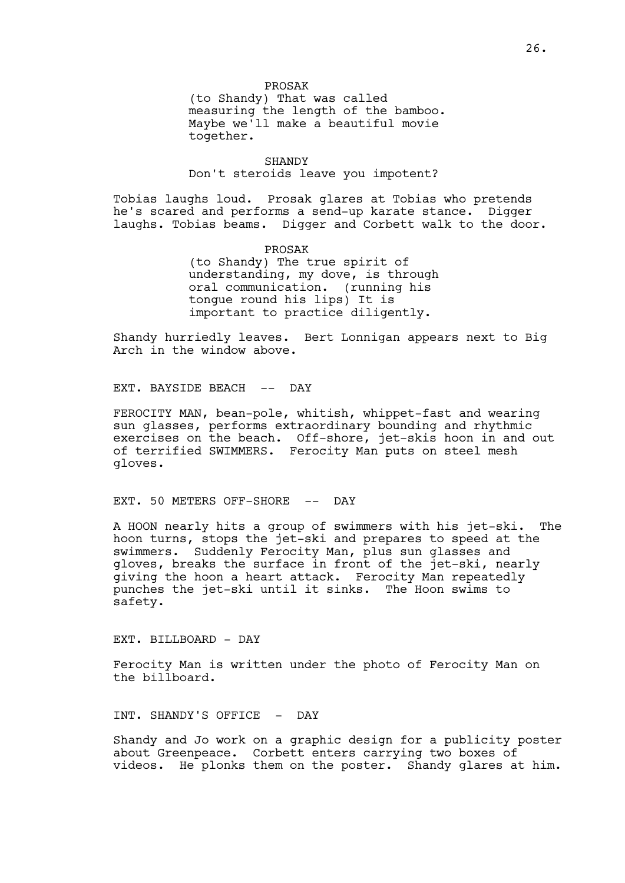PROSAK

(to Shandy) That was called measuring the length of the bamboo. Maybe we'll make a beautiful movie together.

SHANDY

Don't steroids leave you impotent?

Tobias laughs loud. Prosak glares at Tobias who pretends he's scared and performs a send-up karate stance. Digger laughs. Tobias beams. Digger and Corbett walk to the door.

PROSAK

(to Shandy) The true spirit of understanding, my dove, is through oral communication. (running his tongue round his lips) It is important to practice diligently.

Shandy hurriedly leaves. Bert Lonnigan appears next to Big Arch in the window above.

EXT. BAYSIDE BEACH -- DAY

FEROCITY MAN, bean-pole, whitish, whippet-fast and wearing sun glasses, performs extraordinary bounding and rhythmic exercises on the beach. Off-shore, jet-skis hoon in and out of terrified SWIMMERS. Ferocity Man puts on steel mesh gloves.

EXT. 50 METERS OFF-SHORE -- DAY

A HOON nearly hits a group of swimmers with his jet-ski. The hoon turns, stops the jet-ski and prepares to speed at the swimmers. Suddenly Ferocity Man, plus sun glasses and gloves, breaks the surface in front of the jet-ski, nearly giving the hoon a heart attack. Ferocity Man repeatedly punches the jet-ski until it sinks. The Hoon swims to safety.

EXT. BILLBOARD - DAY

Ferocity Man is written under the photo of Ferocity Man on the billboard.

INT. SHANDY'S OFFICE - DAY

Shandy and Jo work on a graphic design for a publicity poster about Greenpeace. Corbett enters carrying two boxes of videos. He plonks them on the poster. Shandy glares at him.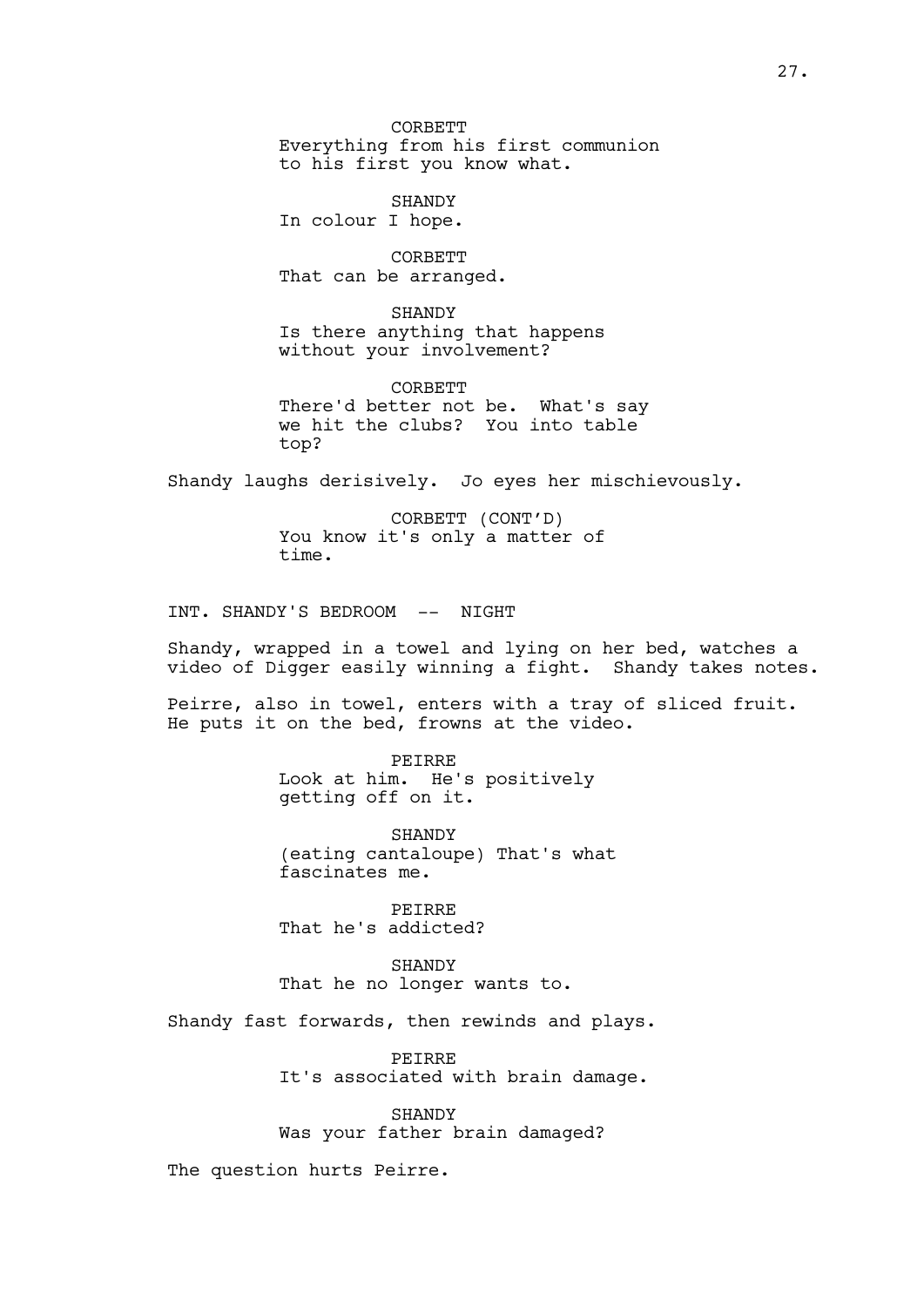CORBETT
Everything from his first communion to his first you know what.

SHANDY
In colour I hope.

CORBETT
That can be arranged.

SHANDY
Is there anything that happens without your involvement?

CORBETT
There'd better not be. What's say we hit the clubs? You into table top?

Shandy laughs derisively. Jo eyes her mischievously.

CORBETT (CONT'D)
You know it's only a matter of time.

INT. SHANDY'S BEDROOM -- NIGHT

Shandy, wrapped in a towel and lying on her bed, watches a video of Digger easily winning a fight. Shandy takes notes.

Peirre, also in towel, enters with a tray of sliced fruit. He puts it on the bed, frowns at the video.

PEIRRE
Look at him. He's positively getting off on it.

SHANDY
(eating cantaloupe) That's what fascinates me.

PEIRRE
That he's addicted?

SHANDY
That he no longer wants to.

Shandy fast forwards, then rewinds and plays.

PEIRRE
It's associated with brain damage.

SHANDY
Was your father brain damaged?

The question hurts Peirre.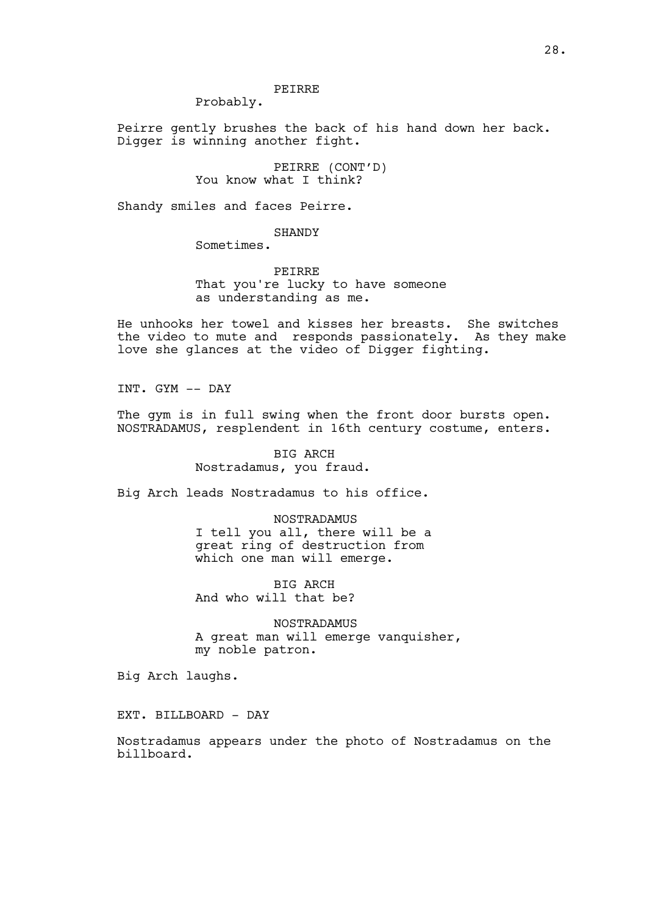PEIRRE
Probably.

Peirre gently brushes the back of his hand down her back. Digger is winning another fight.

PEIRRE (CONT'D)
You know what I think?

Shandy smiles and faces Peirre.

SHANDY
Sometimes.

PEIRRE
That you're lucky to have someone as understanding as me.

He unhooks her towel and kisses her breasts. She switches the video to mute and responds passionately. As they make love she glances at the video of Digger fighting.

INT. GYM -- DAY

The gym is in full swing when the front door bursts open. NOSTRADAMUS, resplendent in 16th century costume, enters.

BIG ARCH
Nostradamus, you fraud.

Big Arch leads Nostradamus to his office.

NOSTRADAMUS
I tell you all, there will be a great ring of destruction from which one man will emerge.

BIG ARCH
And who will that be?

NOSTRADAMUS
A great man will emerge vanquisher, my noble patron.

Big Arch laughs.

EXT. BILLBOARD - DAY

Nostradamus appears under the photo of Nostradamus on the billboard.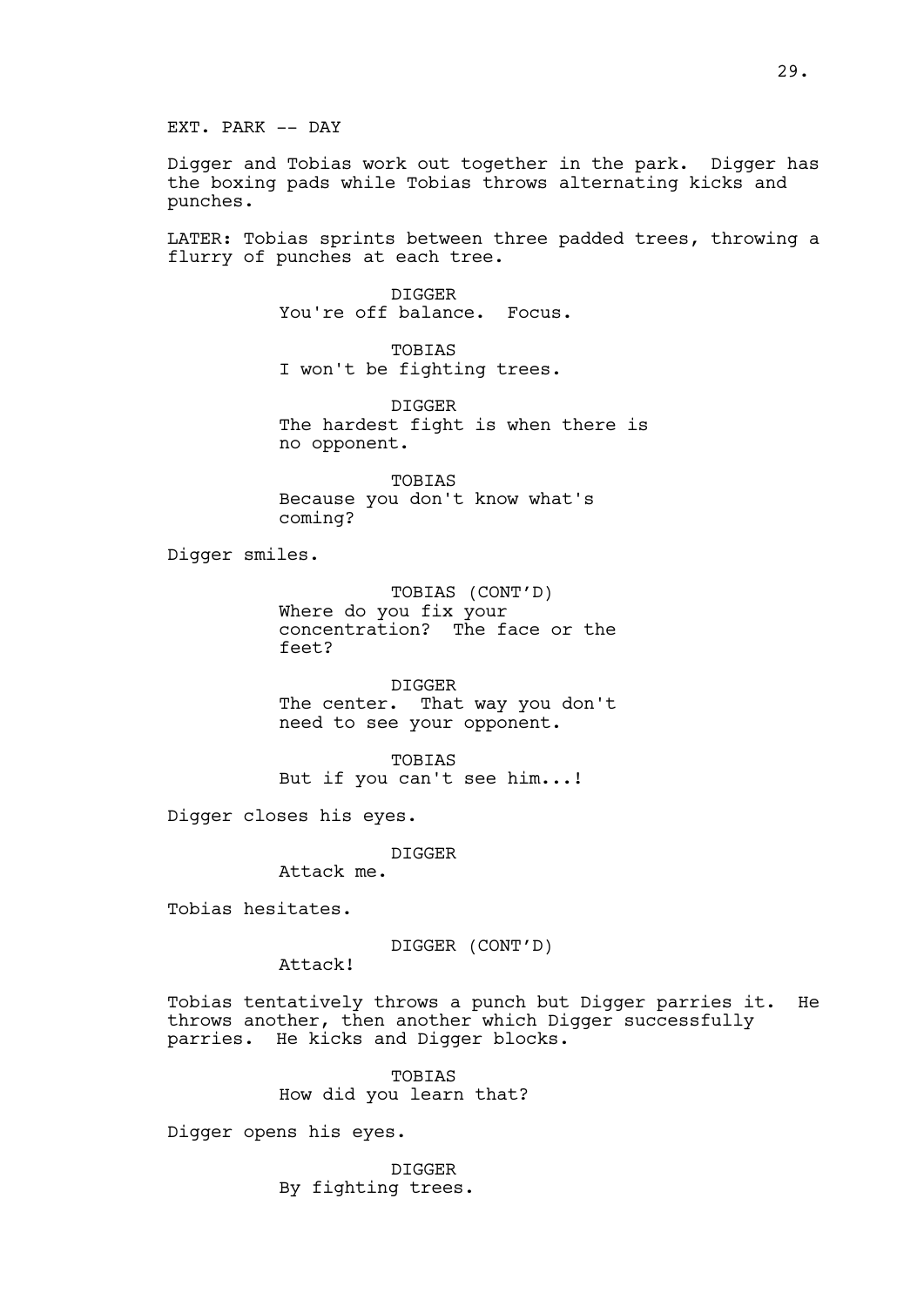EXT. PARK -- DAY

Digger and Tobias work out together in the park. Digger has the boxing pads while Tobias throws alternating kicks and punches.

LATER: Tobias sprints between three padded trees, throwing a flurry of punches at each tree.

DIGGER
You're off balance. Focus.

TOBIAS
I won't be fighting trees.

DIGGER
The hardest fight is when there is no opponent.

TOBIAS
Because you don't know what's coming?

Digger smiles.

TOBIAS (CONT'D)
Where do you fix your concentration? The face or the feet?

DIGGER
The center. That way you don't need to see your opponent.

TOBIAS
But if you can't see him...!

Digger closes his eyes.

DIGGER
Attack me.

Tobias hesitates.

DIGGER (CONT'D)
Attack!

Tobias tentatively throws a punch but Digger parries it. He throws another, then another which Digger successfully parries. He kicks and Digger blocks.

TOBIAS
How did you learn that?

Digger opens his eyes.

DIGGER
By fighting trees.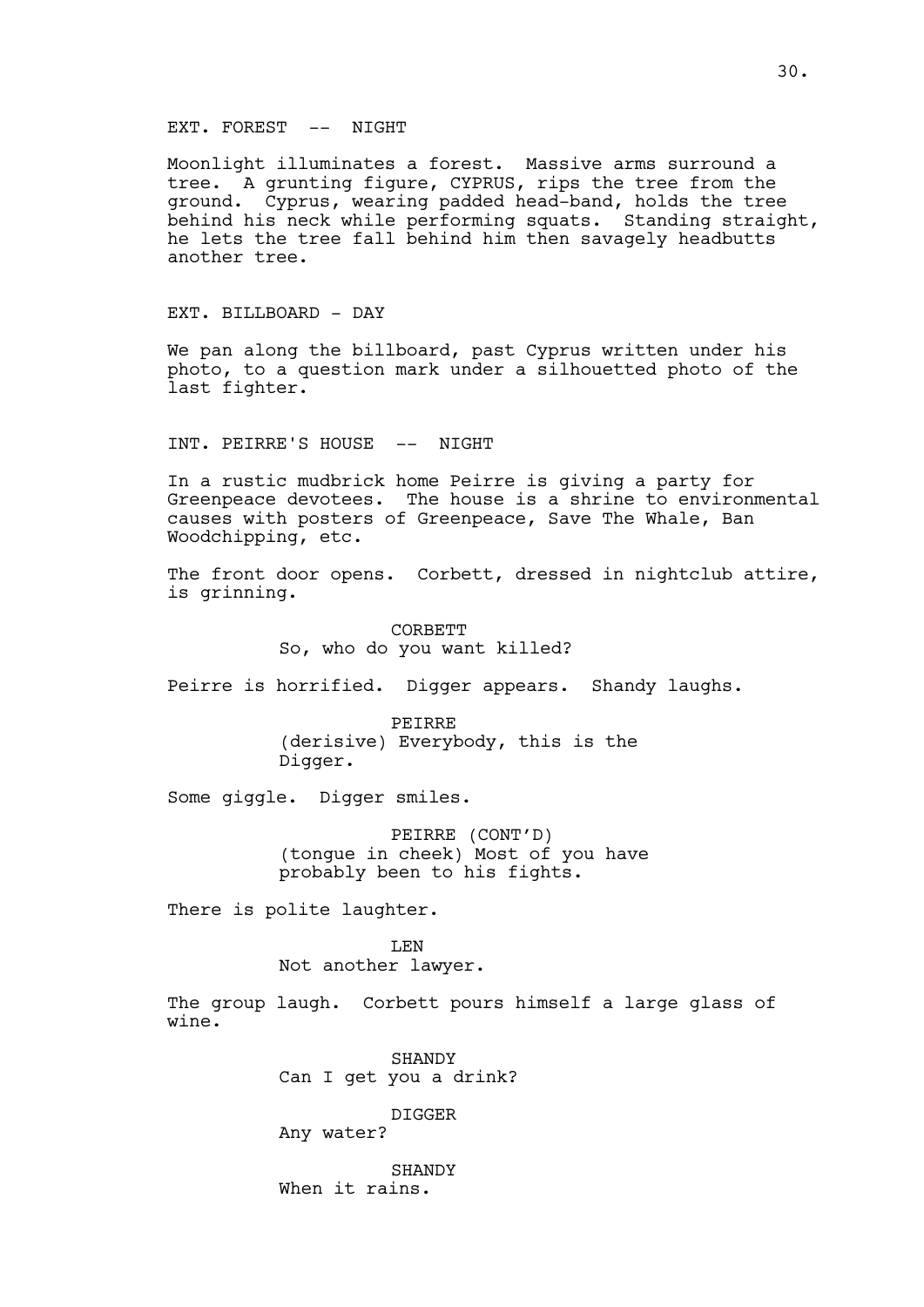EXT. FOREST -- NIGHT

Moonlight illuminates a forest. Massive arms surround a tree. A grunting figure, CYPRUS, rips the tree from the ground. Cyprus, wearing padded head-band, holds the tree behind his neck while performing squats. Standing straight, he lets the tree fall behind him then savagely headbutts another tree.

EXT. BILLBOARD - DAY

We pan along the billboard, past Cyprus written under his photo, to a question mark under a silhouetted photo of the last fighter.

INT. PEIRRE'S HOUSE -- NIGHT

In a rustic mudbrick home Peirre is giving a party for Greenpeace devotees. The house is a shrine to environmental causes with posters of Greenpeace, Save The Whale, Ban Woodchipping, etc.

The front door opens. Corbett, dressed in nightclub attire, is grinning.

CORBETT
So, who do you want killed?

Peirre is horrified. Digger appears. Shandy laughs.

PEIRRE
(derisive) Everybody, this is the Digger.

Some giggle. Digger smiles.

PEIRRE (CONT'D)
(tongue in cheek) Most of you have probably been to his fights.

There is polite laughter.

LEN
Not another lawyer.

The group laugh. Corbett pours himself a large glass of wine.

SHANDY
Can I get you a drink?

DIGGER
Any water?

SHANDY
When it rains.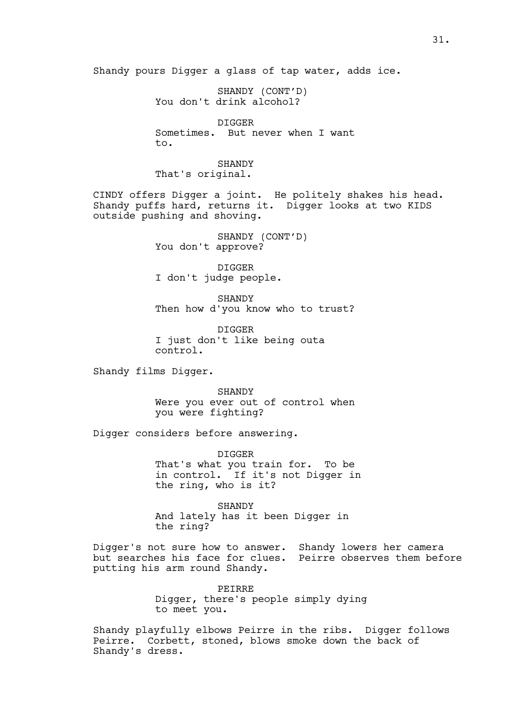Shandy pours Digger a glass of tap water, adds ice.

SHANDY (CONT'D)
You don't drink alcohol?

DIGGER
Sometimes. But never when I want to.

SHANDY
That's original.

CINDY offers Digger a joint. He politely shakes his head. Shandy puffs hard, returns it. Digger looks at two KIDS outside pushing and shoving.

SHANDY (CONT'D)
You don't approve?

DIGGER
I don't judge people.

SHANDY
Then how d'you know who to trust?

DIGGER
I just don't like being outa control.

Shandy films Digger.

SHANDY
Were you ever out of control when you were fighting?

Digger considers before answering.

DIGGER
That's what you train for. To be in control. If it's not Digger in the ring, who is it?

SHANDY
And lately has it been Digger in the ring?

Digger's not sure how to answer. Shandy lowers her camera but searches his face for clues. Peirre observes them before putting his arm round Shandy.

PEIRRE
Digger, there's people simply dying to meet you.

Shandy playfully elbows Peirre in the ribs. Digger follows Peirre. Corbett, stoned, blows smoke down the back of Shandy's dress.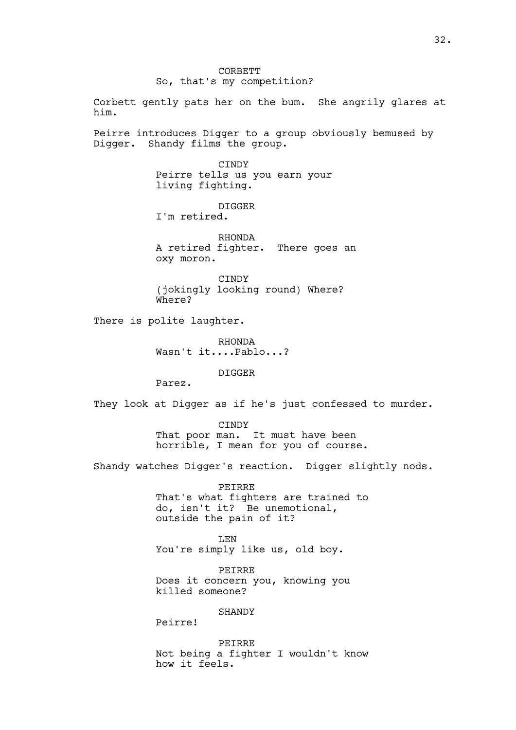CORBETT
So, that's my competition?

Corbett gently pats her on the bum. She angrily glares at him.

Peirre introduces Digger to a group obviously bemused by Digger. Shandy films the group.

CINDY
Peirre tells us you earn your living fighting.

DIGGER
I'm retired.

RHONDA
A retired fighter. There goes an oxy moron.

CINDY
(jokingly looking round) Where? Where?

There is polite laughter.

RHONDA
Wasn't it....Pablo...?

DIGGER
Parez.

They look at Digger as if he's just confessed to murder.

CINDY
That poor man. It must have been horrible, I mean for you of course.

Shandy watches Digger's reaction. Digger slightly nods.

PEIRRE
That's what fighters are trained to do, isn't it? Be unemotional, outside the pain of it?

LEN
You're simply like us, old boy.

PEIRRE
Does it concern you, knowing you killed someone?

SHANDY
Peirre!

PEIRRE
Not being a fighter I wouldn't know how it feels.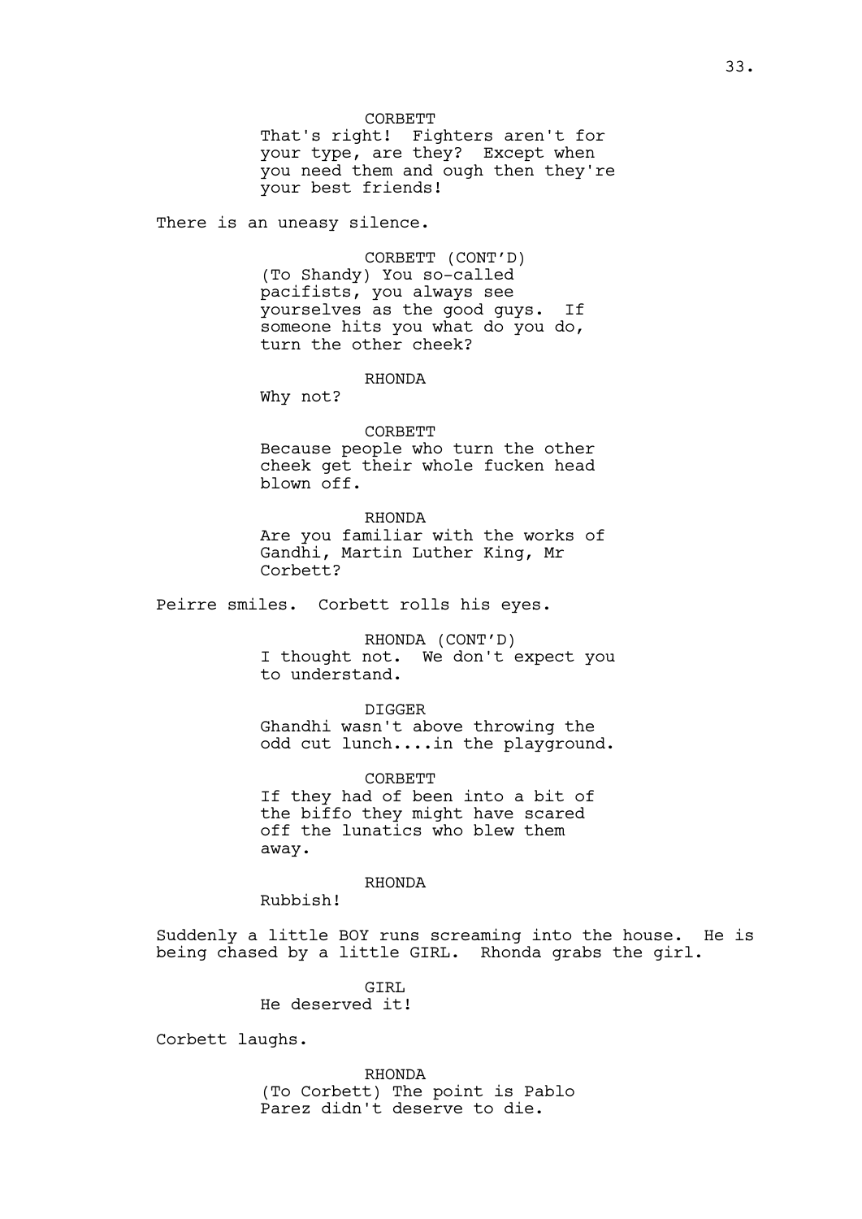CORBETT
That's right! Fighters aren't for your type, are they? Except when you need them and ough then they're your best friends!

There is an uneasy silence.

CORBETT (CONT'D)
(To Shandy) You so-called pacifists, you always see yourselves as the good guys. If someone hits you what do you do, turn the other cheek?

RHONDA
Why not?

CORBETT
Because people who turn the other cheek get their whole fucken head blown off.

RHONDA
Are you familiar with the works of Gandhi, Martin Luther King, Mr Corbett?

Peirre smiles. Corbett rolls his eyes.

RHONDA (CONT'D)
I thought not. We don't expect you to understand.

DIGGER
Ghandhi wasn't above throwing the odd cut lunch....in the playground.

CORBETT
If they had of been into a bit of the biffo they might have scared off the lunatics who blew them away.

RHONDA
Rubbish!

Suddenly a little BOY runs screaming into the house. He is being chased by a little GIRL. Rhonda grabs the girl.

GIRL
He deserved it!

Corbett laughs.

RHONDA
(To Corbett) The point is Pablo Parez didn't deserve to die.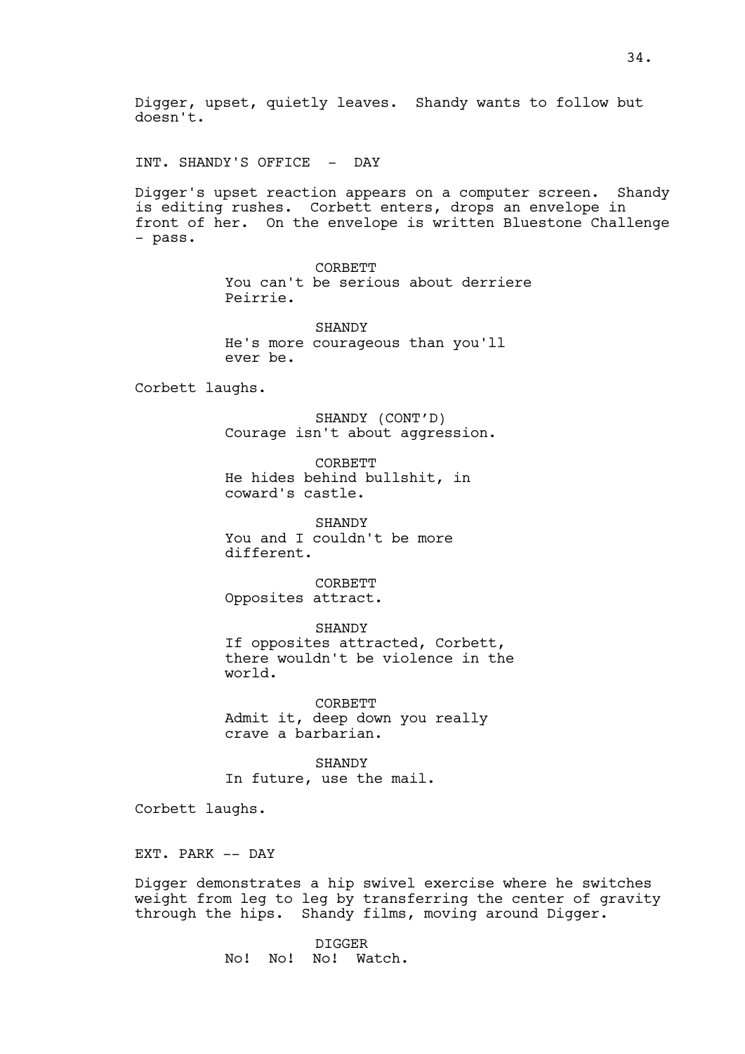Digger, upset, quietly leaves. Shandy wants to follow but doesn't.

INT. SHANDY'S OFFICE - DAY

Digger's upset reaction appears on a computer screen. Shandy is editing rushes. Corbett enters, drops an envelope in front of her. On the envelope is written Bluestone Challenge - pass.

CORBETT
You can't be serious about derriere Peirrie.

SHANDY
He's more courageous than you'll ever be.

Corbett laughs.

SHANDY (CONT'D)
Courage isn't about aggression.

CORBETT
He hides behind bullshit, in coward's castle.

SHANDY
You and I couldn't be more different.

CORBETT
Opposites attract.

SHANDY
If opposites attracted, Corbett, there wouldn't be violence in the world.

CORBETT
Admit it, deep down you really crave a barbarian.

SHANDY
In future, use the mail.

Corbett laughs.

EXT. PARK -- DAY

Digger demonstrates a hip swivel exercise where he switches weight from leg to leg by transferring the center of gravity through the hips. Shandy films, moving around Digger.

DIGGER
No! No! No! Watch.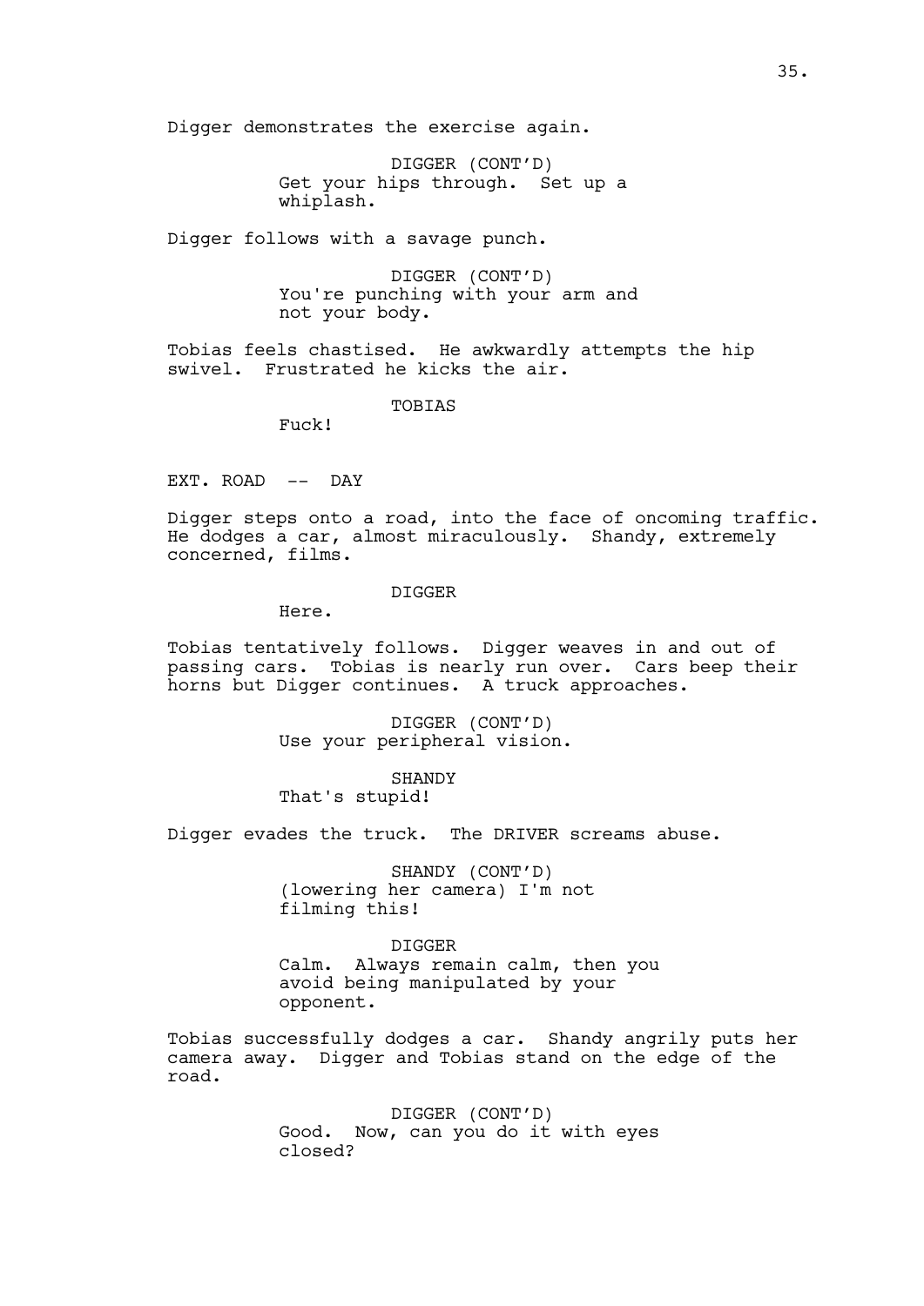Digger demonstrates the exercise again.

DIGGER (CONT'D)
Get your hips through. Set up a whiplash.

Digger follows with a savage punch.

DIGGER (CONT'D)
You're punching with your arm and not your body.

Tobias feels chastised. He awkwardly attempts the hip swivel. Frustrated he kicks the air.

TOBIAS
Fuck!

EXT. ROAD -- DAY

Digger steps onto a road, into the face of oncoming traffic. He dodges a car, almost miraculously. Shandy, extremely concerned, films.

DIGGER
Here.

Tobias tentatively follows. Digger weaves in and out of passing cars. Tobias is nearly run over. Cars beep their horns but Digger continues. A truck approaches.

DIGGER (CONT'D)
Use your peripheral vision.

SHANDY
That's stupid!

Digger evades the truck. The DRIVER screams abuse.

SHANDY (CONT'D)
(lowering her camera) I'm not filming this!

DIGGER
Calm. Always remain calm, then you avoid being manipulated by your opponent.

Tobias successfully dodges a car. Shandy angrily puts her camera away. Digger and Tobias stand on the edge of the road.

DIGGER (CONT'D)
Good. Now, can you do it with eyes closed?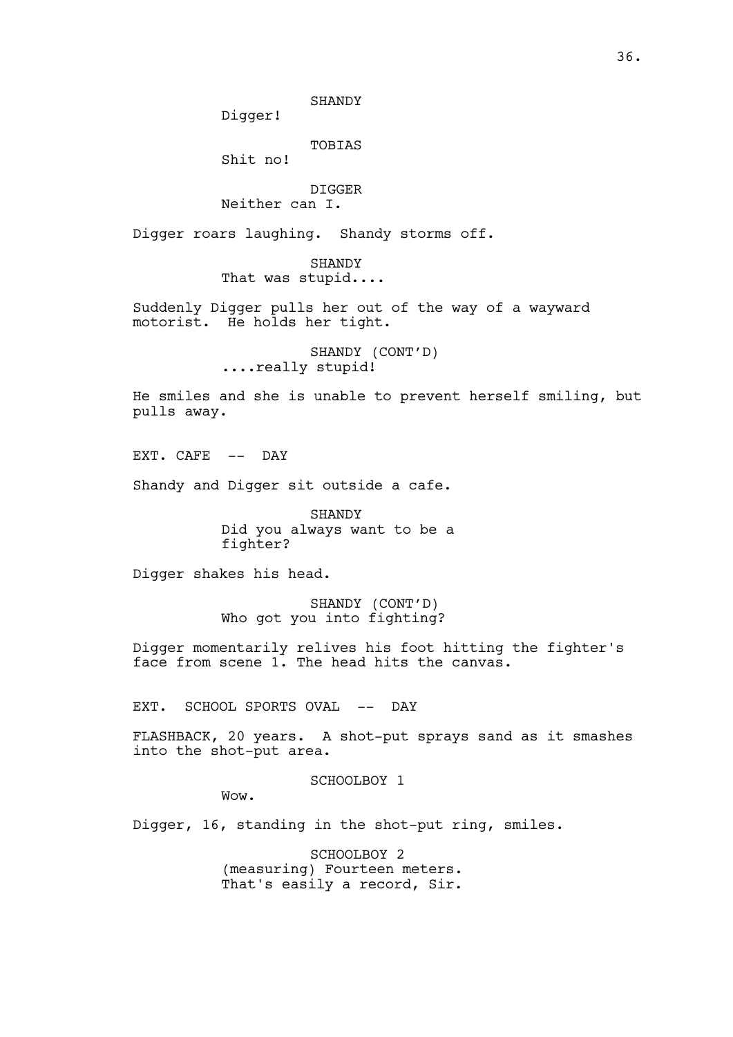SHANDY

Digger!

TOBIAS

Shit no!

DIGGER

Neither can I.

Digger roars laughing. Shandy storms off.

SHANDY

That was stupid....

Suddenly Digger pulls her out of the way of a wayward motorist. He holds her tight.

SHANDY (CONT'D)

....really stupid!

He smiles and she is unable to prevent herself smiling, but pulls away.

EXT. CAFE -- DAY

Shandy and Digger sit outside a cafe.

SHANDY

Did you always want to be a fighter?

Digger shakes his head.

SHANDY (CONT'D)

Who got you into fighting?

Digger momentarily relives his foot hitting the fighter's face from scene 1. The head hits the canvas.

EXT. SCHOOL SPORTS OVAL -- DAY

FLASHBACK, 20 years. A shot-put sprays sand as it smashes into the shot-put area.

SCHOOLBOY 1

Wow.

Digger, 16, standing in the shot-put ring, smiles.

SCHOOLBOY 2

(measuring) Fourteen meters. That's easily a record, Sir.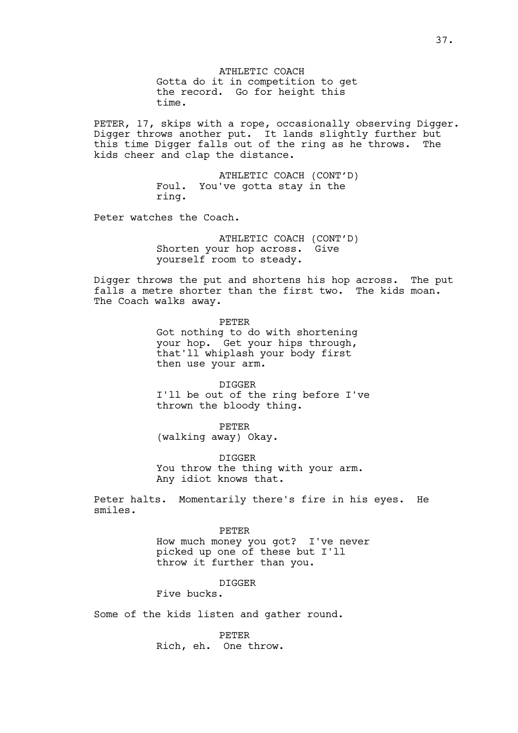ATHLETIC COACH

Gotta do it in competition to get the record. Go for height this time.

PETER, 17, skips with a rope, occasionally observing Digger. Digger throws another put. It lands slightly further but this time Digger falls out of the ring as he throws. The kids cheer and clap the distance.

ATHLETIC COACH (CONT'D)

Foul. You've gotta stay in the ring.

Peter watches the Coach.

ATHLETIC COACH (CONT'D)

Shorten your hop across. Give yourself room to steady.

Digger throws the put and shortens his hop across. The put falls a metre shorter than the first two. The kids moan. The Coach walks away.

PETER

Got nothing to do with shortening your hop. Get your hips through, that'll whiplash your body first then use your arm.

DIGGER

I'll be out of the ring before I've thrown the bloody thing.

PETER

(walking away) Okay.

DIGGER

You throw the thing with your arm. Any idiot knows that.

Peter halts. Momentarily there's fire in his eyes. He smiles.

PETER

How much money you got? I've never picked up one of these but I'll throw it further than you.

DIGGER

Five bucks.

Some of the kids listen and gather round.

PETER

Rich, eh. One throw.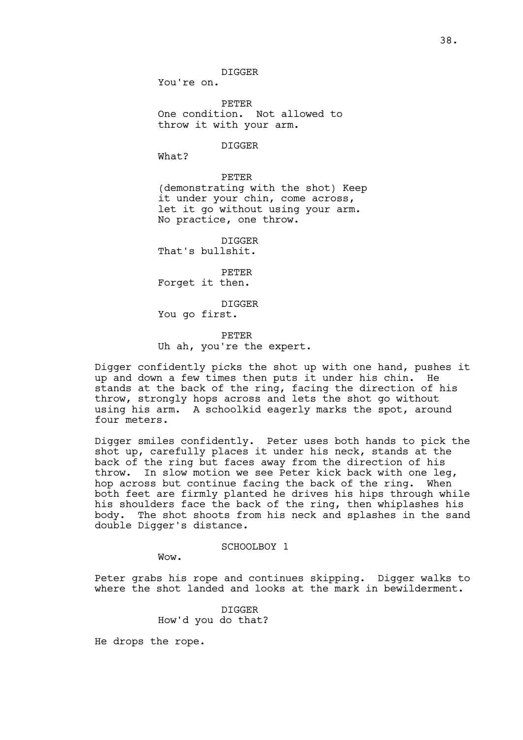DIGGER
You're on.

PETER
One condition. Not allowed to throw it with your arm.

DIGGER
What?

PETER
(demonstrating with the shot) Keep it under your chin, come across, let it go without using your arm. No practice, one throw.

DIGGER
That's bullshit.

PETER
Forget it then.

DIGGER
You go first.

PETER
Uh ah, you're the expert.

Digger confidently picks the shot up with one hand, pushes it up and down a few times then puts it under his chin. He stands at the back of the ring, facing the direction of his throw, strongly hops across and lets the shot go without using his arm. A schoolkid eagerly marks the spot, around four meters.

Digger smiles confidently. Peter uses both hands to pick the shot up, carefully places it under his neck, stands at the back of the ring but faces away from the direction of his throw. In slow motion we see Peter kick back with one leg, hop across but continue facing the back of the ring. When both feet are firmly planted he drives his hips through while his shoulders face the back of the ring, then whiplashes his body. The shot shoots from his neck and splashes in the sand double Digger's distance.

SCHOOLBOY 1
Wow.

Peter grabs his rope and continues skipping. Digger walks to where the shot landed and looks at the mark in bewilderment.

DIGGER
How'd you do that?

He drops the rope.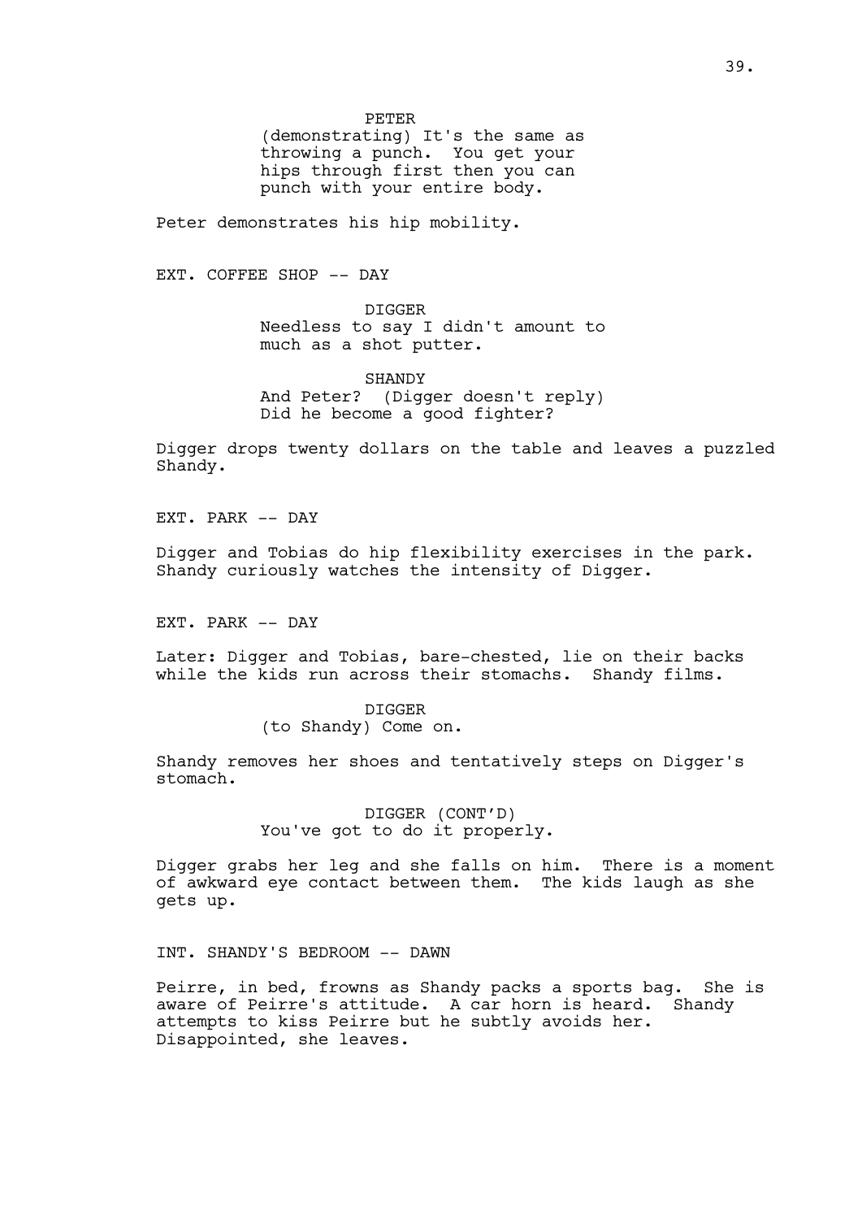PETER

(demonstrating) It's the same as throwing a punch. You get your hips through first then you can punch with your entire body.

Peter demonstrates his hip mobility.

EXT. COFFEE SHOP -- DAY

DIGGER

Needless to say I didn't amount to much as a shot putter.

SHANDY

And Peter? (Digger doesn't reply) Did he become a good fighter?

Digger drops twenty dollars on the table and leaves a puzzled Shandy.

EXT. PARK -- DAY

Digger and Tobias do hip flexibility exercises in the park. Shandy curiously watches the intensity of Digger.

EXT. PARK -- DAY

Later: Digger and Tobias, bare-chested, lie on their backs while the kids run across their stomachs. Shandy films.

DIGGER

(to Shandy) Come on.

Shandy removes her shoes and tentatively steps on Digger's stomach.

DIGGER (CONT'D)

You've got to do it properly.

Digger grabs her leg and she falls on him. There is a moment of awkward eye contact between them. The kids laugh as she gets up.

INT. SHANDY'S BEDROOM -- DAWN

Peirre, in bed, frowns as Shandy packs a sports bag. She is aware of Peirre's attitude. A car horn is heard. Shandy attempts to kiss Peirre but he subtly avoids her. Disappointed, she leaves.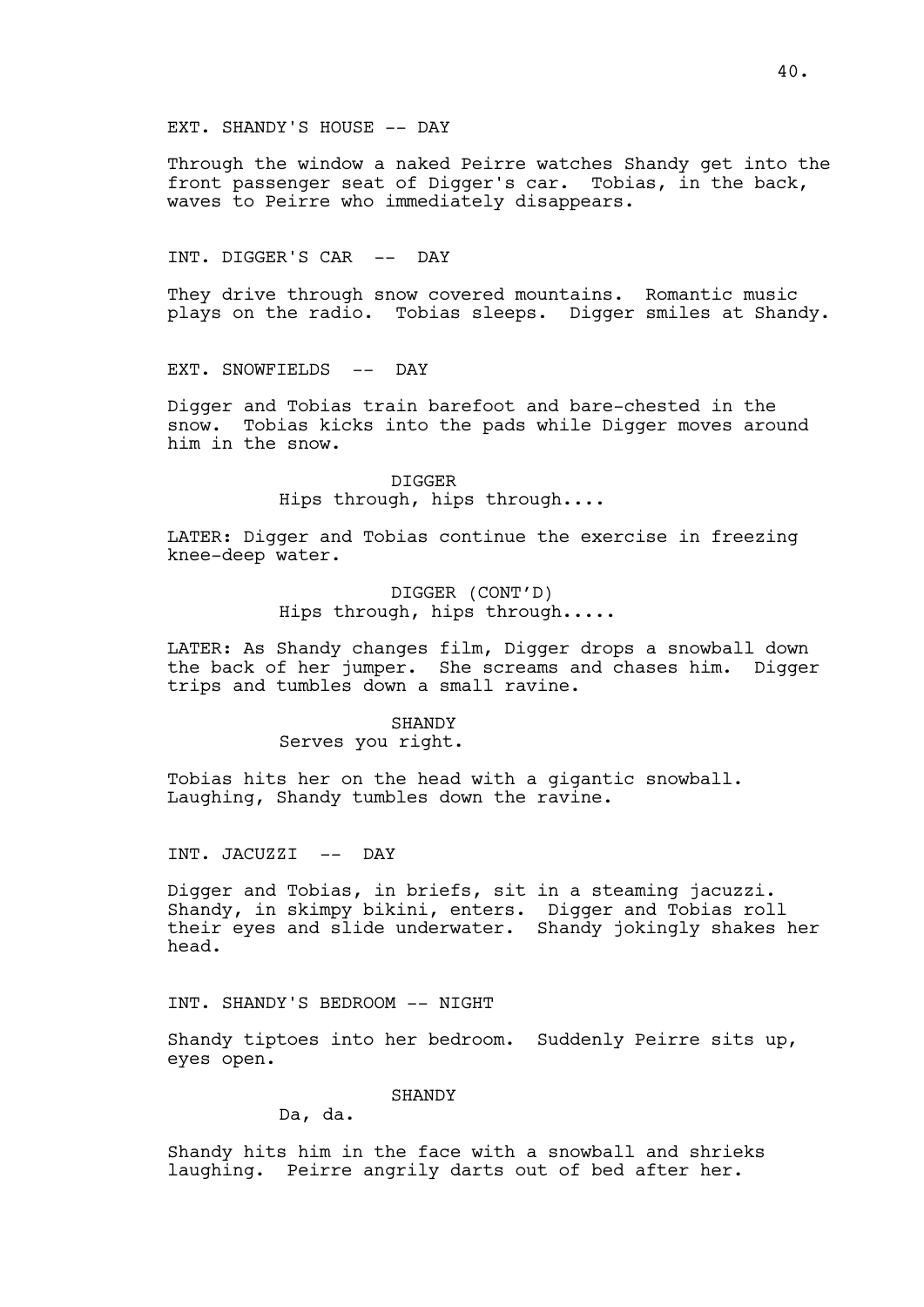EXT. SHANDY'S HOUSE -- DAY

Through the window a naked Peirre watches Shandy get into the front passenger seat of Digger's car. Tobias, in the back, waves to Peirre who immediately disappears.

INT. DIGGER'S CAR -- DAY

They drive through snow covered mountains. Romantic music plays on the radio. Tobias sleeps. Digger smiles at Shandy.

EXT. SNOWFIELDS -- DAY

Digger and Tobias train barefoot and bare-chested in the snow. Tobias kicks into the pads while Digger moves around him in the snow.

DIGGER
Hips through, hips through....

LATER: Digger and Tobias continue the exercise in freezing knee-deep water.

DIGGER (CONT'D)
Hips through, hips through.....

LATER: As Shandy changes film, Digger drops a snowball down the back of her jumper. She screams and chases him. Digger trips and tumbles down a small ravine.

SHANDY
Serves you right.

Tobias hits her on the head with a gigantic snowball. Laughing, Shandy tumbles down the ravine.

INT. JACUZZI -- DAY

Digger and Tobias, in briefs, sit in a steaming jacuzzi. Shandy, in skimpy bikini, enters. Digger and Tobias roll their eyes and slide underwater. Shandy jokingly shakes her head.

INT. SHANDY'S BEDROOM -- NIGHT

Shandy tiptoes into her bedroom. Suddenly Peirre sits up, eyes open.

SHANDY
Da, da.

Shandy hits him in the face with a snowball and shrieks laughing. Peirre angrily darts out of bed after her.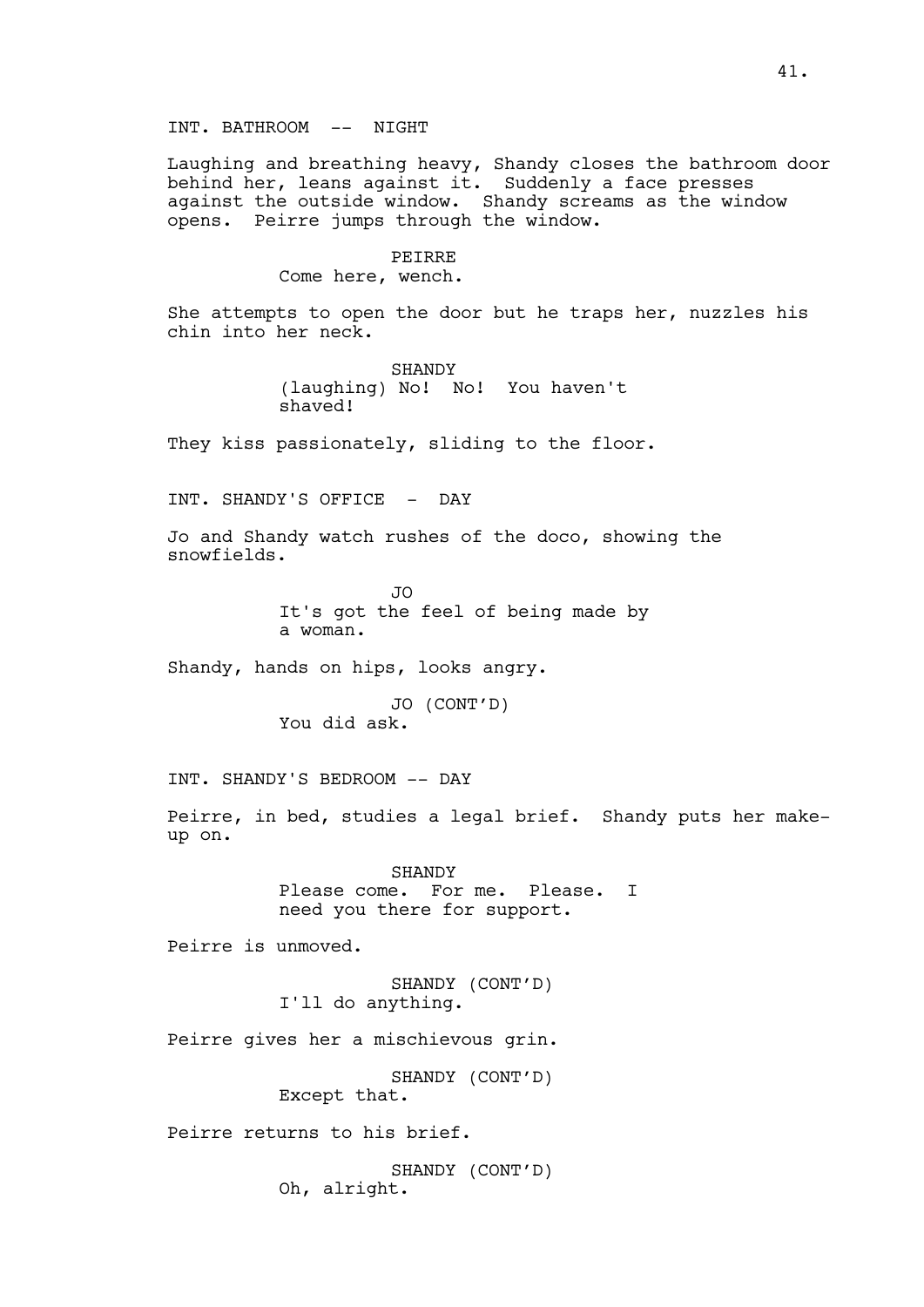INT. BATHROOM -- NIGHT

Laughing and breathing heavy, Shandy closes the bathroom door behind her, leans against it. Suddenly a face presses against the outside window. Shandy screams as the window opens. Peirre jumps through the window.

PEIRRE
Come here, wench.

She attempts to open the door but he traps her, nuzzles his chin into her neck.

SHANDY
(laughing) No! No! You haven't shaved!

They kiss passionately, sliding to the floor.

INT. SHANDY'S OFFICE - DAY

Jo and Shandy watch rushes of the doco, showing the snowfields.

JO
It's got the feel of being made by a woman.

Shandy, hands on hips, looks angry.

JO (CONT'D)
You did ask.

INT. SHANDY'S BEDROOM -- DAY

Peirre, in bed, studies a legal brief. Shandy puts her make-up on.

SHANDY
Please come. For me. Please. I need you there for support.

Peirre is unmoved.

SHANDY (CONT'D)
I'll do anything.

Peirre gives her a mischievous grin.

SHANDY (CONT'D)
Except that.

Peirre returns to his brief.

SHANDY (CONT'D)
Oh, alright.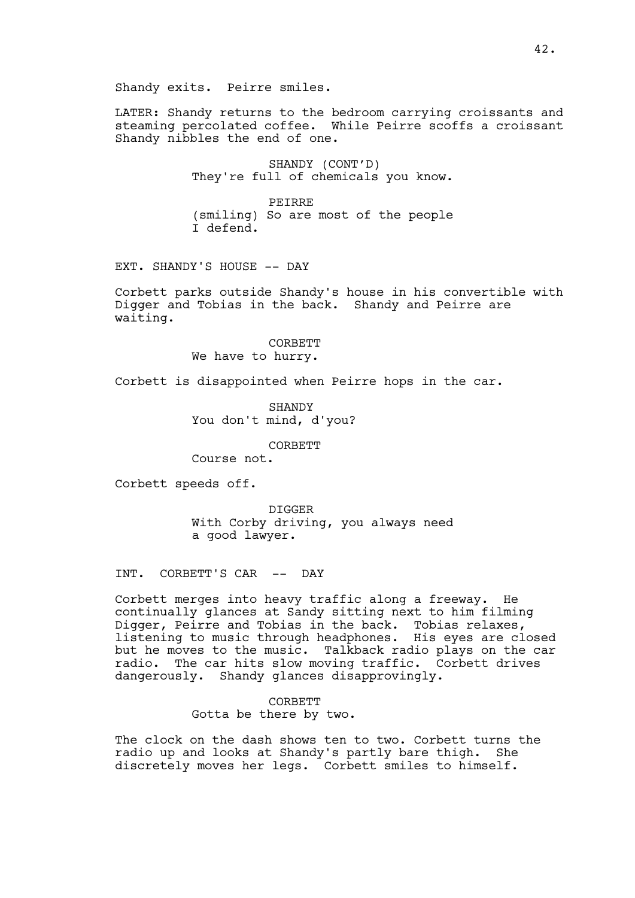Shandy exits. Peirre smiles.

LATER: Shandy returns to the bedroom carrying croissants and steaming percolated coffee. While Peirre scoffs a croissant Shandy nibbles the end of one.

SHANDY (CONT'D)
They're full of chemicals you know.

PEIRRE
(smiling) So are most of the people I defend.

EXT. SHANDY'S HOUSE -- DAY

Corbett parks outside Shandy's house in his convertible with Digger and Tobias in the back. Shandy and Peirre are waiting.

CORBETT
We have to hurry.

Corbett is disappointed when Peirre hops in the car.

SHANDY
You don't mind, d'you?

CORBETT
Course not.

Corbett speeds off.

DIGGER
With Corby driving, you always need a good lawyer.

INT. CORBETT'S CAR -- DAY

Corbett merges into heavy traffic along a freeway. He continually glances at Sandy sitting next to him filming Digger, Peirre and Tobias in the back. Tobias relaxes, listening to music through headphones. His eyes are closed but he moves to the music. Talkback radio plays on the car radio. The car hits slow moving traffic. Corbett drives dangerously. Shandy glances disapprovingly.

CORBETT
Gotta be there by two.

The clock on the dash shows ten to two. Corbett turns the radio up and looks at Shandy's partly bare thigh. She discretely moves her legs. Corbett smiles to himself.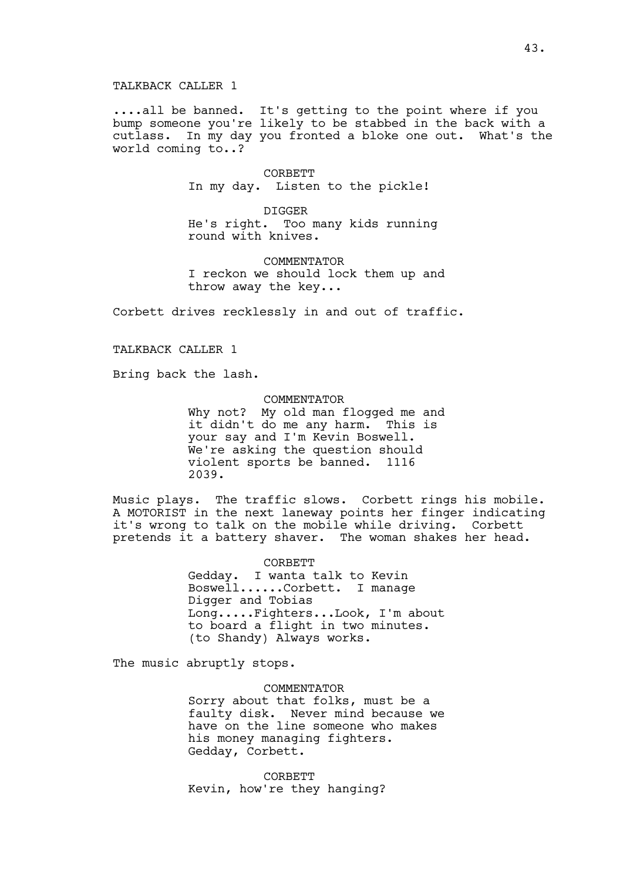TALKBACK CALLER 1

....all be banned. It's getting to the point where if you bump someone you're likely to be stabbed in the back with a cutlass. In my day you fronted a bloke one out. What's the world coming to..?

CORBETT
In my day. Listen to the pickle!

DIGGER
He's right. Too many kids running round with knives.

COMMENTATOR
I reckon we should lock them up and throw away the key...

Corbett drives recklessly in and out of traffic.

TALKBACK CALLER 1

Bring back the lash.

COMMENTATOR
Why not? My old man flogged me and it didn't do me any harm. This is your say and I'm Kevin Boswell. We're asking the question should violent sports be banned. 1116 2039.

Music plays. The traffic slows. Corbett rings his mobile. A MOTORIST in the next laneway points her finger indicating it's wrong to talk on the mobile while driving. Corbett pretends it a battery shaver. The woman shakes her head.

CORBETT
Gedday. I wanta talk to Kevin Boswell......Corbett. I manage Digger and Tobias Long.....Fighters...Look, I'm about to board a flight in two minutes. (to Shandy) Always works.

The music abruptly stops.

COMMENTATOR
Sorry about that folks, must be a faulty disk. Never mind because we have on the line someone who makes his money managing fighters. Gedday, Corbett.

CORBETT
Kevin, how're they hanging?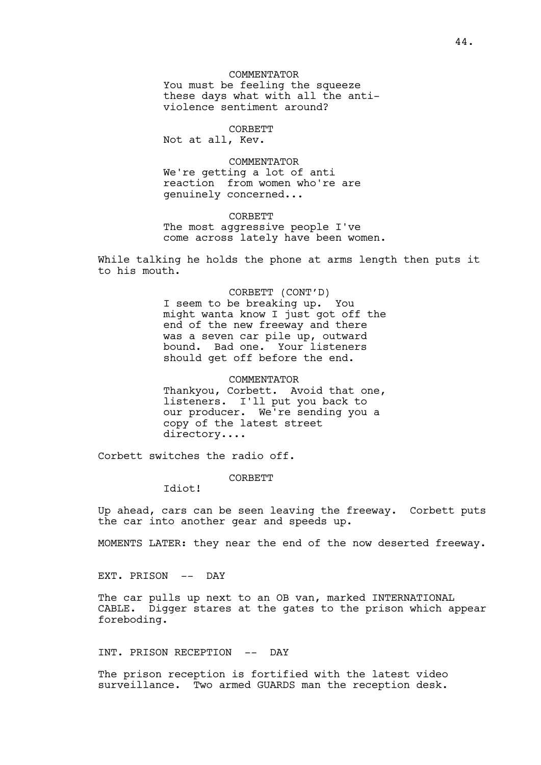COMMENTATOR
You must be feeling the squeeze these days what with all the anti-violence sentiment around?

CORBETT
Not at all, Kev.

COMMENTATOR
We're getting a lot of anti reaction  from women who're are genuinely concerned...

CORBETT
The most aggressive people I've come across lately have been women.

While talking he holds the phone at arms length then puts it to his mouth.

CORBETT (CONT'D)
I seem to be breaking up.  You might wanta know I just got off the end of the new freeway and there was a seven car pile up, outward bound.  Bad one.  Your listeners should get off before the end.

COMMENTATOR
Thankyou, Corbett.  Avoid that one, listeners.  I'll put you back to our producer.  We're sending you a copy of the latest street directory....

Corbett switches the radio off.

CORBETT
Idiot!

Up ahead, cars can be seen leaving the freeway.  Corbett puts the car into another gear and speeds up.

MOMENTS LATER: they near the end of the now deserted freeway.

EXT. PRISON -- DAY

The car pulls up next to an OB van, marked INTERNATIONAL CABLE.  Digger stares at the gates to the prison which appear foreboding.

INT. PRISON RECEPTION -- DAY

The prison reception is fortified with the latest video surveillance.  Two armed GUARDS man the reception desk.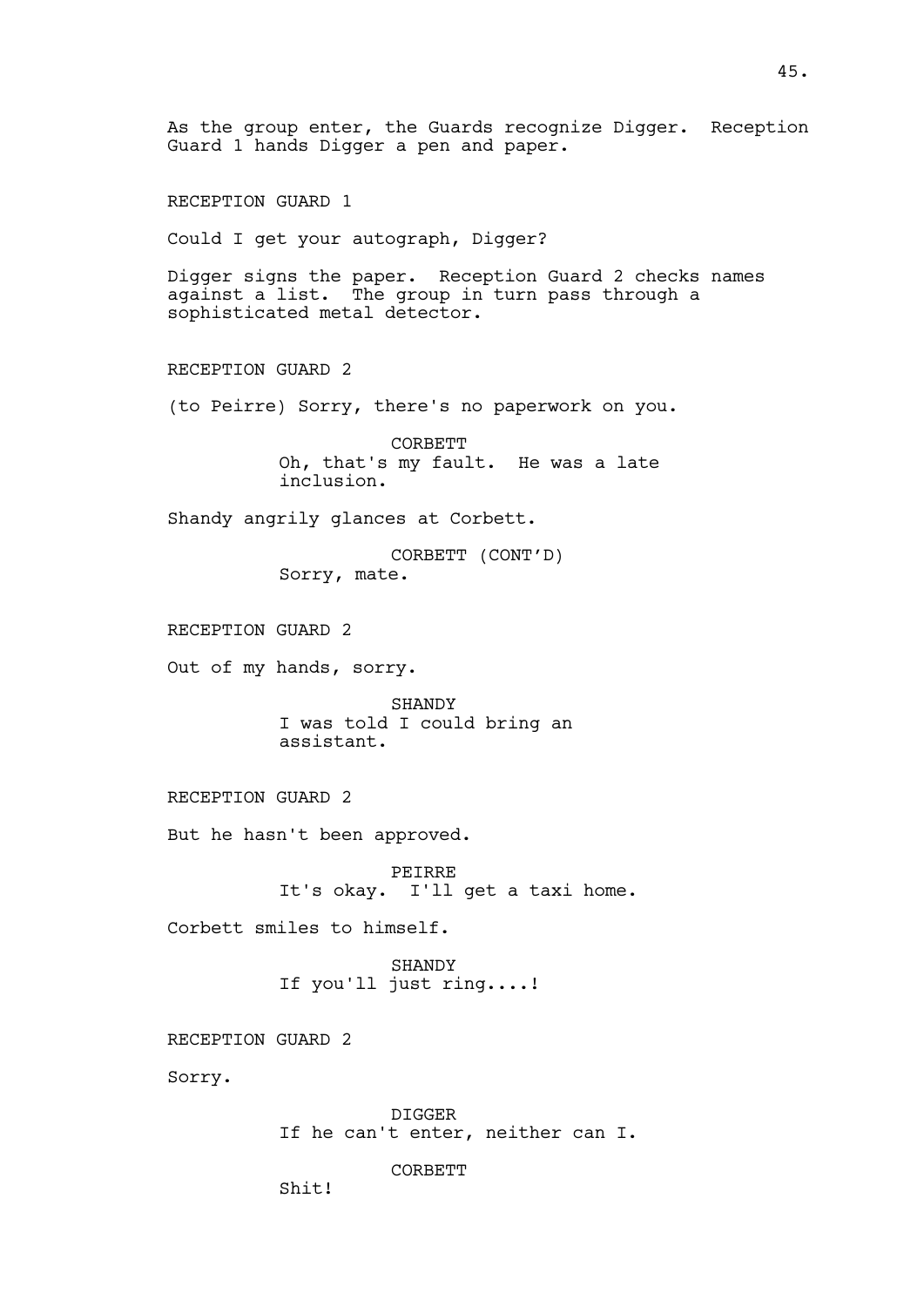As the group enter, the Guards recognize Digger. Reception Guard 1 hands Digger a pen and paper.

RECEPTION GUARD 1

Could I get your autograph, Digger?

Digger signs the paper. Reception Guard 2 checks names against a list. The group in turn pass through a sophisticated metal detector.

RECEPTION GUARD 2

(to Peirre) Sorry, there's no paperwork on you.

CORBETT
Oh, that's my fault. He was a late inclusion.

Shandy angrily glances at Corbett.

CORBETT (CONT'D)
Sorry, mate.

RECEPTION GUARD 2

Out of my hands, sorry.

SHANDY
I was told I could bring an assistant.

RECEPTION GUARD 2

But he hasn't been approved.

PEIRRE
It's okay. I'll get a taxi home.

Corbett smiles to himself.

SHANDY
If you'll just ring....!

RECEPTION GUARD 2

Sorry.

DIGGER
If he can't enter, neither can I.

CORBETT
Shit!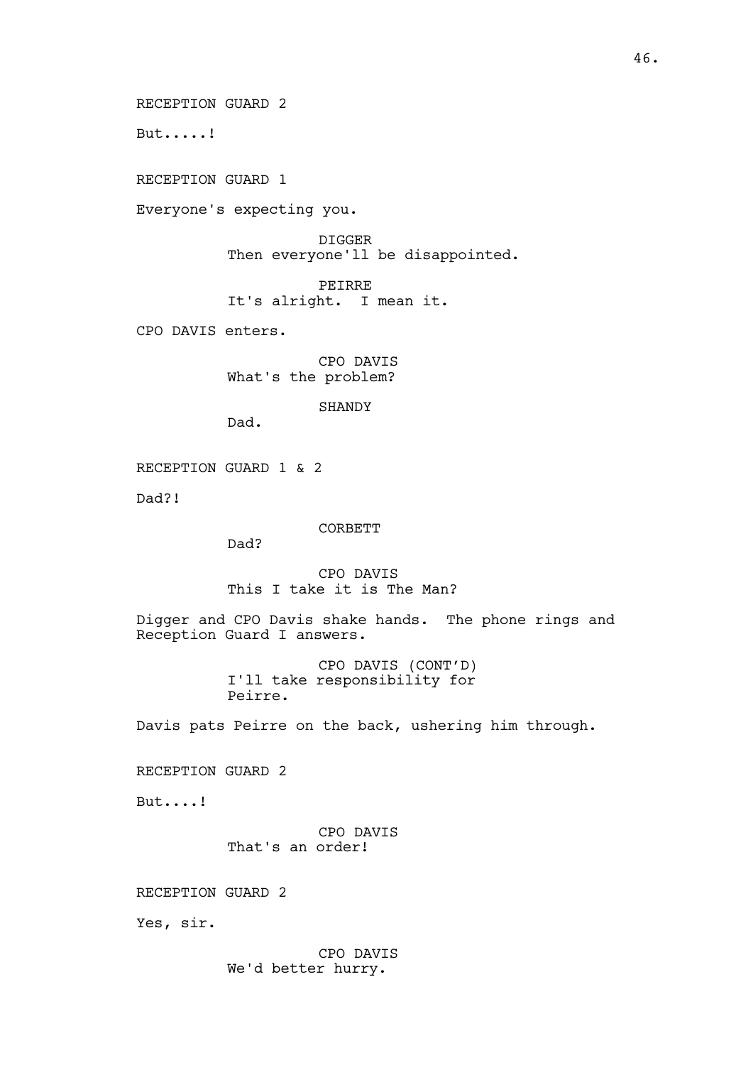RECEPTION GUARD 2

But.....!

RECEPTION GUARD 1

Everyone's expecting you.

DIGGER
Then everyone'll be disappointed.

PEIRRE
It's alright. I mean it.

CPO DAVIS enters.

CPO DAVIS
What's the problem?

SHANDY
Dad.

RECEPTION GUARD 1 & 2

Dad?!

CORBETT
Dad?

CPO DAVIS
This I take it is The Man?

Digger and CPO Davis shake hands. The phone rings and Reception Guard I answers.

CPO DAVIS (CONT'D)
I'll take responsibility for Peirre.

Davis pats Peirre on the back, ushering him through.

RECEPTION GUARD 2

But....!

CPO DAVIS
That's an order!

RECEPTION GUARD 2

Yes, sir.

CPO DAVIS
We'd better hurry.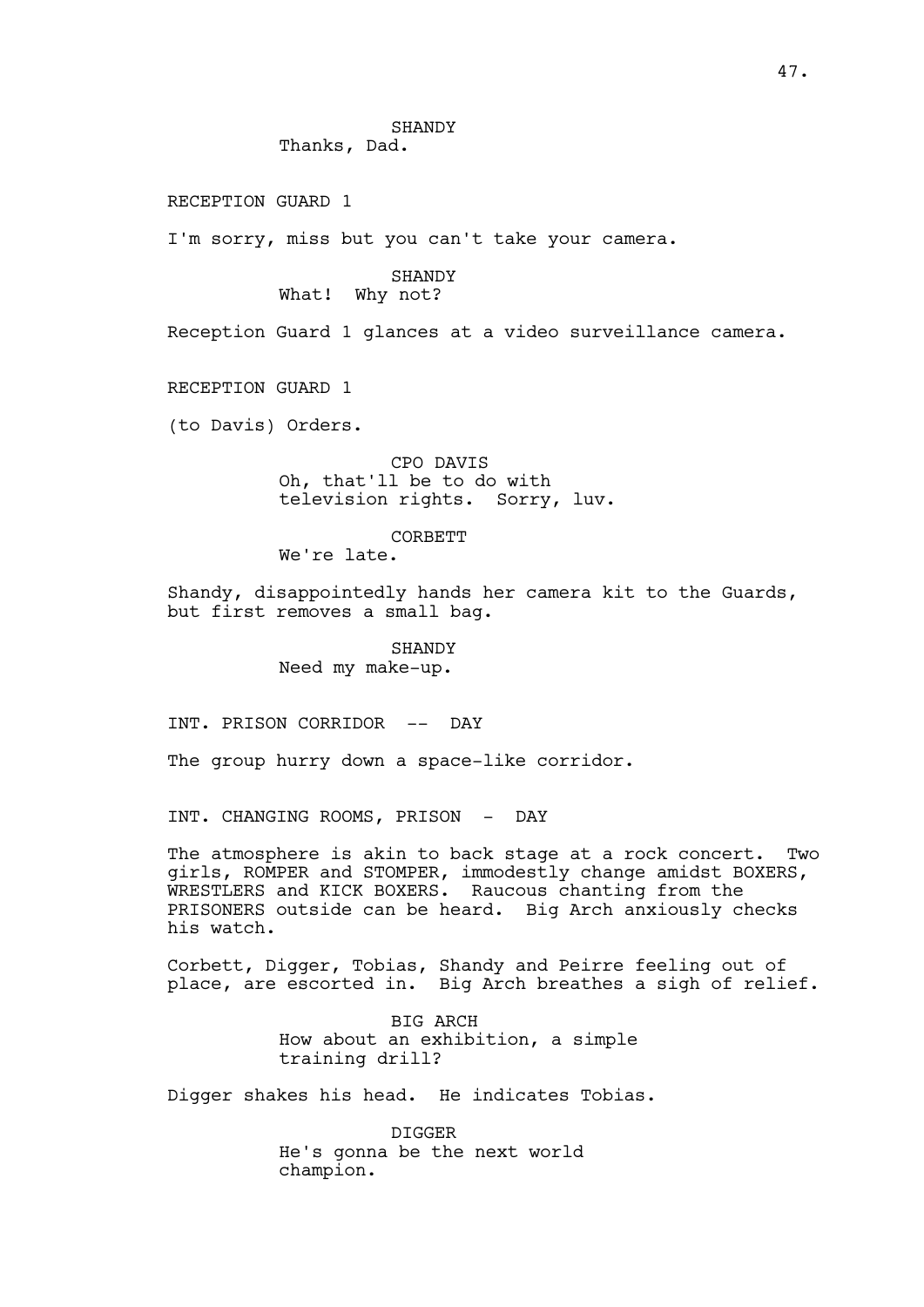SHANDY
Thanks, Dad.

RECEPTION GUARD 1

I'm sorry, miss but you can't take your camera.

SHANDY
What!  Why not?

Reception Guard 1 glances at a video surveillance camera.

RECEPTION GUARD 1

(to Davis) Orders.

CPO DAVIS
Oh, that'll be to do with television rights.  Sorry, luv.

CORBETT
We're late.

Shandy, disappointedly hands her camera kit to the Guards, but first removes a small bag.

SHANDY
Need my make-up.

INT. PRISON CORRIDOR  --  DAY

The group hurry down a space-like corridor.

INT. CHANGING ROOMS, PRISON  -  DAY

The atmosphere is akin to back stage at a rock concert.  Two girls, ROMPER and STOMPER, immodestly change amidst BOXERS, WRESTLERS and KICK BOXERS.  Raucous chanting from the PRISONERS outside can be heard.  Big Arch anxiously checks his watch.

Corbett, Digger, Tobias, Shandy and Peirre feeling out of place, are escorted in.  Big Arch breathes a sigh of relief.

BIG ARCH
How about an exhibition, a simple training drill?

Digger shakes his head.  He indicates Tobias.

DIGGER
He's gonna be the next world champion.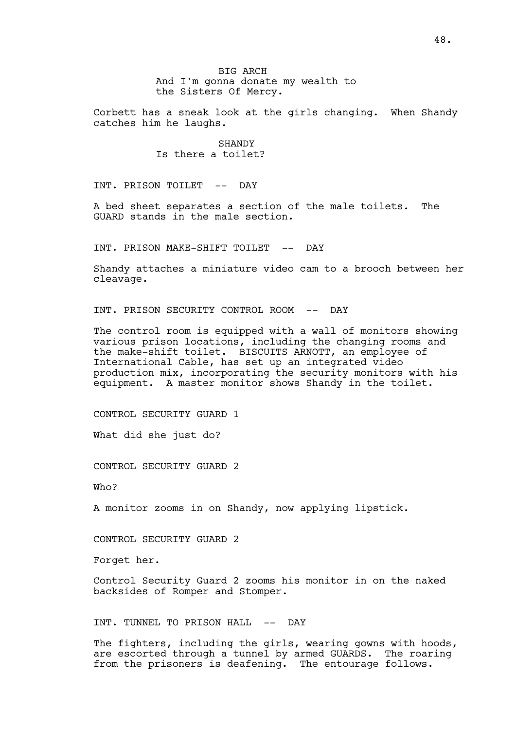BIG ARCH

And I'm gonna donate my wealth to the Sisters Of Mercy.

Corbett has a sneak look at the girls changing. When Shandy catches him he laughs.

SHANDY

Is there a toilet?

INT. PRISON TOILET -- DAY

A bed sheet separates a section of the male toilets. The GUARD stands in the male section.

INT. PRISON MAKE-SHIFT TOILET -- DAY

Shandy attaches a miniature video cam to a brooch between her cleavage.

INT. PRISON SECURITY CONTROL ROOM -- DAY

The control room is equipped with a wall of monitors showing various prison locations, including the changing rooms and the make-shift toilet. BISCUITS ARNOTT, an employee of International Cable, has set up an integrated video production mix, incorporating the security monitors with his equipment. A master monitor shows Shandy in the toilet.

CONTROL SECURITY GUARD 1

What did she just do?

CONTROL SECURITY GUARD 2

Who?

A monitor zooms in on Shandy, now applying lipstick.

CONTROL SECURITY GUARD 2

Forget her.

Control Security Guard 2 zooms his monitor in on the naked backsides of Romper and Stomper.

INT. TUNNEL TO PRISON HALL -- DAY

The fighters, including the girls, wearing gowns with hoods, are escorted through a tunnel by armed GUARDS. The roaring from the prisoners is deafening. The entourage follows.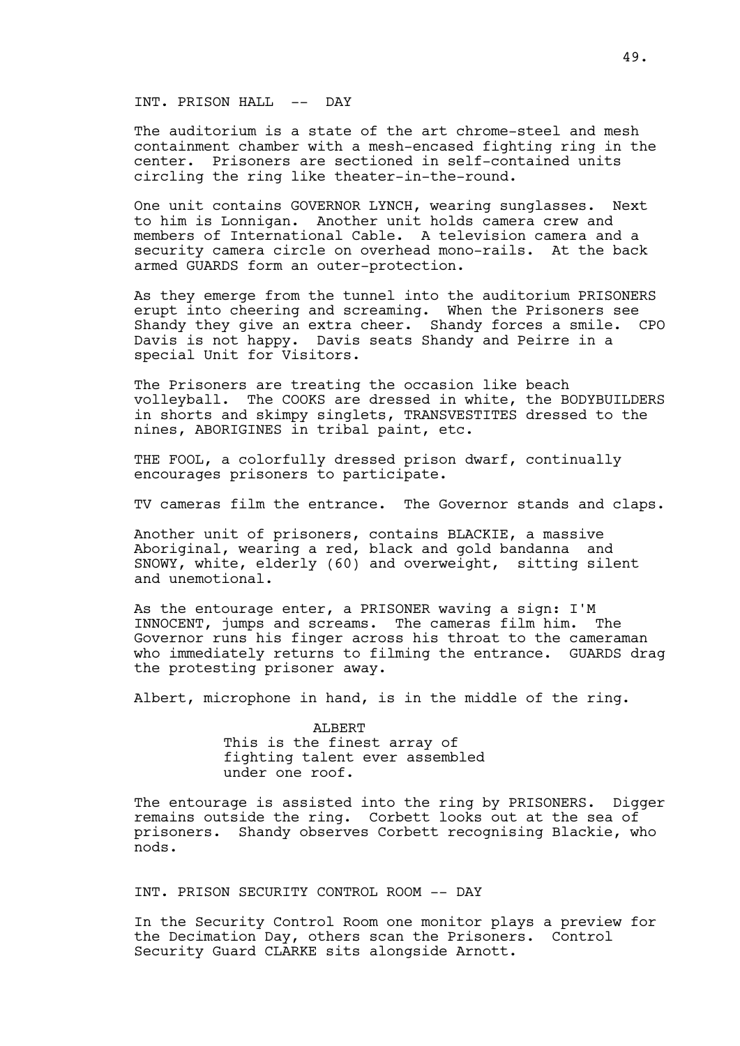INT. PRISON HALL -- DAY

The auditorium is a state of the art chrome-steel and mesh containment chamber with a mesh-encased fighting ring in the center. Prisoners are sectioned in self-contained units circling the ring like theater-in-the-round.

One unit contains GOVERNOR LYNCH, wearing sunglasses. Next to him is Lonnigan. Another unit holds camera crew and members of International Cable. A television camera and a security camera circle on overhead mono-rails. At the back armed GUARDS form an outer-protection.

As they emerge from the tunnel into the auditorium PRISONERS erupt into cheering and screaming. When the Prisoners see Shandy they give an extra cheer. Shandy forces a smile. CPO Davis is not happy. Davis seats Shandy and Peirre in a special Unit for Visitors.

The Prisoners are treating the occasion like beach volleyball. The COOKS are dressed in white, the BODYBUILDERS in shorts and skimpy singlets, TRANSVESTITES dressed to the nines, ABORIGINES in tribal paint, etc.

THE FOOL, a colorfully dressed prison dwarf, continually encourages prisoners to participate.

TV cameras film the entrance. The Governor stands and claps.

Another unit of prisoners, contains BLACKIE, a massive Aboriginal, wearing a red, black and gold bandanna and SNOWY, white, elderly (60) and overweight, sitting silent and unemotional.

As the entourage enter, a PRISONER waving a sign: I'M INNOCENT, jumps and screams. The cameras film him. The Governor runs his finger across his throat to the cameraman who immediately returns to filming the entrance. GUARDS drag the protesting prisoner away.

Albert, microphone in hand, is in the middle of the ring.

ALBERT
This is the finest array of fighting talent ever assembled under one roof.

The entourage is assisted into the ring by PRISONERS. Digger remains outside the ring. Corbett looks out at the sea of prisoners. Shandy observes Corbett recognising Blackie, who nods.

INT. PRISON SECURITY CONTROL ROOM -- DAY

In the Security Control Room one monitor plays a preview for the Decimation Day, others scan the Prisoners. Control Security Guard CLARKE sits alongside Arnott.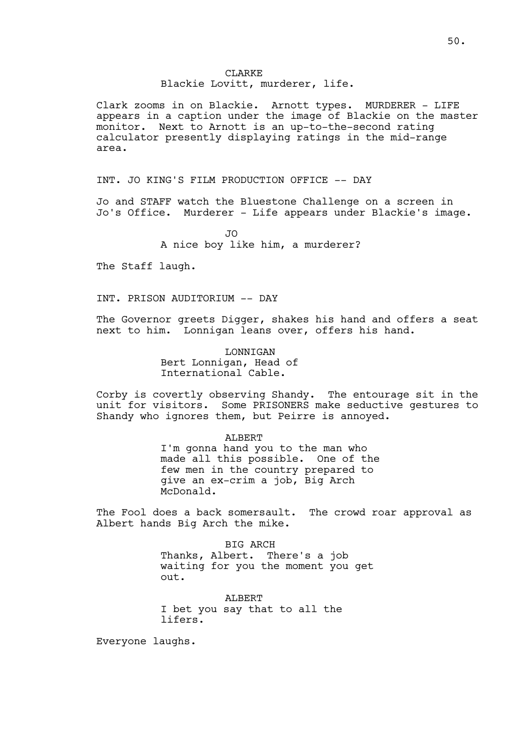CLARKE

Blackie Lovitt, murderer, life.

Clark zooms in on Blackie. Arnott types. MURDERER - LIFE appears in a caption under the image of Blackie on the master monitor. Next to Arnott is an up-to-the-second rating calculator presently displaying ratings in the mid-range area.

INT. JO KING'S FILM PRODUCTION OFFICE -- DAY

Jo and STAFF watch the Bluestone Challenge on a screen in Jo's Office. Murderer - Life appears under Blackie's image.

JO

A nice boy like him, a murderer?

The Staff laugh.

INT. PRISON AUDITORIUM -- DAY

The Governor greets Digger, shakes his hand and offers a seat next to him. Lonnigan leans over, offers his hand.

LONNIGAN

Bert Lonnigan, Head of International Cable.

Corby is covertly observing Shandy. The entourage sit in the unit for visitors. Some PRISONERS make seductive gestures to Shandy who ignores them, but Peirre is annoyed.

ALBERT

I'm gonna hand you to the man who made all this possible. One of the few men in the country prepared to give an ex-crim a job, Big Arch McDonald.

The Fool does a back somersault. The crowd roar approval as Albert hands Big Arch the mike.

BIG ARCH

Thanks, Albert. There's a job waiting for you the moment you get out.

ALBERT

I bet you say that to all the lifers.

Everyone laughs.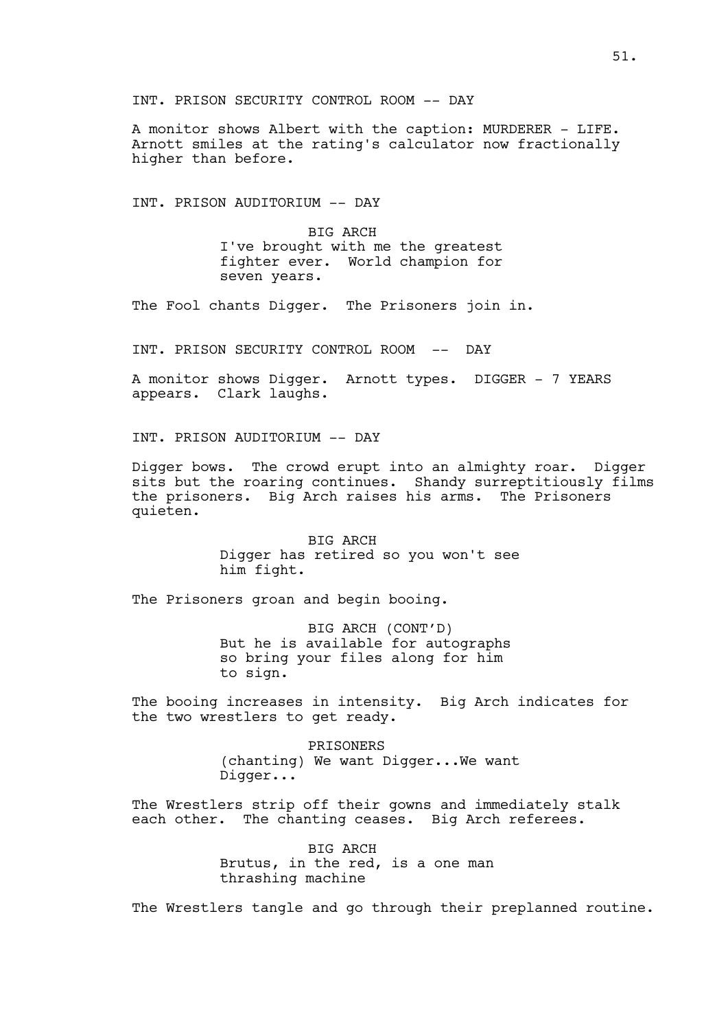INT. PRISON SECURITY CONTROL ROOM -- DAY

A monitor shows Albert with the caption: MURDERER - LIFE. Arnott smiles at the rating's calculator now fractionally higher than before.

INT. PRISON AUDITORIUM -- DAY

BIG ARCH
I've brought with me the greatest fighter ever. World champion for seven years.

The Fool chants Digger. The Prisoners join in.

INT. PRISON SECURITY CONTROL ROOM -- DAY

A monitor shows Digger. Arnott types. DIGGER - 7 YEARS appears. Clark laughs.

INT. PRISON AUDITORIUM -- DAY

Digger bows. The crowd erupt into an almighty roar. Digger sits but the roaring continues. Shandy surreptitiously films the prisoners. Big Arch raises his arms. The Prisoners quieten.

BIG ARCH
Digger has retired so you won't see him fight.

The Prisoners groan and begin booing.

BIG ARCH (CONT'D)
But he is available for autographs so bring your files along for him to sign.

The booing increases in intensity. Big Arch indicates for the two wrestlers to get ready.

PRISONERS
(chanting) We want Digger...We want Digger...

The Wrestlers strip off their gowns and immediately stalk each other. The chanting ceases. Big Arch referees.

BIG ARCH
Brutus, in the red, is a one man thrashing machine

The Wrestlers tangle and go through their preplanned routine.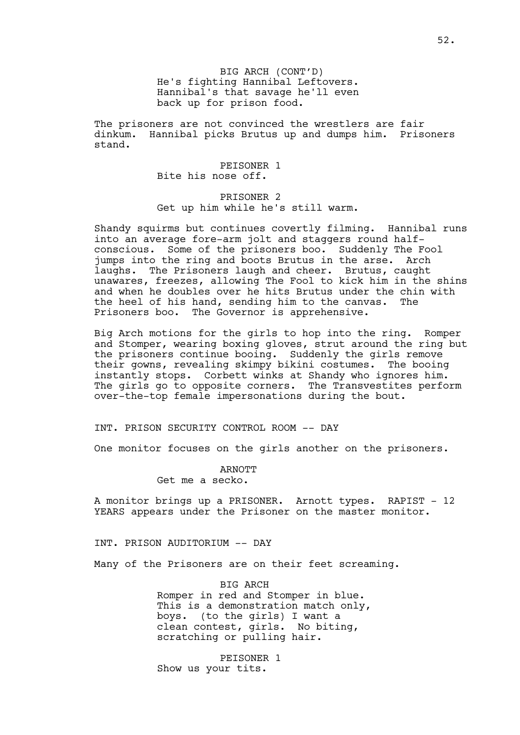BIG ARCH (CONT'D)
He's fighting Hannibal Leftovers. Hannibal's that savage he'll even back up for prison food.

The prisoners are not convinced the wrestlers are fair dinkum. Hannibal picks Brutus up and dumps him. Prisoners stand.

PEISONER 1
Bite his nose off.

PRISONER 2
Get up him while he's still warm.

Shandy squirms but continues covertly filming. Hannibal runs into an average fore-arm jolt and staggers round half-conscious. Some of the prisoners boo. Suddenly The Fool jumps into the ring and boots Brutus in the arse. Arch laughs. The Prisoners laugh and cheer. Brutus, caught unawares, freezes, allowing The Fool to kick him in the shins and when he doubles over he hits Brutus under the chin with the heel of his hand, sending him to the canvas. The Prisoners boo. The Governor is apprehensive.

Big Arch motions for the girls to hop into the ring. Romper and Stomper, wearing boxing gloves, strut around the ring but the prisoners continue booing. Suddenly the girls remove their gowns, revealing skimpy bikini costumes. The booing instantly stops. Corbett winks at Shandy who ignores him. The girls go to opposite corners. The Transvestites perform over-the-top female impersonations during the bout.

INT. PRISON SECURITY CONTROL ROOM -- DAY

One monitor focuses on the girls another on the prisoners.

ARNOTT
Get me a secko.

A monitor brings up a PRISONER. Arnott types. RAPIST - 12 YEARS appears under the Prisoner on the master monitor.

INT. PRISON AUDITORIUM -- DAY

Many of the Prisoners are on their feet screaming.

BIG ARCH
Romper in red and Stomper in blue. This is a demonstration match only, boys. (to the girls) I want a clean contest, girls. No biting, scratching or pulling hair.

PEISONER 1
Show us your tits.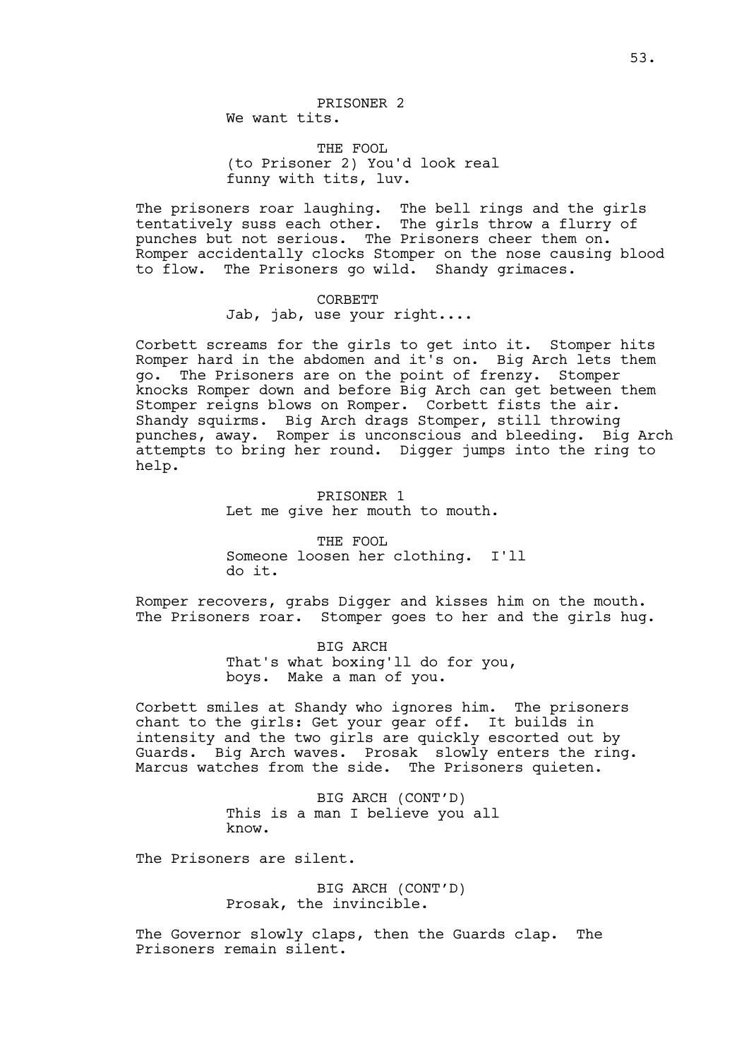PRISONER 2
We want tits.

THE FOOL
(to Prisoner 2) You'd look real funny with tits, luv.

The prisoners roar laughing. The bell rings and the girls tentatively suss each other. The girls throw a flurry of punches but not serious. The Prisoners cheer them on. Romper accidentally clocks Stomper on the nose causing blood to flow. The Prisoners go wild. Shandy grimaces.

CORBETT
Jab, jab, use your right....

Corbett screams for the girls to get into it. Stomper hits Romper hard in the abdomen and it's on. Big Arch lets them go. The Prisoners are on the point of frenzy. Stomper knocks Romper down and before Big Arch can get between them Stomper reigns blows on Romper. Corbett fists the air. Shandy squirms. Big Arch drags Stomper, still throwing punches, away. Romper is unconscious and bleeding. Big Arch attempts to bring her round. Digger jumps into the ring to help.

PRISONER 1
Let me give her mouth to mouth.

THE FOOL
Someone loosen her clothing. I'll do it.

Romper recovers, grabs Digger and kisses him on the mouth. The Prisoners roar. Stomper goes to her and the girls hug.

BIG ARCH
That's what boxing'll do for you, boys. Make a man of you.

Corbett smiles at Shandy who ignores him. The prisoners chant to the girls: Get your gear off. It builds in intensity and the two girls are quickly escorted out by Guards. Big Arch waves. Prosak slowly enters the ring. Marcus watches from the side. The Prisoners quieten.

BIG ARCH (CONT'D)
This is a man I believe you all know.

The Prisoners are silent.

BIG ARCH (CONT'D)
Prosak, the invincible.

The Governor slowly claps, then the Guards clap. The Prisoners remain silent.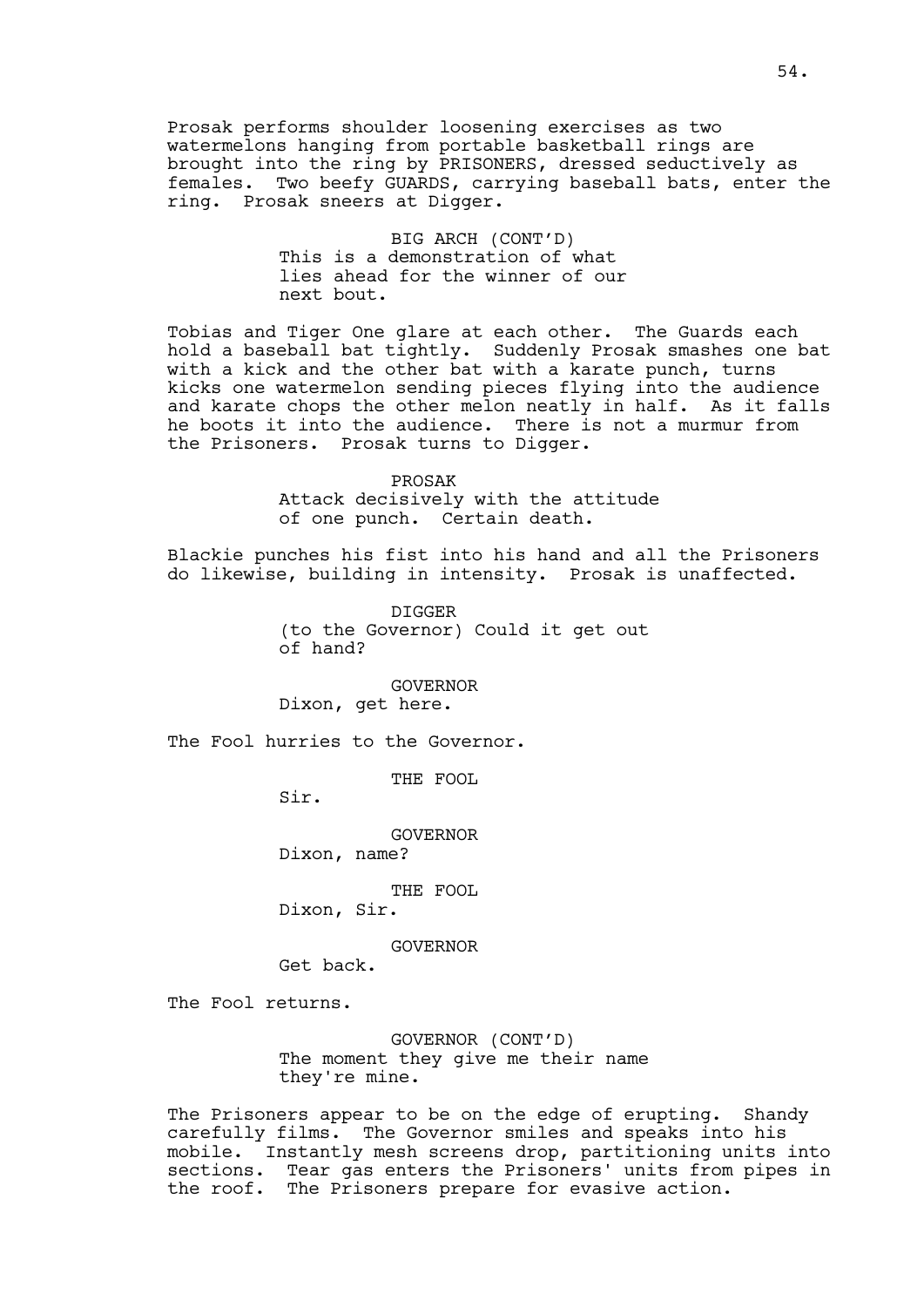Prosak performs shoulder loosening exercises as two watermelons hanging from portable basketball rings are brought into the ring by PRISONERS, dressed seductively as females. Two beefy GUARDS, carrying baseball bats, enter the ring. Prosak sneers at Digger.

BIG ARCH (CONT'D)
This is a demonstration of what lies ahead for the winner of our next bout.

Tobias and Tiger One glare at each other. The Guards each hold a baseball bat tightly. Suddenly Prosak smashes one bat with a kick and the other bat with a karate punch, turns kicks one watermelon sending pieces flying into the audience and karate chops the other melon neatly in half. As it falls he boots it into the audience. There is not a murmur from the Prisoners. Prosak turns to Digger.

PROSAK
Attack decisively with the attitude of one punch. Certain death.

Blackie punches his fist into his hand and all the Prisoners do likewise, building in intensity. Prosak is unaffected.

DIGGER
(to the Governor) Could it get out of hand?

GOVERNOR
Dixon, get here.

The Fool hurries to the Governor.

THE FOOL
Sir.

GOVERNOR
Dixon, name?

THE FOOL
Dixon, Sir.

GOVERNOR
Get back.

The Fool returns.

GOVERNOR (CONT'D)
The moment they give me their name they're mine.

The Prisoners appear to be on the edge of erupting. Shandy carefully films. The Governor smiles and speaks into his mobile. Instantly mesh screens drop, partitioning units into sections. Tear gas enters the Prisoners' units from pipes in the roof. The Prisoners prepare for evasive action.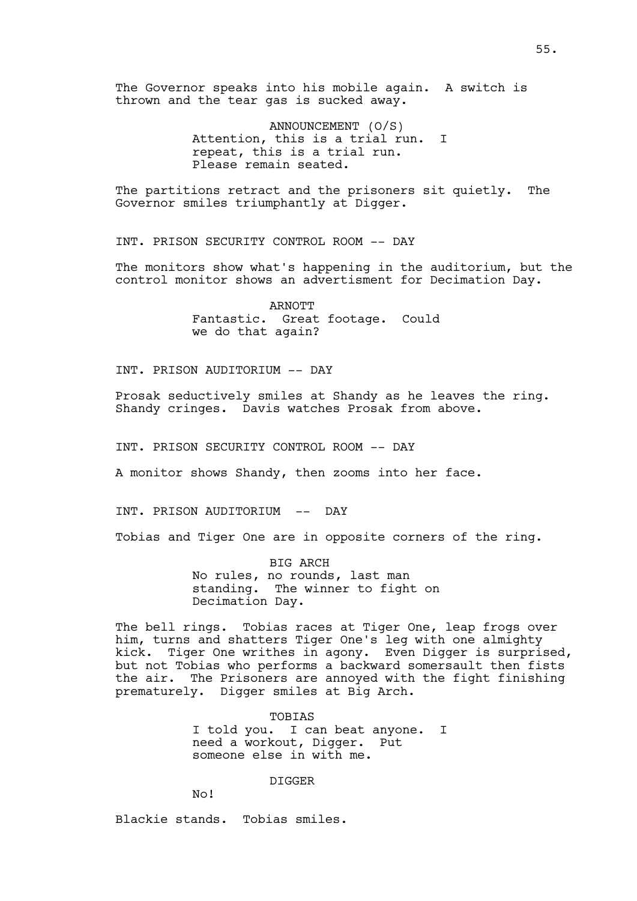The Governor speaks into his mobile again. A switch is thrown and the tear gas is sucked away.

ANNOUNCEMENT (O/S)
Attention, this is a trial run. I repeat, this is a trial run. Please remain seated.

The partitions retract and the prisoners sit quietly. The Governor smiles triumphantly at Digger.

INT. PRISON SECURITY CONTROL ROOM -- DAY

The monitors show what's happening in the auditorium, but the control monitor shows an advertisment for Decimation Day.

ARNOTT
Fantastic. Great footage. Could we do that again?

INT. PRISON AUDITORIUM -- DAY

Prosak seductively smiles at Shandy as he leaves the ring. Shandy cringes. Davis watches Prosak from above.

INT. PRISON SECURITY CONTROL ROOM -- DAY

A monitor shows Shandy, then zooms into her face.

INT. PRISON AUDITORIUM -- DAY

Tobias and Tiger One are in opposite corners of the ring.

BIG ARCH
No rules, no rounds, last man standing. The winner to fight on Decimation Day.

The bell rings. Tobias races at Tiger One, leap frogs over him, turns and shatters Tiger One's leg with one almighty kick. Tiger One writhes in agony. Even Digger is surprised, but not Tobias who performs a backward somersault then fists the air. The Prisoners are annoyed with the fight finishing prematurely. Digger smiles at Big Arch.

TOBIAS
I told you. I can beat anyone. I need a workout, Digger. Put someone else in with me.

DIGGER
No!

Blackie stands. Tobias smiles.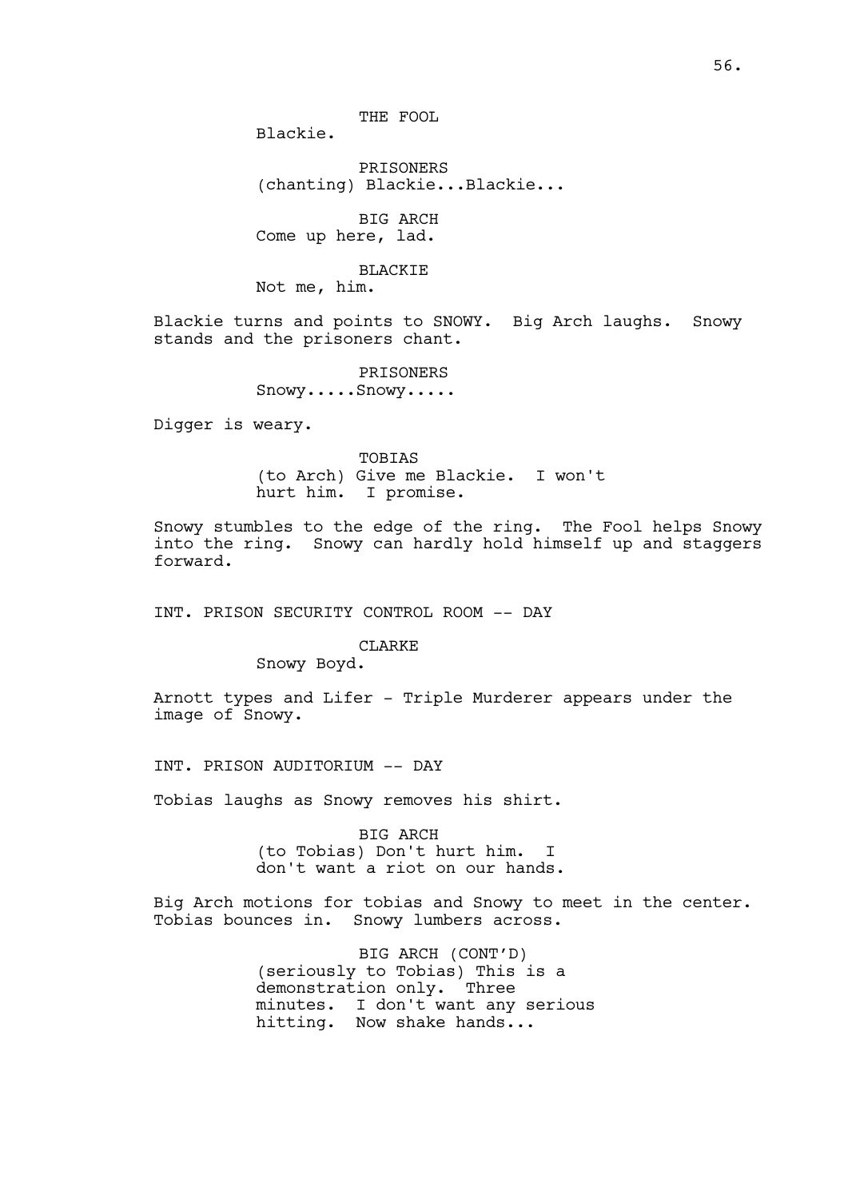THE FOOL
Blackie.

PRISONERS
(chanting) Blackie...Blackie...

BIG ARCH
Come up here, lad.

BLACKIE
Not me, him.

Blackie turns and points to SNOWY. Big Arch laughs. Snowy stands and the prisoners chant.

PRISONERS
Snowy.....Snowy.....

Digger is weary.

TOBIAS
(to Arch) Give me Blackie. I won't hurt him. I promise.

Snowy stumbles to the edge of the ring. The Fool helps Snowy into the ring. Snowy can hardly hold himself up and staggers forward.

INT. PRISON SECURITY CONTROL ROOM -- DAY

CLARKE
Snowy Boyd.

Arnott types and Lifer - Triple Murderer appears under the image of Snowy.

INT. PRISON AUDITORIUM -- DAY

Tobias laughs as Snowy removes his shirt.

BIG ARCH
(to Tobias) Don't hurt him. I don't want a riot on our hands.

Big Arch motions for tobias and Snowy to meet in the center. Tobias bounces in. Snowy lumbers across.

BIG ARCH (CONT'D)
(seriously to Tobias) This is a demonstration only. Three minutes. I don't want any serious hitting. Now shake hands...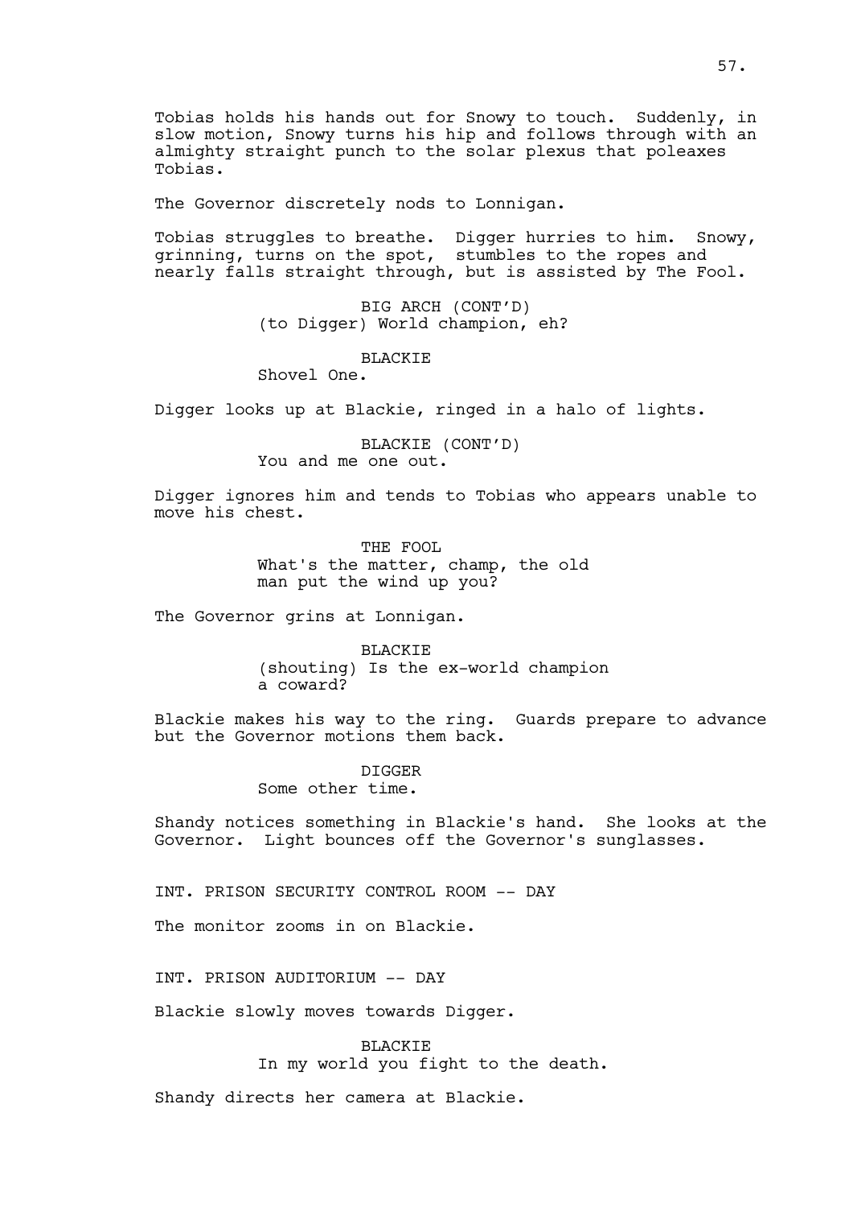Tobias holds his hands out for Snowy to touch. Suddenly, in slow motion, Snowy turns his hip and follows through with an almighty straight punch to the solar plexus that poleaxes Tobias.

The Governor discretely nods to Lonnigan.

Tobias struggles to breathe. Digger hurries to him. Snowy, grinning, turns on the spot, stumbles to the ropes and nearly falls straight through, but is assisted by The Fool.

BIG ARCH (CONT'D)
(to Digger) World champion, eh?

BLACKIE
Shovel One.

Digger looks up at Blackie, ringed in a halo of lights.

BLACKIE (CONT'D)
You and me one out.

Digger ignores him and tends to Tobias who appears unable to move his chest.

THE FOOL
What's the matter, champ, the old man put the wind up you?

The Governor grins at Lonnigan.

BLACKIE
(shouting) Is the ex-world champion a coward?

Blackie makes his way to the ring. Guards prepare to advance but the Governor motions them back.

DIGGER
Some other time.

Shandy notices something in Blackie's hand. She looks at the Governor. Light bounces off the Governor's sunglasses.

INT. PRISON SECURITY CONTROL ROOM -- DAY

The monitor zooms in on Blackie.

INT. PRISON AUDITORIUM -- DAY

Blackie slowly moves towards Digger.

BLACKIE
In my world you fight to the death.

Shandy directs her camera at Blackie.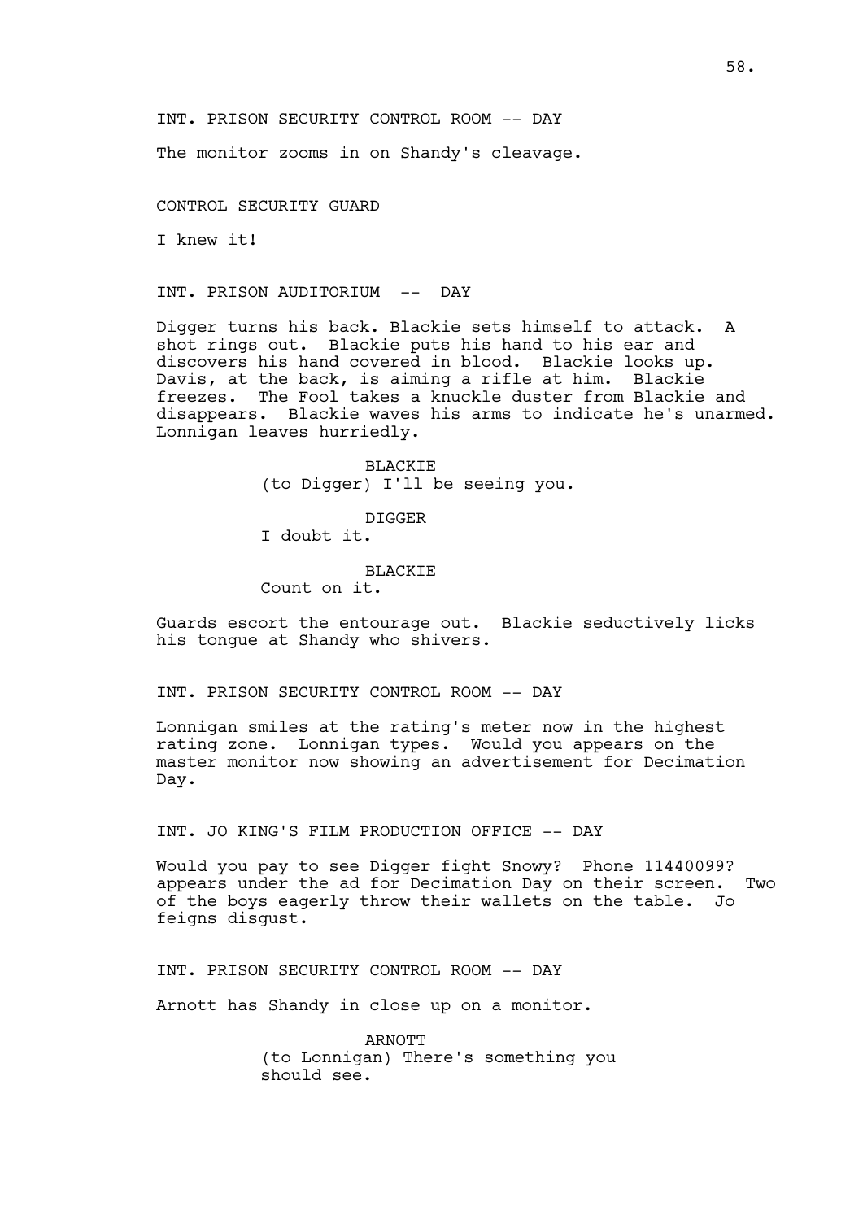INT. PRISON SECURITY CONTROL ROOM -- DAY

The monitor zooms in on Shandy's cleavage.

CONTROL SECURITY GUARD

I knew it!

INT. PRISON AUDITORIUM -- DAY

Digger turns his back. Blackie sets himself to attack. A shot rings out. Blackie puts his hand to his ear and discovers his hand covered in blood. Blackie looks up. Davis, at the back, is aiming a rifle at him. Blackie freezes. The Fool takes a knuckle duster from Blackie and disappears. Blackie waves his arms to indicate he's unarmed. Lonnigan leaves hurriedly.

BLACKIE
(to Digger) I'll be seeing you.

DIGGER
I doubt it.

BLACKIE
Count on it.

Guards escort the entourage out. Blackie seductively licks his tongue at Shandy who shivers.

INT. PRISON SECURITY CONTROL ROOM -- DAY

Lonnigan smiles at the rating's meter now in the highest rating zone. Lonnigan types. Would you appears on the master monitor now showing an advertisement for Decimation Day.

INT. JO KING'S FILM PRODUCTION OFFICE -- DAY

Would you pay to see Digger fight Snowy? Phone 11440099? appears under the ad for Decimation Day on their screen. Two of the boys eagerly throw their wallets on the table. Jo feigns disgust.

INT. PRISON SECURITY CONTROL ROOM -- DAY

Arnott has Shandy in close up on a monitor.

ARNOTT
(to Lonnigan) There's something you should see.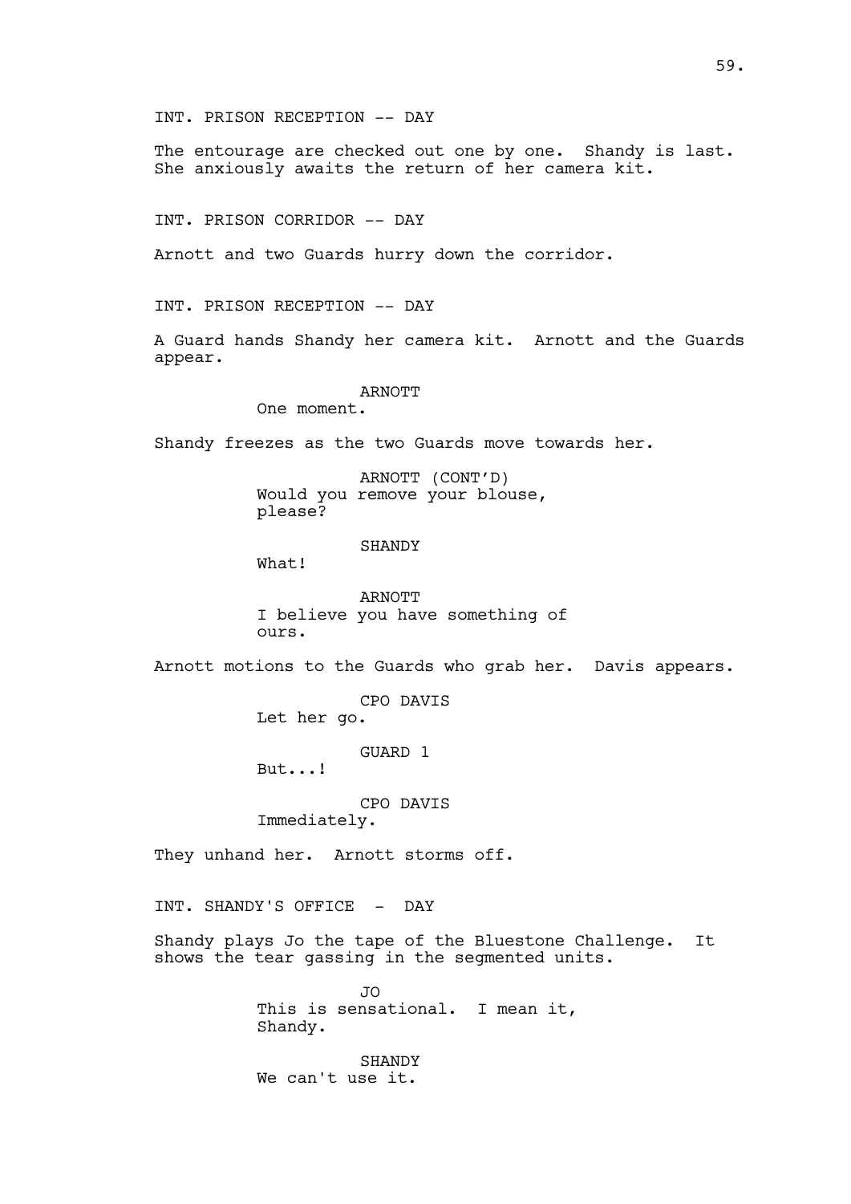INT. PRISON RECEPTION -- DAY

The entourage are checked out one by one. Shandy is last. She anxiously awaits the return of her camera kit.

INT. PRISON CORRIDOR -- DAY

Arnott and two Guards hurry down the corridor.

INT. PRISON RECEPTION -- DAY

A Guard hands Shandy her camera kit. Arnott and the Guards appear.

ARNOTT
One moment.

Shandy freezes as the two Guards move towards her.

ARNOTT (CONT'D)
Would you remove your blouse, please?

SHANDY
What!

ARNOTT
I believe you have something of ours.

Arnott motions to the Guards who grab her. Davis appears.

CPO DAVIS
Let her go.

GUARD 1
But...!

CPO DAVIS
Immediately.

They unhand her. Arnott storms off.

INT. SHANDY'S OFFICE - DAY

Shandy plays Jo the tape of the Bluestone Challenge. It shows the tear gassing in the segmented units.

JO
This is sensational. I mean it, Shandy.

SHANDY
We can't use it.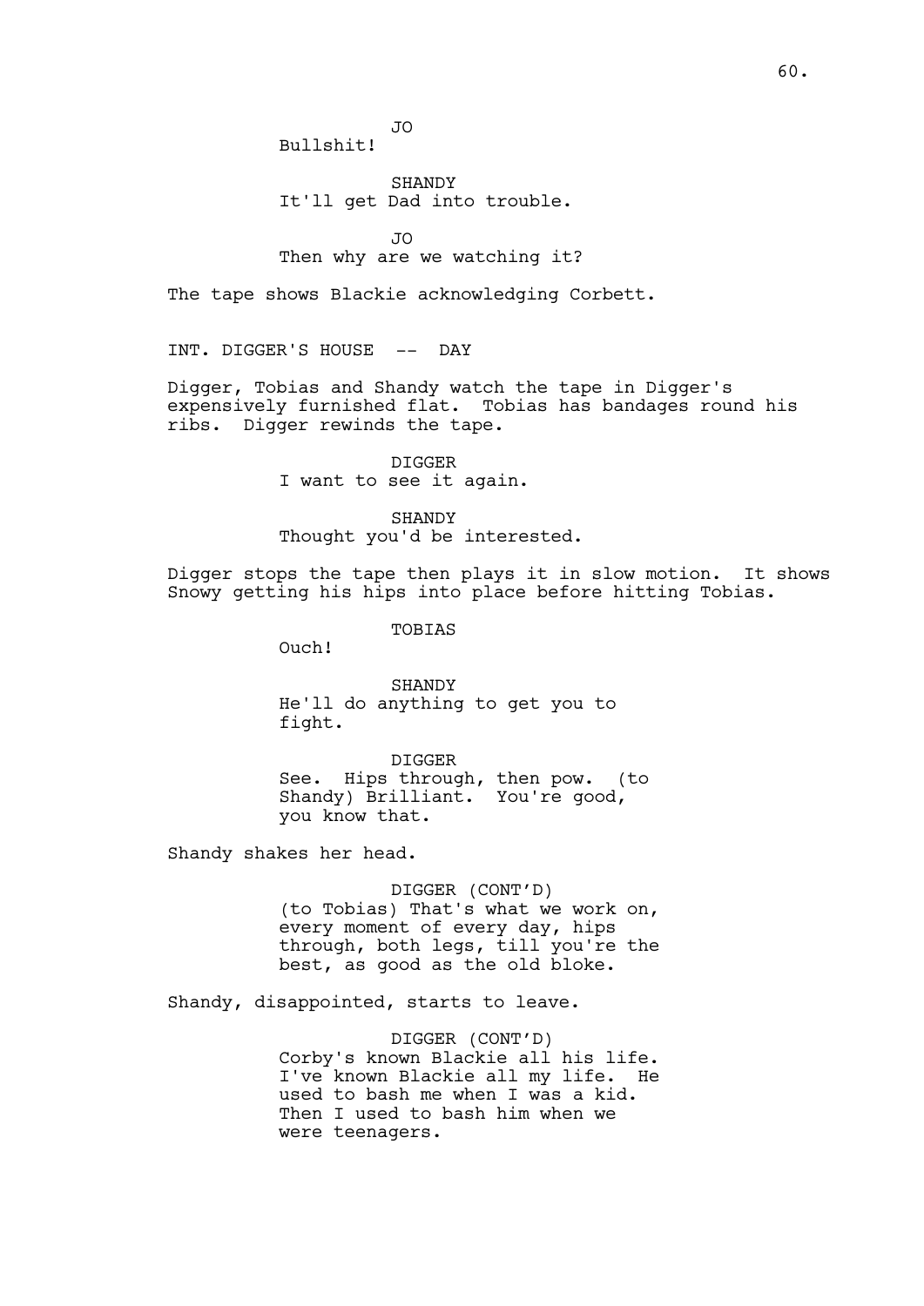JO
Bullshit!

SHANDY
It'll get Dad into trouble.

JO
Then why are we watching it?

The tape shows Blackie acknowledging Corbett.

INT. DIGGER'S HOUSE -- DAY

Digger, Tobias and Shandy watch the tape in Digger's expensively furnished flat. Tobias has bandages round his ribs. Digger rewinds the tape.

DIGGER
I want to see it again.

SHANDY
Thought you'd be interested.

Digger stops the tape then plays it in slow motion. It shows Snowy getting his hips into place before hitting Tobias.

TOBIAS
Ouch!

SHANDY
He'll do anything to get you to fight.

DIGGER
See. Hips through, then pow. (to Shandy) Brilliant. You're good, you know that.

Shandy shakes her head.

DIGGER (CONT'D)
(to Tobias) That's what we work on, every moment of every day, hips through, both legs, till you're the best, as good as the old bloke.

Shandy, disappointed, starts to leave.

DIGGER (CONT'D)
Corby's known Blackie all his life. I've known Blackie all my life. He used to bash me when I was a kid. Then I used to bash him when we were teenagers.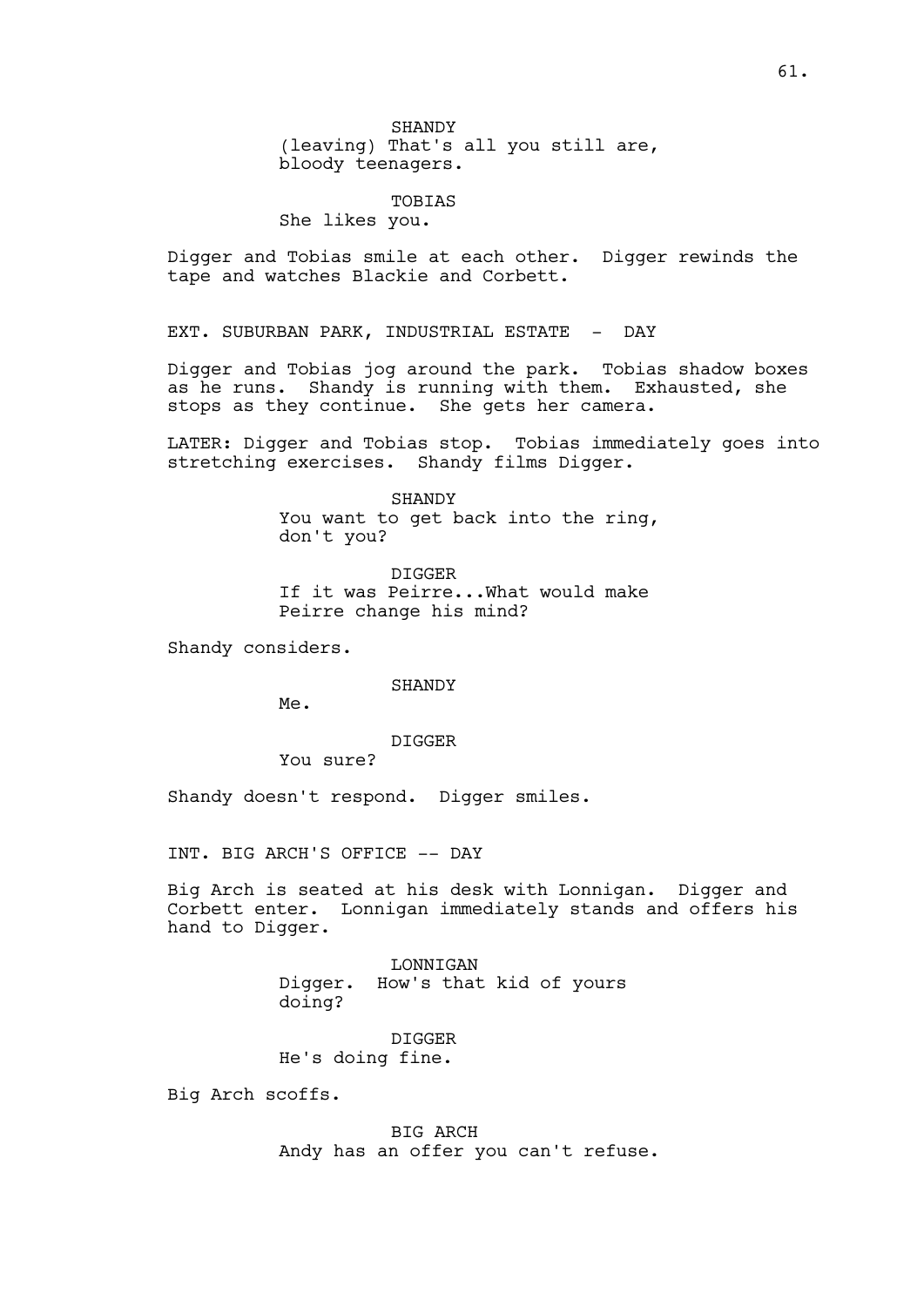SHANDY
(leaving) That's all you still are, bloody teenagers.

TOBIAS
She likes you.

Digger and Tobias smile at each other. Digger rewinds the tape and watches Blackie and Corbett.

EXT. SUBURBAN PARK, INDUSTRIAL ESTATE - DAY

Digger and Tobias jog around the park. Tobias shadow boxes as he runs. Shandy is running with them. Exhausted, she stops as they continue. She gets her camera.

LATER: Digger and Tobias stop. Tobias immediately goes into stretching exercises. Shandy films Digger.

SHANDY
You want to get back into the ring, don't you?

DIGGER
If it was Peirre...What would make Peirre change his mind?

Shandy considers.

SHANDY
Me.

DIGGER
You sure?

Shandy doesn't respond. Digger smiles.

INT. BIG ARCH'S OFFICE -- DAY

Big Arch is seated at his desk with Lonnigan. Digger and Corbett enter. Lonnigan immediately stands and offers his hand to Digger.

LONNIGAN
Digger. How's that kid of yours doing?

DIGGER
He's doing fine.

Big Arch scoffs.

BIG ARCH
Andy has an offer you can't refuse.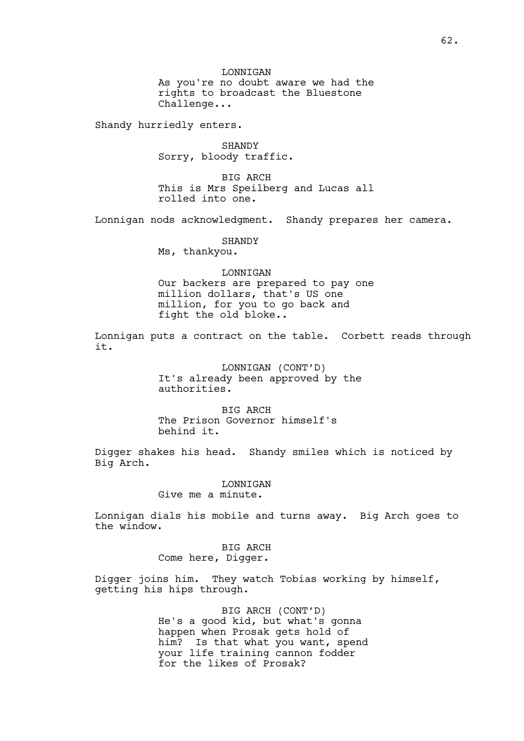LONNIGAN
As you're no doubt aware we had the rights to broadcast the Bluestone Challenge...

Shandy hurriedly enters.

SHANDY
Sorry, bloody traffic.

BIG ARCH
This is Mrs Speilberg and Lucas all rolled into one.

Lonnigan nods acknowledgment. Shandy prepares her camera.

SHANDY
Ms, thankyou.

LONNIGAN
Our backers are prepared to pay one million dollars, that's US one million, for you to go back and fight the old bloke..

Lonnigan puts a contract on the table. Corbett reads through it.

LONNIGAN (CONT'D)
It's already been approved by the authorities.

BIG ARCH
The Prison Governor himself's behind it.

Digger shakes his head. Shandy smiles which is noticed by Big Arch.

LONNIGAN
Give me a minute.

Lonnigan dials his mobile and turns away. Big Arch goes to the window.

BIG ARCH
Come here, Digger.

Digger joins him. They watch Tobias working by himself, getting his hips through.

BIG ARCH (CONT'D)
He's a good kid, but what's gonna happen when Prosak gets hold of him? Is that what you want, spend your life training cannon fodder for the likes of Prosak?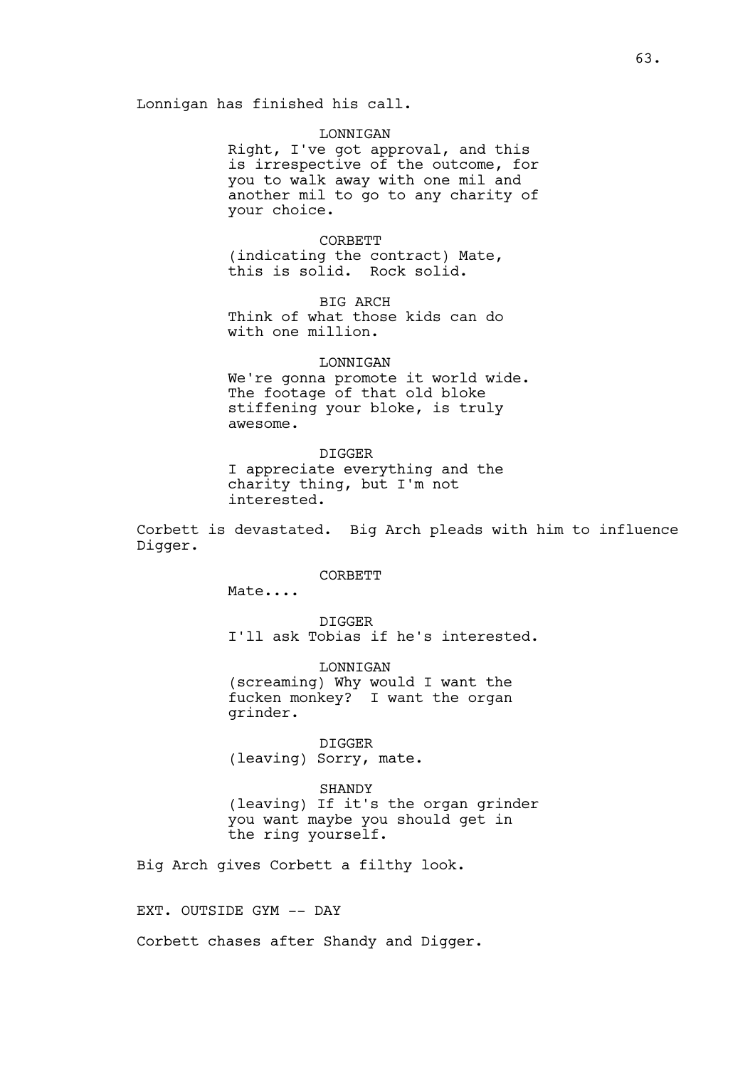Lonnigan has finished his call.

LONNIGAN
Right, I've got approval, and this is irrespective of the outcome, for you to walk away with one mil and another mil to go to any charity of your choice.

CORBETT
(indicating the contract) Mate, this is solid. Rock solid.

BIG ARCH
Think of what those kids can do with one million.

LONNIGAN
We're gonna promote it world wide. The footage of that old bloke stiffening your bloke, is truly awesome.

DIGGER
I appreciate everything and the charity thing, but I'm not interested.

Corbett is devastated. Big Arch pleads with him to influence Digger.

CORBETT
Mate....

DIGGER
I'll ask Tobias if he's interested.

LONNIGAN
(screaming) Why would I want the fucken monkey? I want the organ grinder.

DIGGER
(leaving) Sorry, mate.

SHANDY
(leaving) If it's the organ grinder you want maybe you should get in the ring yourself.

Big Arch gives Corbett a filthy look.

EXT. OUTSIDE GYM -- DAY

Corbett chases after Shandy and Digger.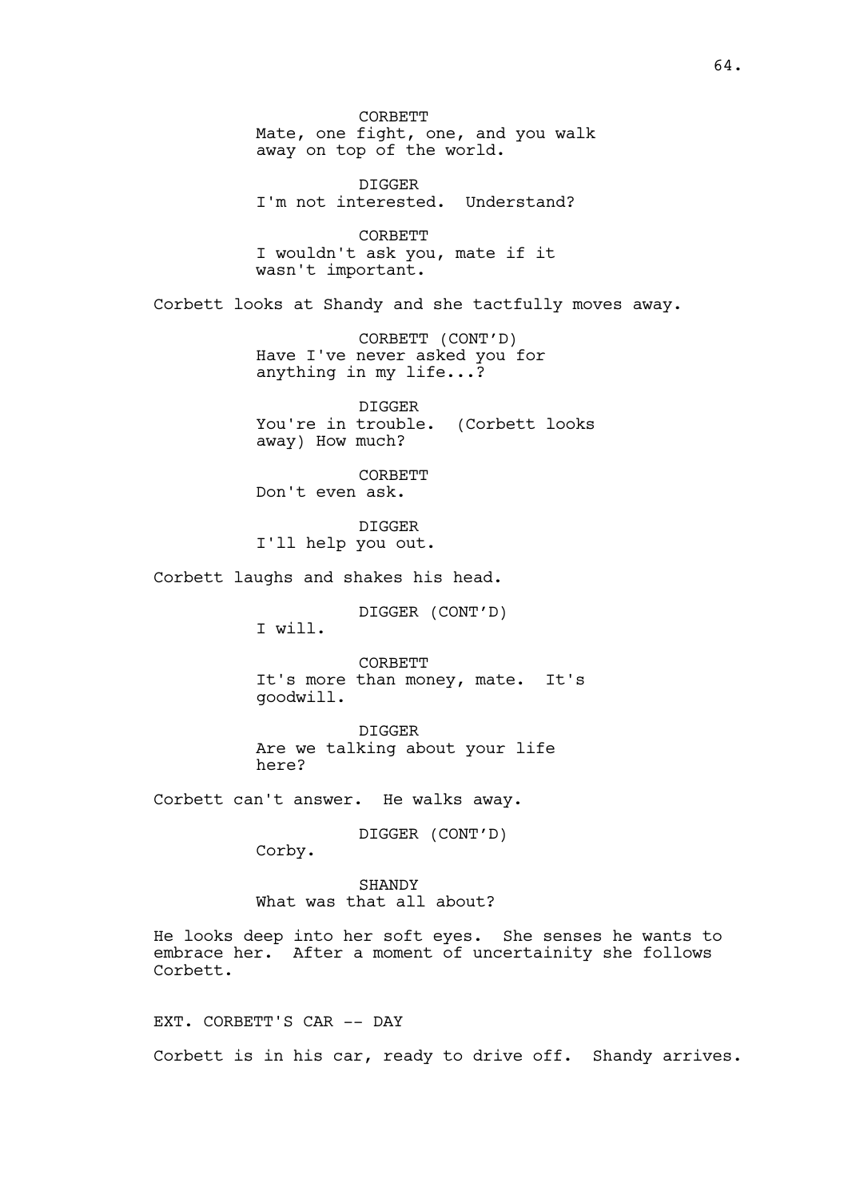CORBETT
Mate, one fight, one, and you walk away on top of the world.

DIGGER
I'm not interested. Understand?

CORBETT
I wouldn't ask you, mate if it wasn't important.

Corbett looks at Shandy and she tactfully moves away.

CORBETT (CONT'D)
Have I've never asked you for anything in my life...?

DIGGER
You're in trouble. (Corbett looks away) How much?

CORBETT
Don't even ask.

DIGGER
I'll help you out.

Corbett laughs and shakes his head.

DIGGER (CONT'D)
I will.

CORBETT
It's more than money, mate. It's goodwill.

DIGGER
Are we talking about your life here?

Corbett can't answer. He walks away.

DIGGER (CONT'D)
Corby.

SHANDY
What was that all about?

He looks deep into her soft eyes. She senses he wants to embrace her. After a moment of uncertainity she follows Corbett.

EXT. CORBETT'S CAR -- DAY

Corbett is in his car, ready to drive off. Shandy arrives.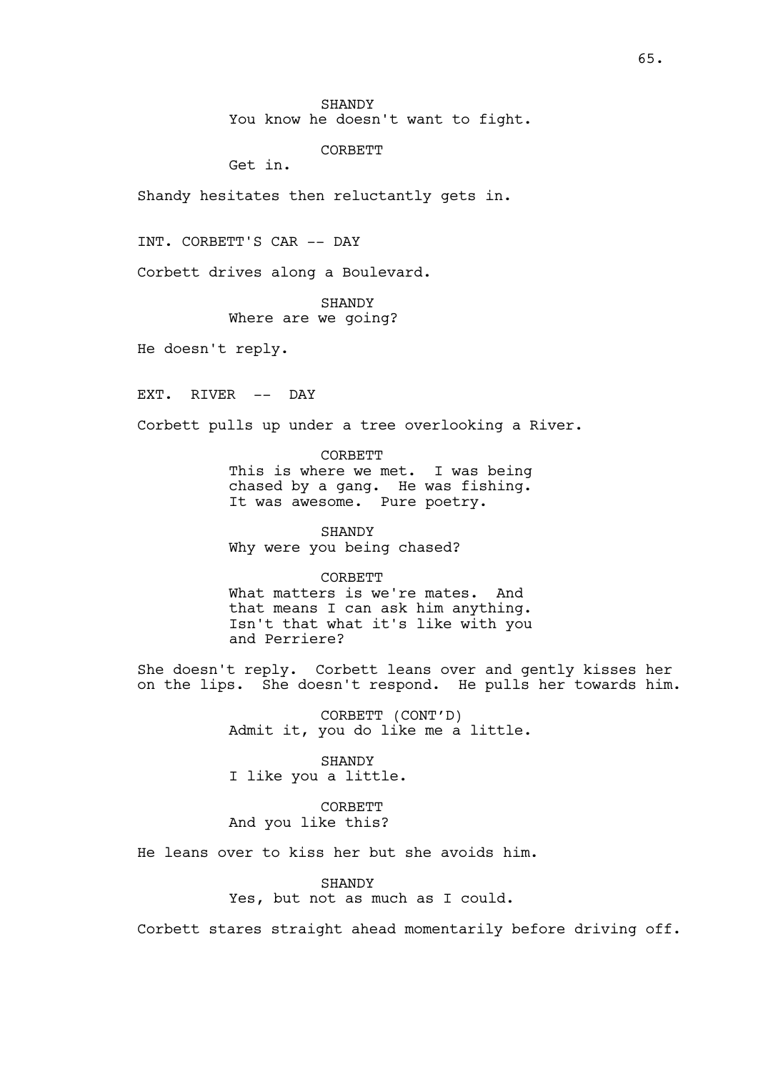SHANDY
You know he doesn't want to fight.

CORBETT
Get in.

Shandy hesitates then reluctantly gets in.

INT. CORBETT'S CAR -- DAY

Corbett drives along a Boulevard.

SHANDY
Where are we going?

He doesn't reply.

EXT. RIVER -- DAY

Corbett pulls up under a tree overlooking a River.

CORBETT
This is where we met. I was being chased by a gang. He was fishing. It was awesome. Pure poetry.

SHANDY
Why were you being chased?

CORBETT
What matters is we're mates. And that means I can ask him anything. Isn't that what it's like with you and Perriere?

She doesn't reply. Corbett leans over and gently kisses her on the lips. She doesn't respond. He pulls her towards him.

CORBETT (CONT'D)
Admit it, you do like me a little.

SHANDY
I like you a little.

CORBETT
And you like this?

He leans over to kiss her but she avoids him.

SHANDY
Yes, but not as much as I could.

Corbett stares straight ahead momentarily before driving off.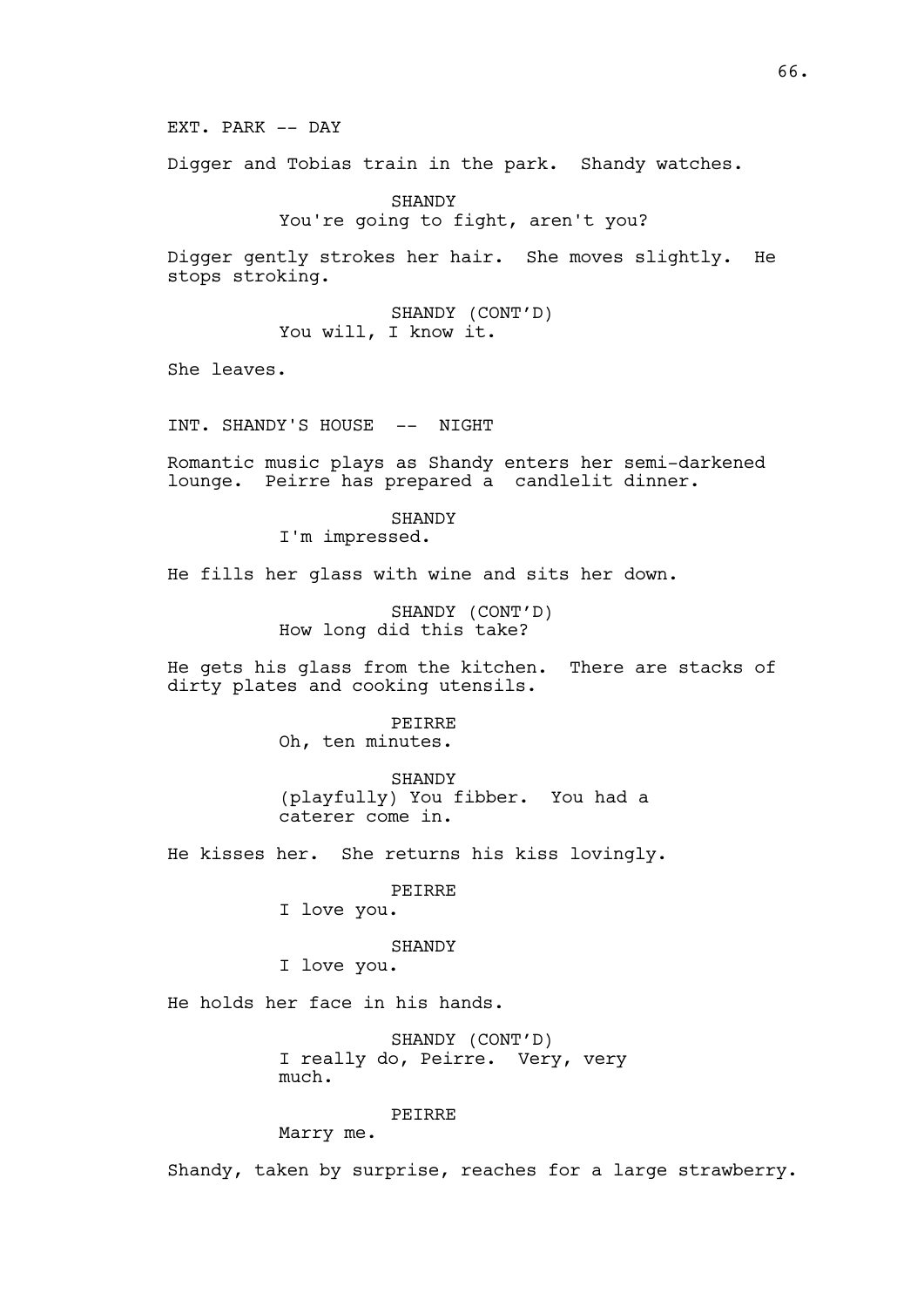EXT. PARK -- DAY

Digger and Tobias train in the park.  Shandy watches.

SHANDY
You're going to fight, aren't you?

Digger gently strokes her hair.  She moves slightly.  He stops stroking.

SHANDY (CONT'D)
You will, I know it.

She leaves.

INT. SHANDY'S HOUSE  --  NIGHT

Romantic music plays as Shandy enters her semi-darkened lounge.  Peirre has prepared a  candlelit dinner.

SHANDY
I'm impressed.

He fills her glass with wine and sits her down.

SHANDY (CONT'D)
How long did this take?

He gets his glass from the kitchen.  There are stacks of dirty plates and cooking utensils.

PEIRRE
Oh, ten minutes.

SHANDY
(playfully) You fibber.  You had a caterer come in.

He kisses her.  She returns his kiss lovingly.

PEIRRE
I love you.

SHANDY
I love you.

He holds her face in his hands.

SHANDY (CONT'D)
I really do, Peirre.  Very, very much.

PEIRRE
Marry me.

Shandy, taken by surprise, reaches for a large strawberry.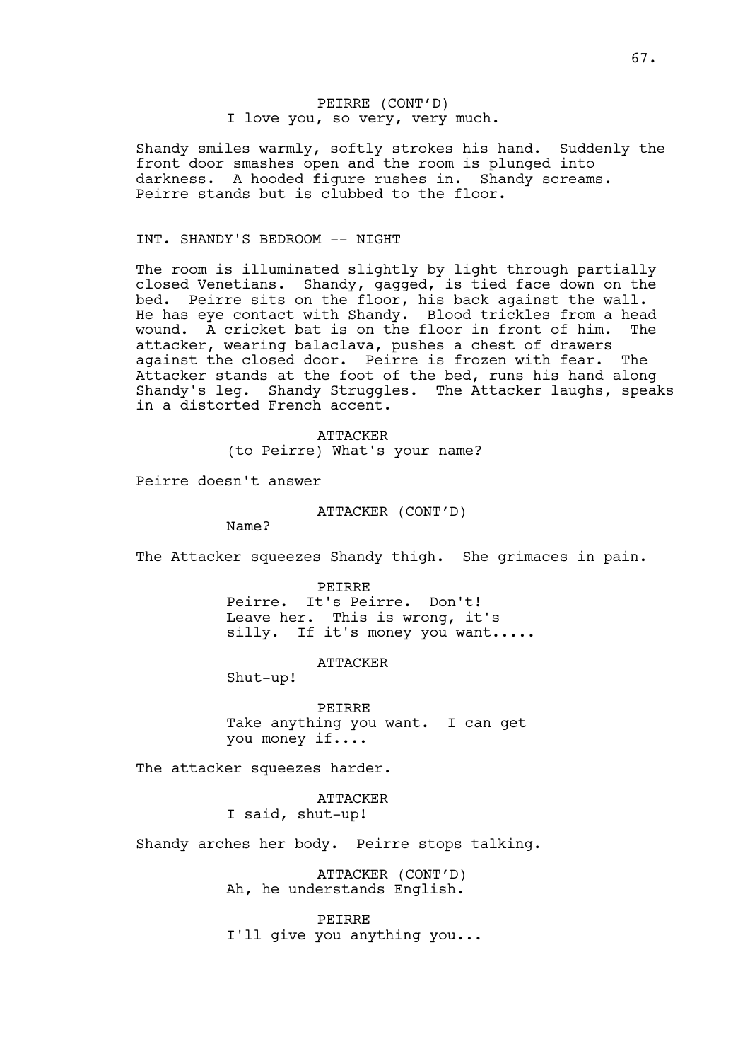PEIRRE (CONT'D)
I love you, so very, very much.

Shandy smiles warmly, softly strokes his hand. Suddenly the front door smashes open and the room is plunged into darkness. A hooded figure rushes in. Shandy screams. Peirre stands but is clubbed to the floor.

INT. SHANDY'S BEDROOM -- NIGHT

The room is illuminated slightly by light through partially closed Venetians. Shandy, gagged, is tied face down on the bed. Peirre sits on the floor, his back against the wall. He has eye contact with Shandy. Blood trickles from a head wound. A cricket bat is on the floor in front of him. The attacker, wearing balaclava, pushes a chest of drawers against the closed door. Peirre is frozen with fear. The Attacker stands at the foot of the bed, runs his hand along Shandy's leg. Shandy Struggles. The Attacker laughs, speaks in a distorted French accent.

ATTACKER
(to Peirre) What's your name?

Peirre doesn't answer

ATTACKER (CONT'D)
Name?

The Attacker squeezes Shandy thigh. She grimaces in pain.

PEIRRE
Peirre. It's Peirre. Don't! Leave her. This is wrong, it's silly. If it's money you want.....

ATTACKER
Shut-up!

PEIRRE
Take anything you want. I can get you money if....

The attacker squeezes harder.

ATTACKER
I said, shut-up!

Shandy arches her body. Peirre stops talking.

ATTACKER (CONT'D)
Ah, he understands English.

PEIRRE
I'll give you anything you...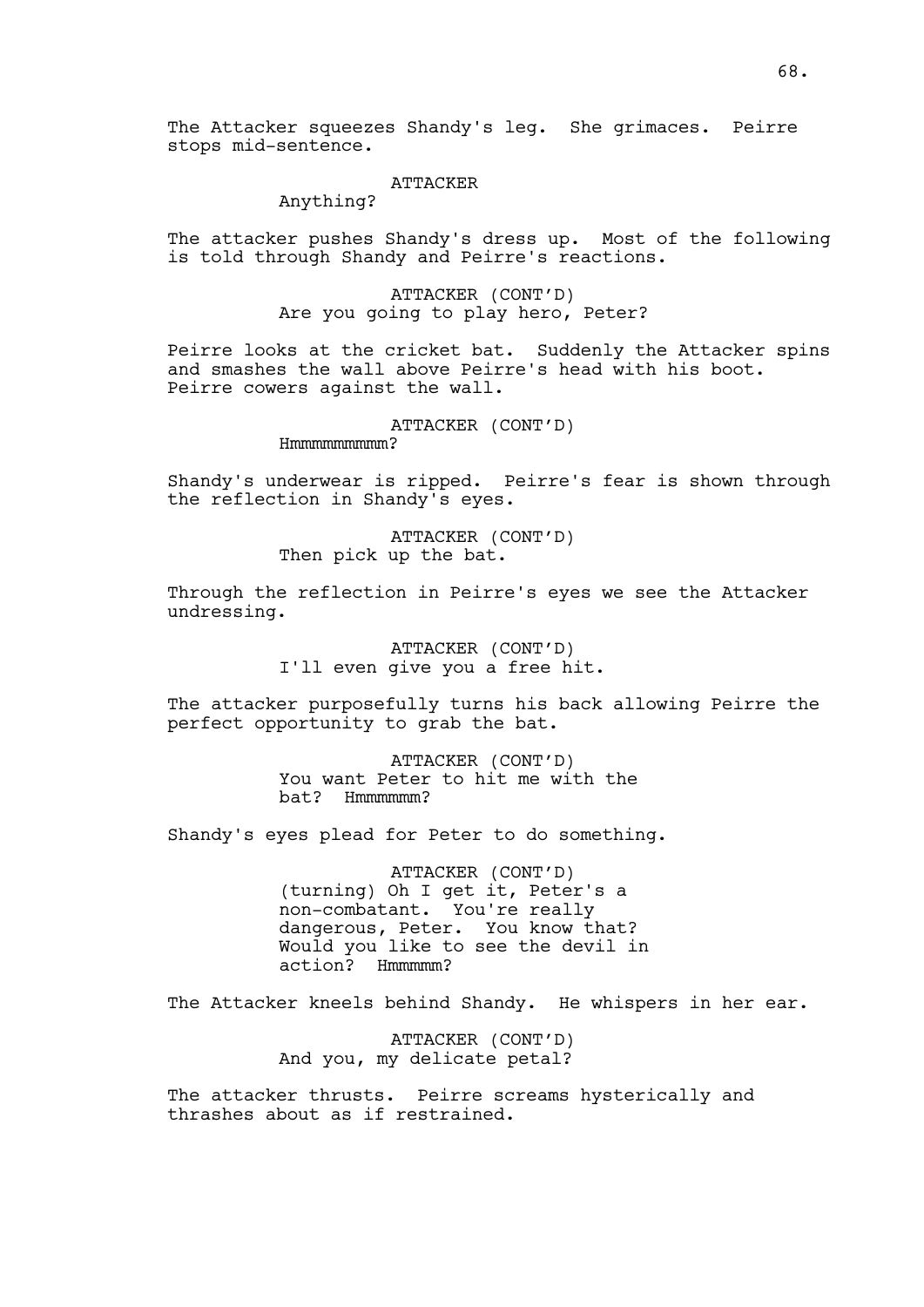The Attacker squeezes Shandy's leg. She grimaces. Peirre stops mid-sentence.

ATTACKER
Anything?

The attacker pushes Shandy's dress up. Most of the following is told through Shandy and Peirre's reactions.

ATTACKER (CONT'D)
Are you going to play hero, Peter?

Peirre looks at the cricket bat. Suddenly the Attacker spins and smashes the wall above Peirre's head with his boot. Peirre cowers against the wall.

ATTACKER (CONT'D)
Hmmmmmmmmm?

Shandy's underwear is ripped. Peirre's fear is shown through the reflection in Shandy's eyes.

ATTACKER (CONT'D)
Then pick up the bat.

Through the reflection in Peirre's eyes we see the Attacker undressing.

ATTACKER (CONT'D)
I'll even give you a free hit.

The attacker purposefully turns his back allowing Peirre the perfect opportunity to grab the bat.

ATTACKER (CONT'D)
You want Peter to hit me with the bat? Hmmmmmm?

Shandy's eyes plead for Peter to do something.

ATTACKER (CONT'D)
(turning) Oh I get it, Peter's a non-combatant. You're really dangerous, Peter. You know that? Would you like to see the devil in action? Hmmmmm?

The Attacker kneels behind Shandy. He whispers in her ear.

ATTACKER (CONT'D)
And you, my delicate petal?

The attacker thrusts. Peirre screams hysterically and thrashes about as if restrained.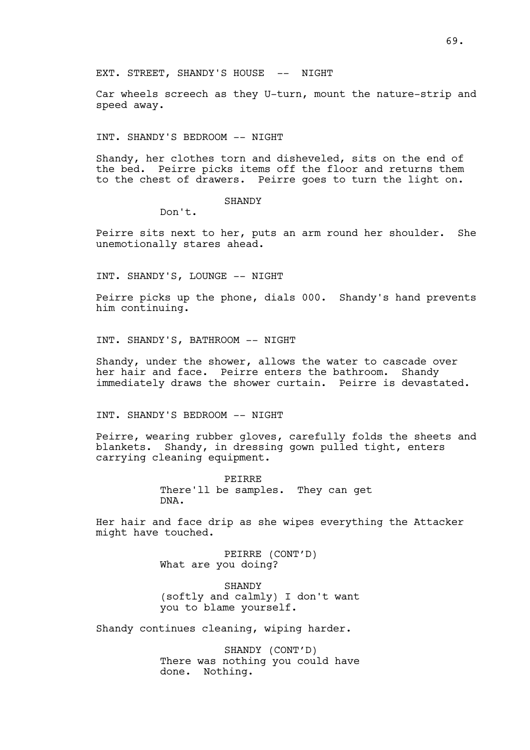EXT. STREET, SHANDY'S HOUSE -- NIGHT

Car wheels screech as they U-turn, mount the nature-strip and speed away.

INT. SHANDY'S BEDROOM -- NIGHT

Shandy, her clothes torn and disheveled, sits on the end of the bed. Peirre picks items off the floor and returns them to the chest of drawers. Peirre goes to turn the light on.

SHANDY
Don't.

Peirre sits next to her, puts an arm round her shoulder. She unemotionally stares ahead.

INT. SHANDY'S, LOUNGE -- NIGHT

Peirre picks up the phone, dials 000. Shandy's hand prevents him continuing.

INT. SHANDY'S, BATHROOM -- NIGHT

Shandy, under the shower, allows the water to cascade over her hair and face. Peirre enters the bathroom. Shandy immediately draws the shower curtain. Peirre is devastated.

INT. SHANDY'S BEDROOM -- NIGHT

Peirre, wearing rubber gloves, carefully folds the sheets and blankets. Shandy, in dressing gown pulled tight, enters carrying cleaning equipment.

PEIRRE
There'll be samples. They can get DNA.

Her hair and face drip as she wipes everything the Attacker might have touched.

PEIRRE (CONT'D)
What are you doing?

SHANDY
(softly and calmly) I don't want you to blame yourself.

Shandy continues cleaning, wiping harder.

SHANDY (CONT'D)
There was nothing you could have done. Nothing.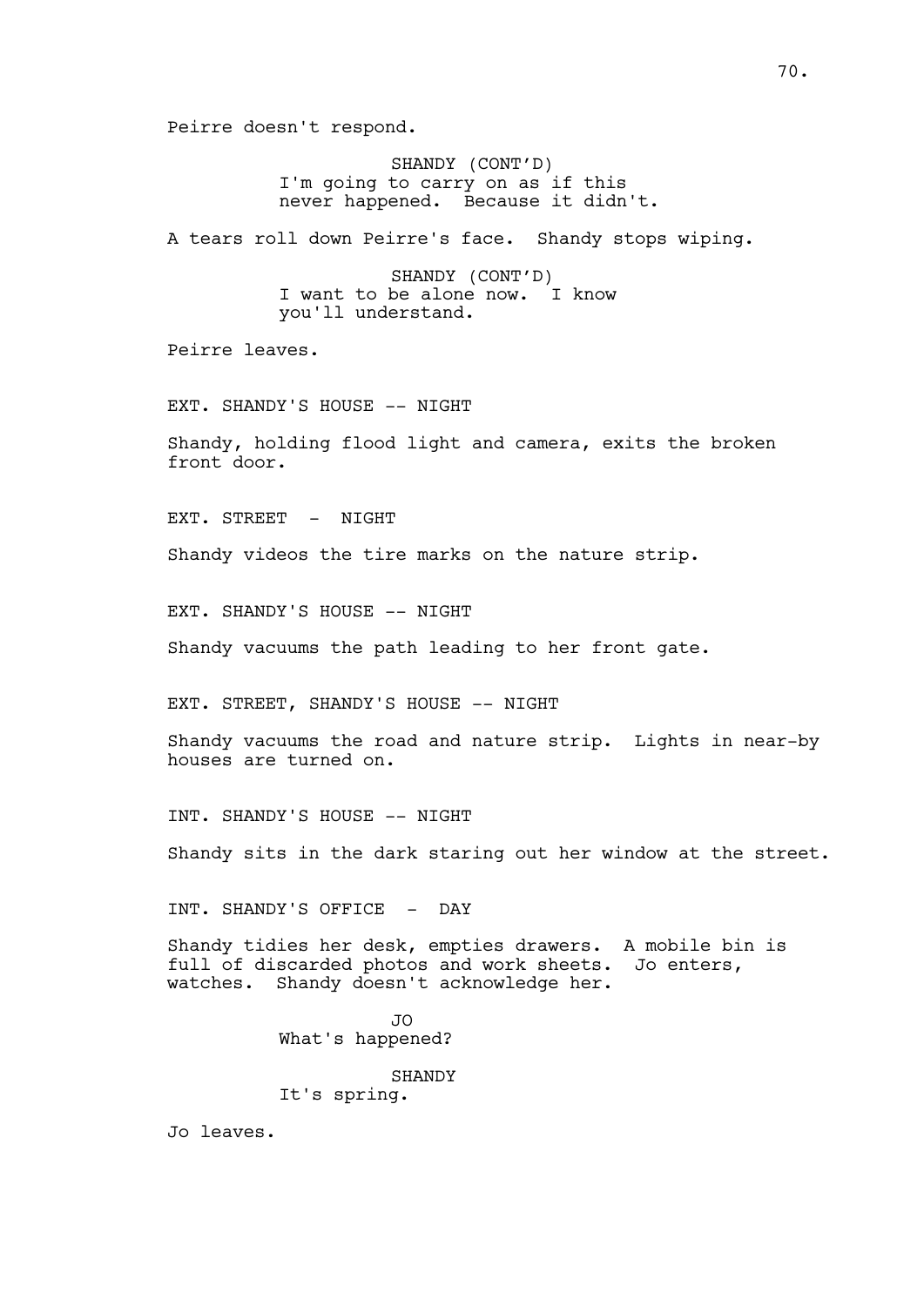Peirre doesn't respond.

SHANDY (CONT'D)
I'm going to carry on as if this never happened. Because it didn't.

A tears roll down Peirre's face. Shandy stops wiping.

SHANDY (CONT'D)
I want to be alone now. I know you'll understand.

Peirre leaves.

EXT. SHANDY'S HOUSE -- NIGHT

Shandy, holding flood light and camera, exits the broken front door.

EXT. STREET - NIGHT

Shandy videos the tire marks on the nature strip.

EXT. SHANDY'S HOUSE -- NIGHT

Shandy vacuums the path leading to her front gate.

EXT. STREET, SHANDY'S HOUSE -- NIGHT

Shandy vacuums the road and nature strip. Lights in near-by houses are turned on.

INT. SHANDY'S HOUSE -- NIGHT

Shandy sits in the dark staring out her window at the street.

INT. SHANDY'S OFFICE - DAY

Shandy tidies her desk, empties drawers. A mobile bin is full of discarded photos and work sheets. Jo enters, watches. Shandy doesn't acknowledge her.

JO
What's happened?

SHANDY
It's spring.

Jo leaves.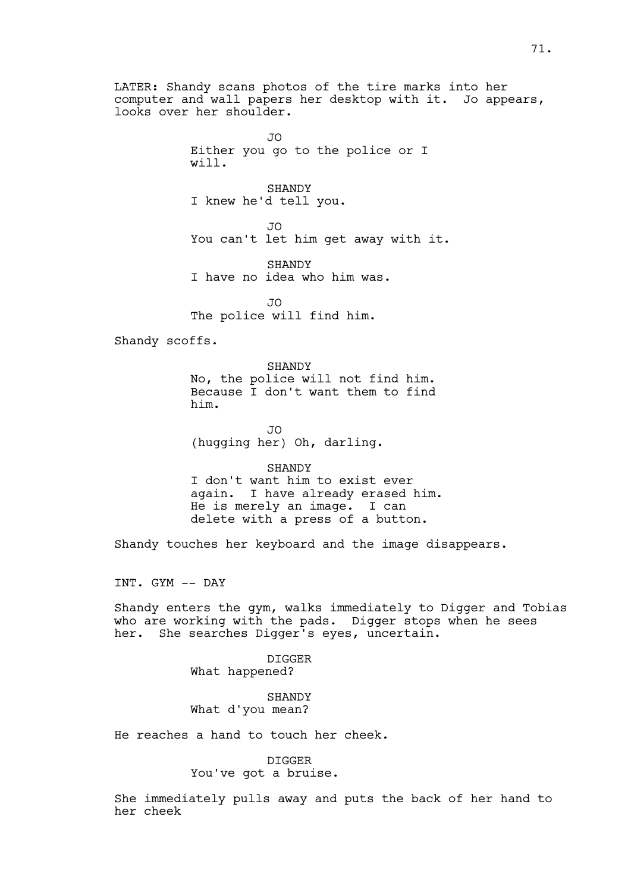LATER: Shandy scans photos of the tire marks into her computer and wall papers her desktop with it. Jo appears, looks over her shoulder.

JO
Either you go to the police or I will.

SHANDY
I knew he'd tell you.

JO
You can't let him get away with it.

SHANDY
I have no idea who him was.

JO
The police will find him.

Shandy scoffs.

SHANDY
No, the police will not find him. Because I don't want them to find him.

JO
(hugging her) Oh, darling.

SHANDY
I don't want him to exist ever again. I have already erased him. He is merely an image. I can delete with a press of a button.

Shandy touches her keyboard and the image disappears.

INT. GYM -- DAY

Shandy enters the gym, walks immediately to Digger and Tobias who are working with the pads. Digger stops when he sees her. She searches Digger's eyes, uncertain.

DIGGER
What happened?

SHANDY
What d'you mean?

He reaches a hand to touch her cheek.

DIGGER
You've got a bruise.

She immediately pulls away and puts the back of her hand to her cheek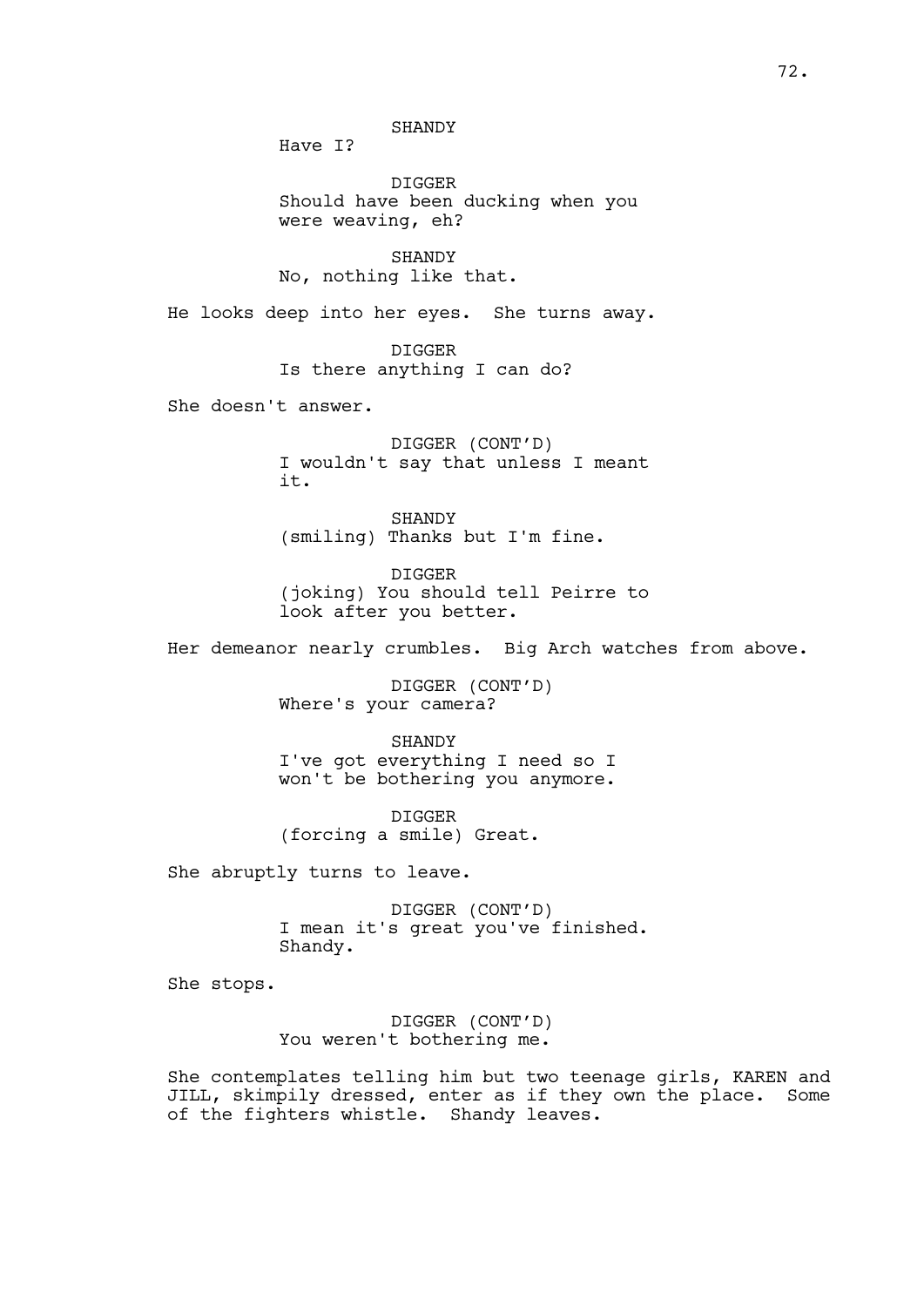SHANDY

Have I?

DIGGER

Should have been ducking when you were weaving, eh?

SHANDY

No, nothing like that.

He looks deep into her eyes. She turns away.

DIGGER

Is there anything I can do?

She doesn't answer.

DIGGER (CONT'D)

I wouldn't say that unless I meant it.

SHANDY

(smiling) Thanks but I'm fine.

DIGGER

(joking) You should tell Peirre to look after you better.

Her demeanor nearly crumbles. Big Arch watches from above.

DIGGER (CONT'D)

Where's your camera?

SHANDY

I've got everything I need so I won't be bothering you anymore.

DIGGER

(forcing a smile) Great.

She abruptly turns to leave.

DIGGER (CONT'D)

I mean it's great you've finished. Shandy.

She stops.

DIGGER (CONT'D)

You weren't bothering me.

She contemplates telling him but two teenage girls, KAREN and JILL, skimpily dressed, enter as if they own the place. Some of the fighters whistle. Shandy leaves.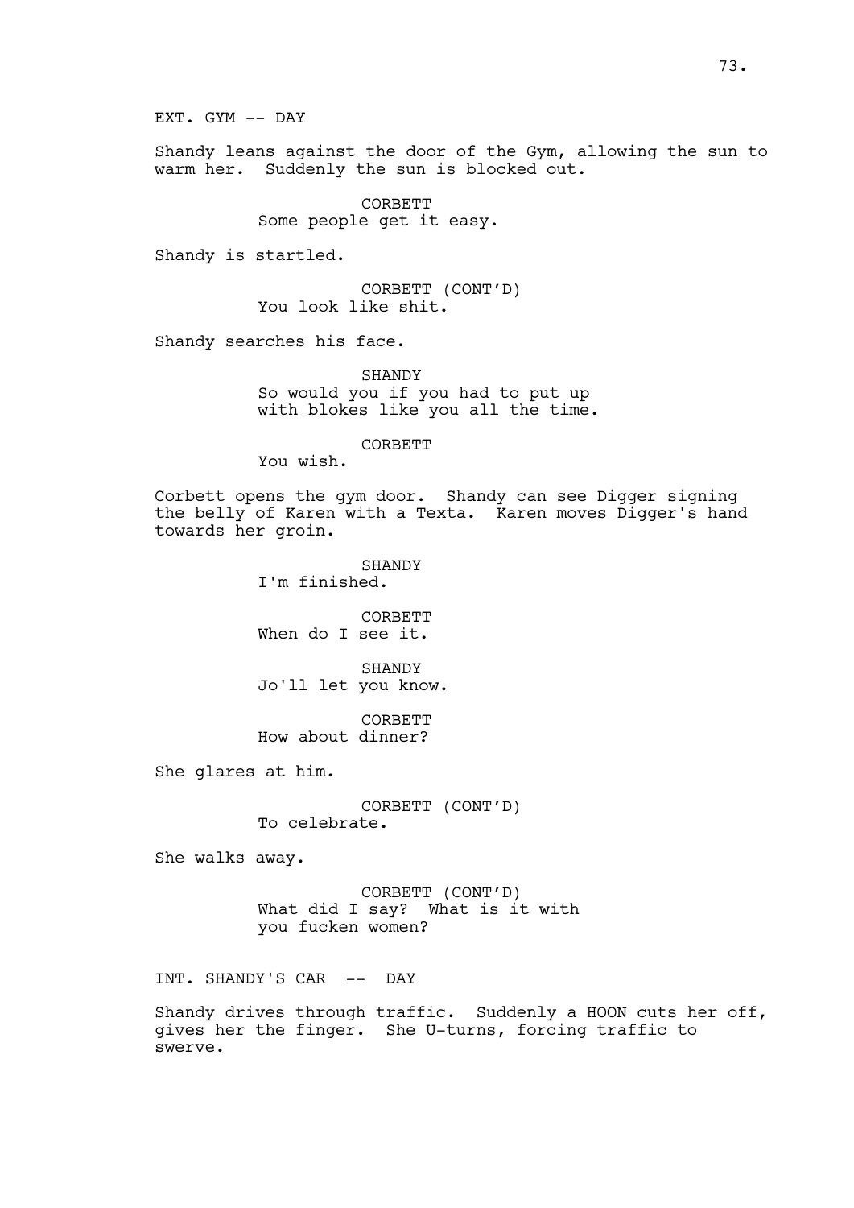EXT. GYM -- DAY

Shandy leans against the door of the Gym, allowing the sun to warm her. Suddenly the sun is blocked out.

CORBETT
Some people get it easy.

Shandy is startled.

CORBETT (CONT'D)
You look like shit.

Shandy searches his face.

SHANDY
So would you if you had to put up with blokes like you all the time.

CORBETT
You wish.

Corbett opens the gym door. Shandy can see Digger signing the belly of Karen with a Texta. Karen moves Digger's hand towards her groin.

SHANDY
I'm finished.

CORBETT
When do I see it.

SHANDY
Jo'll let you know.

CORBETT
How about dinner?

She glares at him.

CORBETT (CONT'D)
To celebrate.

She walks away.

CORBETT (CONT'D)
What did I say? What is it with you fucken women?

INT. SHANDY'S CAR -- DAY

Shandy drives through traffic. Suddenly a HOON cuts her off, gives her the finger. She U-turns, forcing traffic to swerve.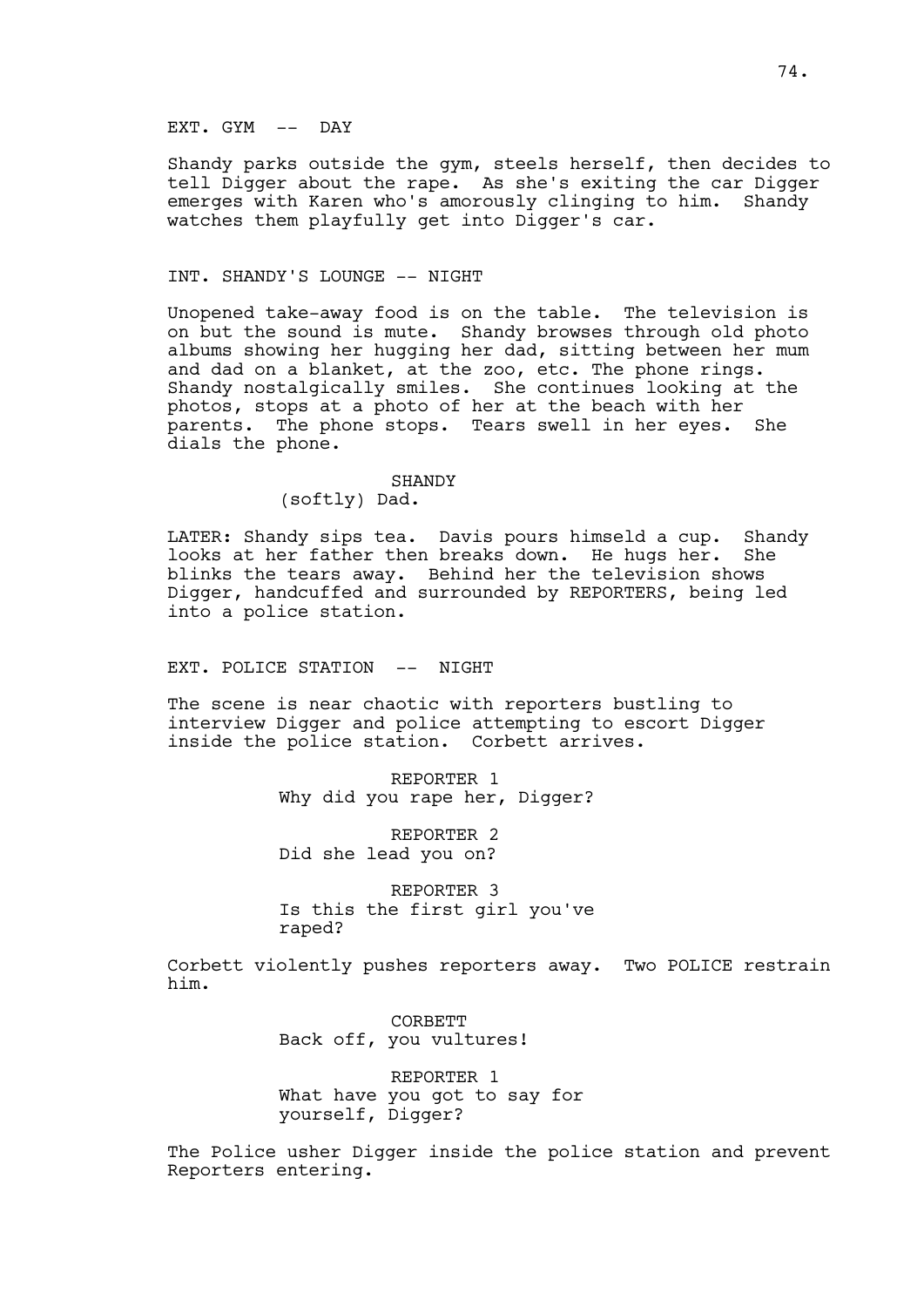EXT. GYM -- DAY

Shandy parks outside the gym, steels herself, then decides to tell Digger about the rape. As she's exiting the car Digger emerges with Karen who's amorously clinging to him. Shandy watches them playfully get into Digger's car.

INT. SHANDY'S LOUNGE -- NIGHT

Unopened take-away food is on the table. The television is on but the sound is mute. Shandy browses through old photo albums showing her hugging her dad, sitting between her mum and dad on a blanket, at the zoo, etc. The phone rings. Shandy nostalgically smiles. She continues looking at the photos, stops at a photo of her at the beach with her parents. The phone stops. Tears swell in her eyes. She dials the phone.

SHANDY
(softly) Dad.

LATER: Shandy sips tea. Davis pours himseld a cup. Shandy looks at her father then breaks down. He hugs her. She blinks the tears away. Behind her the television shows Digger, handcuffed and surrounded by REPORTERS, being led into a police station.

EXT. POLICE STATION -- NIGHT

The scene is near chaotic with reporters bustling to interview Digger and police attempting to escort Digger inside the police station. Corbett arrives.

REPORTER 1
Why did you rape her, Digger?

REPORTER 2
Did she lead you on?

REPORTER 3
Is this the first girl you've raped?

Corbett violently pushes reporters away. Two POLICE restrain him.

CORBETT
Back off, you vultures!

REPORTER 1
What have you got to say for yourself, Digger?

The Police usher Digger inside the police station and prevent Reporters entering.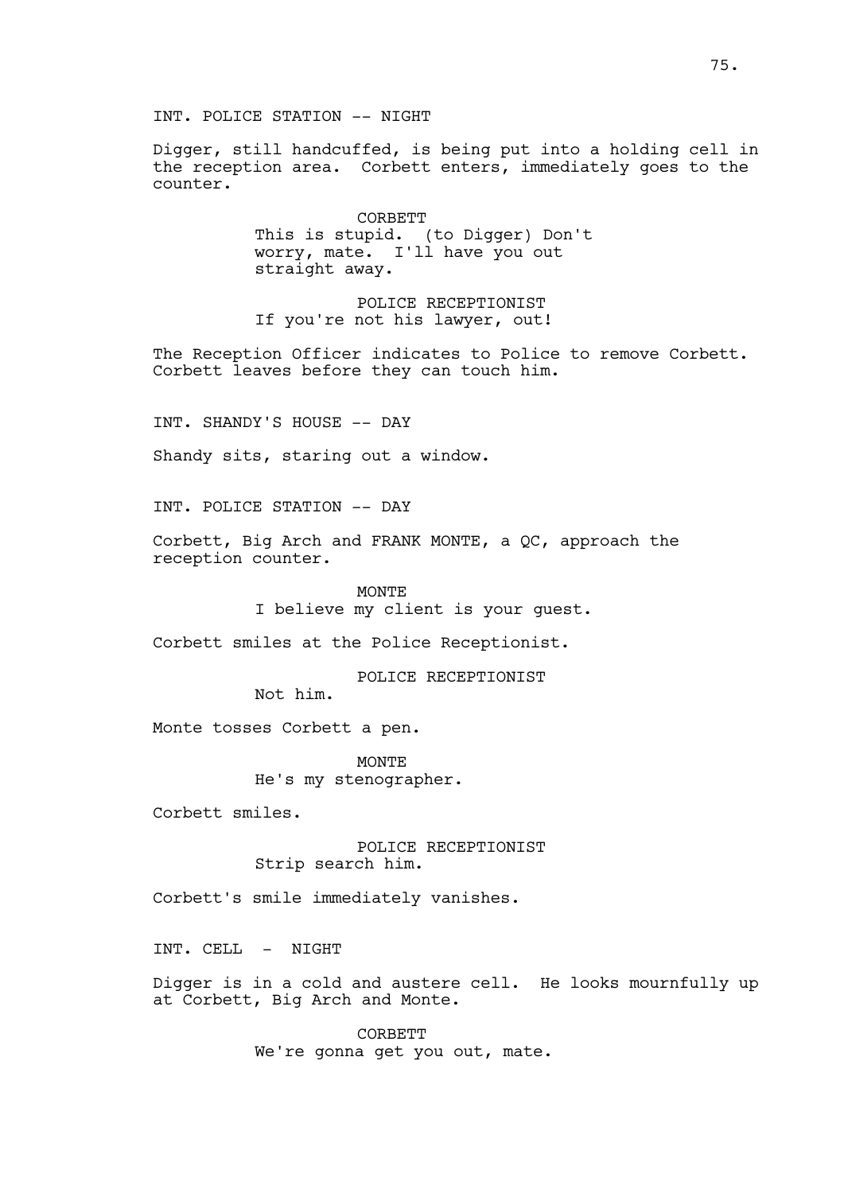INT. POLICE STATION -- NIGHT

Digger, still handcuffed, is being put into a holding cell in the reception area. Corbett enters, immediately goes to the counter.

CORBETT
This is stupid. (to Digger) Don't worry, mate. I'll have you out straight away.

POLICE RECEPTIONIST
If you're not his lawyer, out!

The Reception Officer indicates to Police to remove Corbett. Corbett leaves before they can touch him.

INT. SHANDY'S HOUSE -- DAY

Shandy sits, staring out a window.

INT. POLICE STATION -- DAY

Corbett, Big Arch and FRANK MONTE, a QC, approach the reception counter.

MONTE
I believe my client is your guest.

Corbett smiles at the Police Receptionist.

POLICE RECEPTIONIST
Not him.

Monte tosses Corbett a pen.

MONTE
He's my stenographer.

Corbett smiles.

POLICE RECEPTIONIST
Strip search him.

Corbett's smile immediately vanishes.

INT. CELL - NIGHT

Digger is in a cold and austere cell. He looks mournfully up at Corbett, Big Arch and Monte.

CORBETT
We're gonna get you out, mate.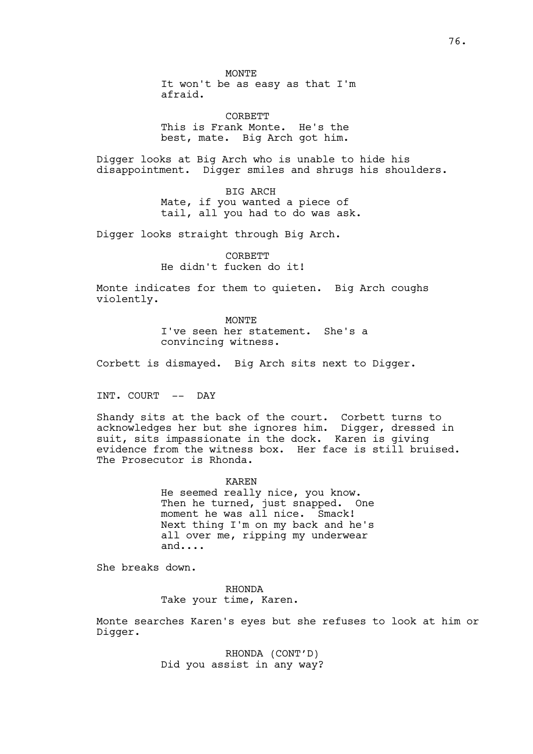MONTE
It won't be as easy as that I'm afraid.

CORBETT
This is Frank Monte. He's the best, mate. Big Arch got him.

Digger looks at Big Arch who is unable to hide his disappointment. Digger smiles and shrugs his shoulders.

BIG ARCH
Mate, if you wanted a piece of tail, all you had to do was ask.

Digger looks straight through Big Arch.

CORBETT
He didn't fucken do it!

Monte indicates for them to quieten. Big Arch coughs violently.

MONTE
I've seen her statement. She's a convincing witness.

Corbett is dismayed. Big Arch sits next to Digger.

INT. COURT -- DAY

Shandy sits at the back of the court. Corbett turns to acknowledges her but she ignores him. Digger, dressed in suit, sits impassionate in the dock. Karen is giving evidence from the witness box. Her face is still bruised. The Prosecutor is Rhonda.

KAREN
He seemed really nice, you know. Then he turned, just snapped. One moment he was all nice. Smack! Next thing I'm on my back and he's all over me, ripping my underwear and....

She breaks down.

RHONDA
Take your time, Karen.

Monte searches Karen's eyes but she refuses to look at him or Digger.

RHONDA (CONT'D)
Did you assist in any way?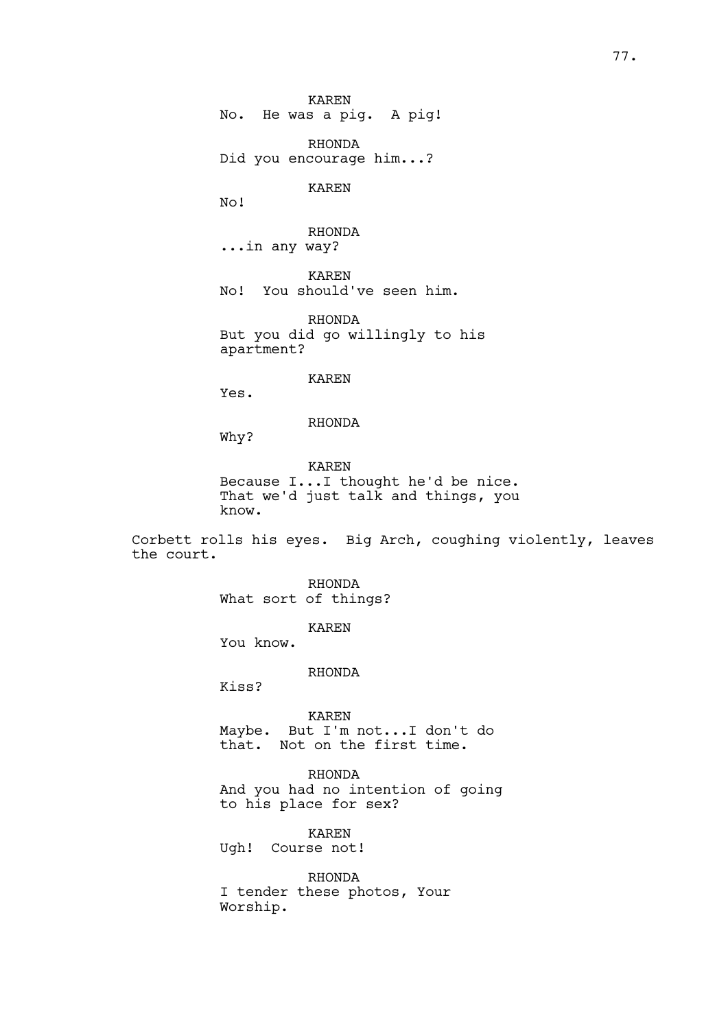KAREN
No. He was a pig. A pig!

RHONDA
Did you encourage him...?

KAREN
No!

RHONDA
...in any way?

KAREN
No! You should've seen him.

RHONDA
But you did go willingly to his apartment?

KAREN
Yes.

RHONDA
Why?

KAREN
Because I...I thought he'd be nice. That we'd just talk and things, you know.

Corbett rolls his eyes. Big Arch, coughing violently, leaves the court.

RHONDA
What sort of things?

KAREN
You know.

RHONDA
Kiss?

KAREN
Maybe. But I'm not...I don't do that. Not on the first time.

RHONDA
And you had no intention of going to his place for sex?

KAREN
Ugh! Course not!

RHONDA
I tender these photos, Your Worship.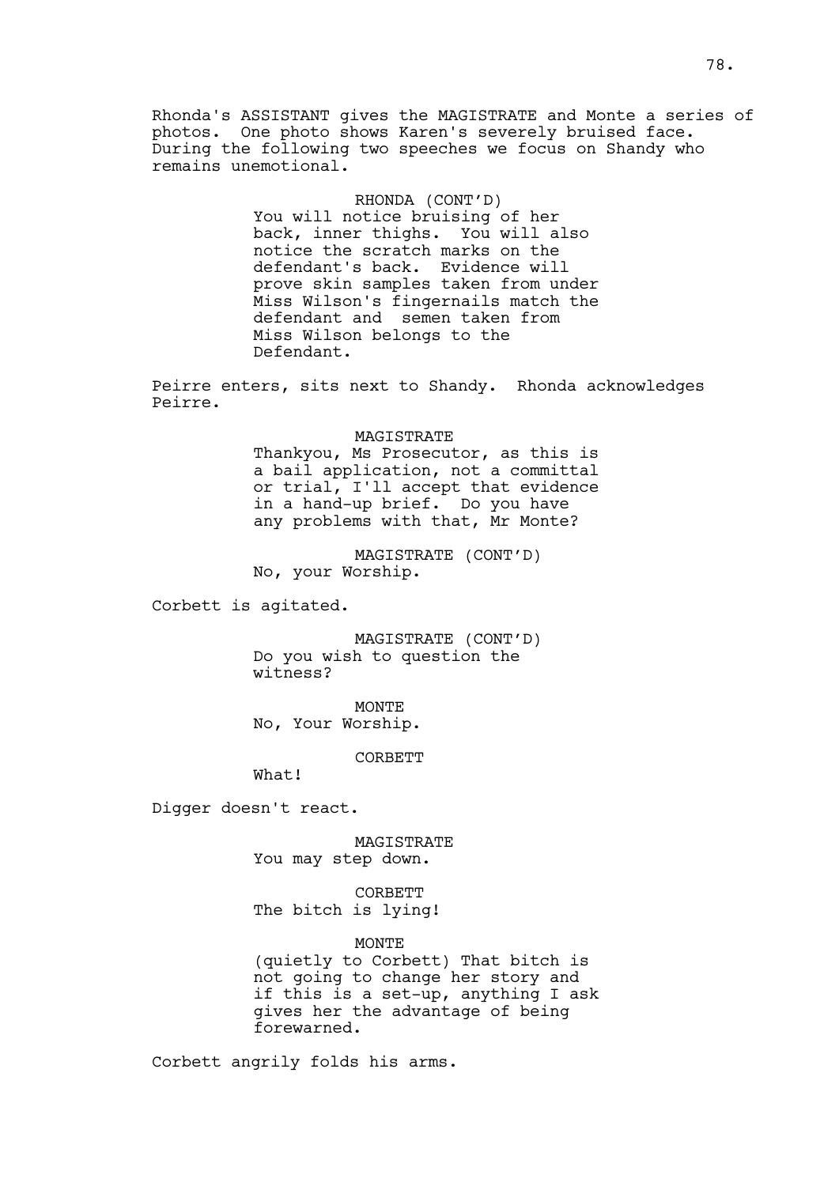Rhonda's ASSISTANT gives the MAGISTRATE and Monte a series of photos. One photo shows Karen's severely bruised face. During the following two speeches we focus on Shandy who remains unemotional.

RHONDA (CONT'D)
You will notice bruising of her back, inner thighs. You will also notice the scratch marks on the defendant's back. Evidence will prove skin samples taken from under Miss Wilson's fingernails match the defendant and semen taken from Miss Wilson belongs to the Defendant.

Peirre enters, sits next to Shandy. Rhonda acknowledges Peirre.

MAGISTRATE
Thankyou, Ms Prosecutor, as this is a bail application, not a committal or trial, I'll accept that evidence in a hand-up brief. Do you have any problems with that, Mr Monte?

MAGISTRATE (CONT'D)
No, your Worship.

Corbett is agitated.

MAGISTRATE (CONT'D)
Do you wish to question the witness?

MONTE
No, Your Worship.

CORBETT
What!

Digger doesn't react.

MAGISTRATE
You may step down.

CORBETT
The bitch is lying!

MONTE
(quietly to Corbett) That bitch is not going to change her story and if this is a set-up, anything I ask gives her the advantage of being forewarned.

Corbett angrily folds his arms.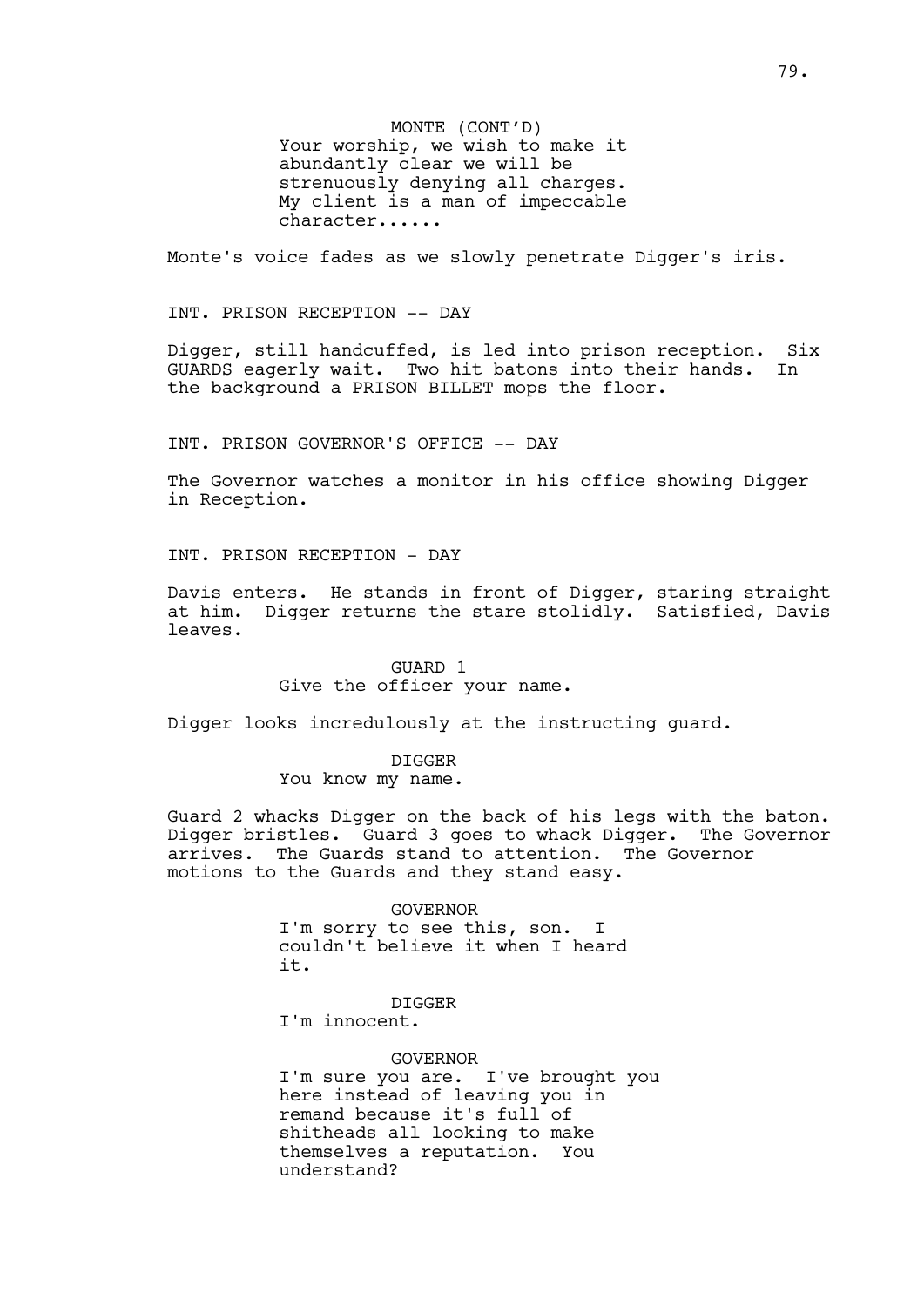MONTE (CONT'D)
Your worship, we wish to make it abundantly clear we will be strenuously denying all charges. My client is a man of impeccable character......

Monte's voice fades as we slowly penetrate Digger's iris.

INT. PRISON RECEPTION -- DAY

Digger, still handcuffed, is led into prison reception. Six GUARDS eagerly wait. Two hit batons into their hands. In the background a PRISON BILLET mops the floor.

INT. PRISON GOVERNOR'S OFFICE -- DAY

The Governor watches a monitor in his office showing Digger in Reception.

INT. PRISON RECEPTION - DAY

Davis enters. He stands in front of Digger, staring straight at him. Digger returns the stare stolidly. Satisfied, Davis leaves.

GUARD 1
Give the officer your name.

Digger looks incredulously at the instructing guard.

DIGGER
You know my name.

Guard 2 whacks Digger on the back of his legs with the baton. Digger bristles. Guard 3 goes to whack Digger. The Governor arrives. The Guards stand to attention. The Governor motions to the Guards and they stand easy.

GOVERNOR
I'm sorry to see this, son. I couldn't believe it when I heard it.

DIGGER
I'm innocent.

GOVERNOR
I'm sure you are. I've brought you here instead of leaving you in remand because it's full of shitheads all looking to make themselves a reputation. You understand?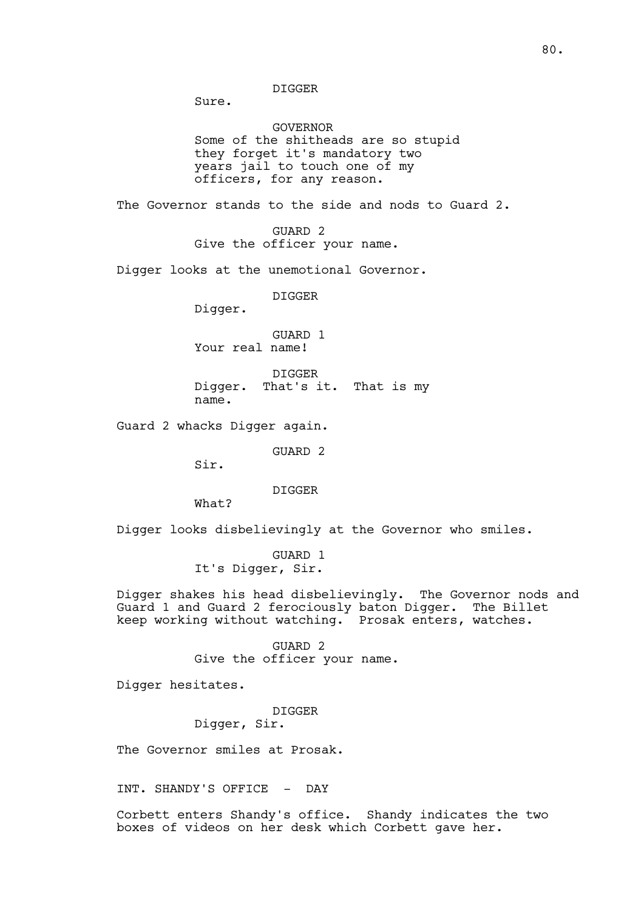DIGGER

Sure.

GOVERNOR

Some of the shitheads are so stupid they forget it's mandatory two years jail to touch one of my officers, for any reason.

The Governor stands to the side and nods to Guard 2.

GUARD 2

Give the officer your name.

Digger looks at the unemotional Governor.

DIGGER

Digger.

GUARD 1

Your real name!

DIGGER

Digger. That's it. That is my name.

Guard 2 whacks Digger again.

GUARD 2

Sir.

DIGGER

What?

Digger looks disbelievingly at the Governor who smiles.

GUARD 1

It's Digger, Sir.

Digger shakes his head disbelievingly. The Governor nods and Guard 1 and Guard 2 ferociously baton Digger. The Billet keep working without watching. Prosak enters, watches.

GUARD 2

Give the officer your name.

Digger hesitates.

DIGGER

Digger, Sir.

The Governor smiles at Prosak.

INT. SHANDY'S OFFICE - DAY

Corbett enters Shandy's office. Shandy indicates the two boxes of videos on her desk which Corbett gave her.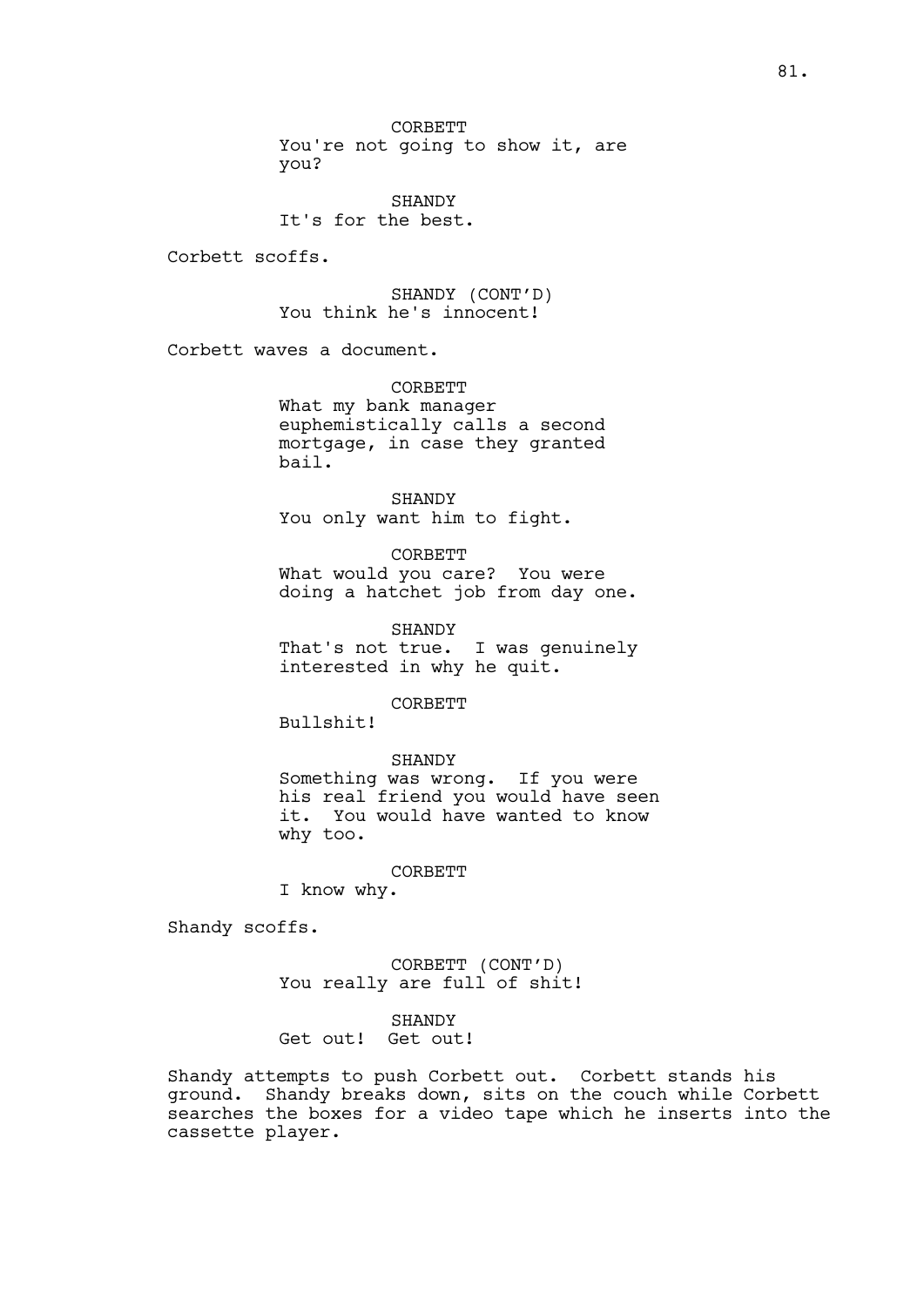CORBETT
You're not going to show it, are you?

SHANDY
It's for the best.

Corbett scoffs.

SHANDY (CONT'D)
You think he's innocent!

Corbett waves a document.

CORBETT
What my bank manager euphemistically calls a second mortgage, in case they granted bail.

SHANDY
You only want him to fight.

CORBETT
What would you care? You were doing a hatchet job from day one.

SHANDY
That's not true. I was genuinely interested in why he quit.

CORBETT
Bullshit!

SHANDY
Something was wrong. If you were his real friend you would have seen it. You would have wanted to know why too.

CORBETT
I know why.

Shandy scoffs.

CORBETT (CONT'D)
You really are full of shit!

SHANDY
Get out! Get out!

Shandy attempts to push Corbett out. Corbett stands his ground. Shandy breaks down, sits on the couch while Corbett searches the boxes for a video tape which he inserts into the cassette player.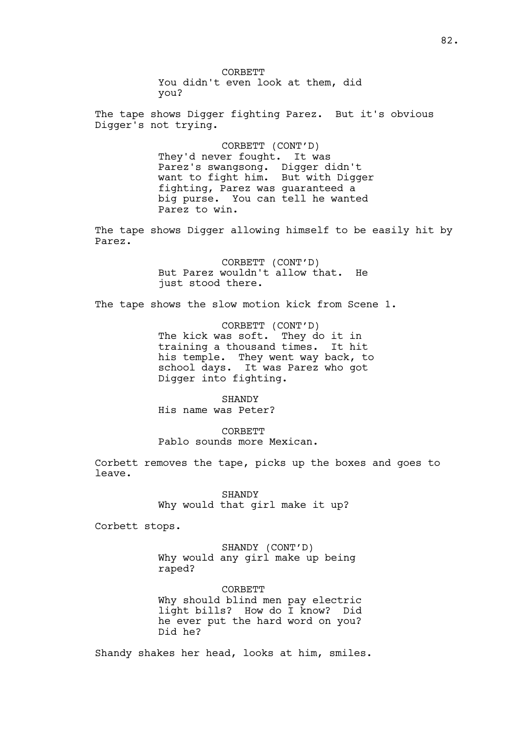CORBETT
You didn't even look at them, did you?

The tape shows Digger fighting Parez. But it's obvious Digger's not trying.

CORBETT (CONT'D)
They'd never fought. It was Parez's swangsong. Digger didn't want to fight him. But with Digger fighting, Parez was guaranteed a big purse. You can tell he wanted Parez to win.

The tape shows Digger allowing himself to be easily hit by Parez.

CORBETT (CONT'D)
But Parez wouldn't allow that. He just stood there.

The tape shows the slow motion kick from Scene 1.

CORBETT (CONT'D)
The kick was soft. They do it in training a thousand times. It hit his temple. They went way back, to school days. It was Parez who got Digger into fighting.

SHANDY
His name was Peter?

CORBETT
Pablo sounds more Mexican.

Corbett removes the tape, picks up the boxes and goes to leave.

SHANDY
Why would that girl make it up?

Corbett stops.

SHANDY (CONT'D)
Why would any girl make up being raped?

CORBETT
Why should blind men pay electric light bills? How do I know? Did he ever put the hard word on you? Did he?

Shandy shakes her head, looks at him, smiles.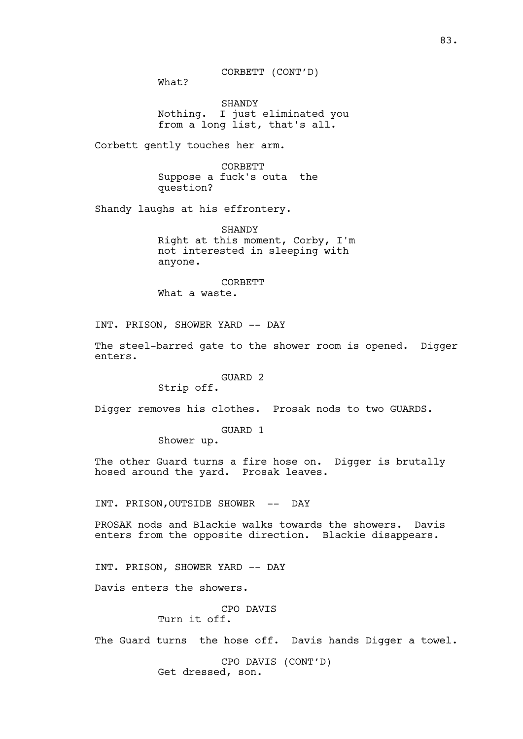CORBETT (CONT'D)
What?

SHANDY
Nothing. I just eliminated you from a long list, that's all.

Corbett gently touches her arm.

CORBETT
Suppose a fuck's outa the question?

Shandy laughs at his effrontery.

SHANDY
Right at this moment, Corby, I'm not interested in sleeping with anyone.

CORBETT
What a waste.

INT. PRISON, SHOWER YARD -- DAY

The steel-barred gate to the shower room is opened. Digger enters.

GUARD 2
Strip off.

Digger removes his clothes. Prosak nods to two GUARDS.

GUARD 1
Shower up.

The other Guard turns a fire hose on. Digger is brutally hosed around the yard. Prosak leaves.

INT. PRISON,OUTSIDE SHOWER -- DAY

PROSAK nods and Blackie walks towards the showers. Davis enters from the opposite direction. Blackie disappears.

INT. PRISON, SHOWER YARD -- DAY

Davis enters the showers.

CPO DAVIS
Turn it off.

The Guard turns the hose off. Davis hands Digger a towel.

CPO DAVIS (CONT'D)
Get dressed, son.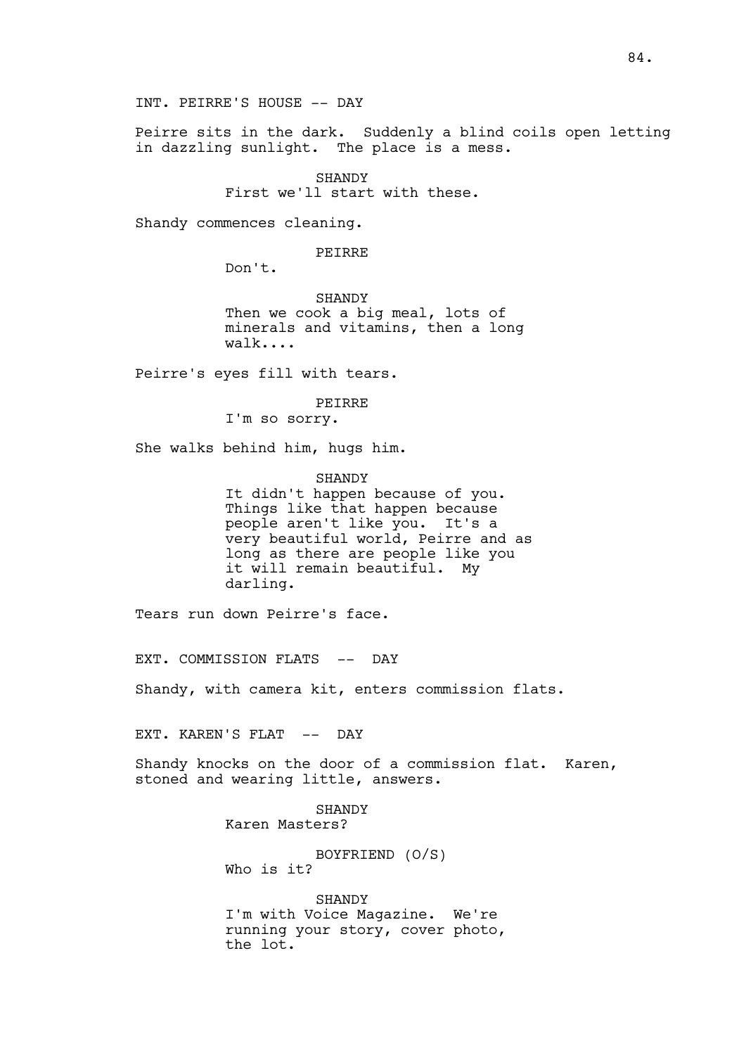INT. PEIRRE'S HOUSE -- DAY

Peirre sits in the dark. Suddenly a blind coils open letting in dazzling sunlight. The place is a mess.

SHANDY
First we'll start with these.

Shandy commences cleaning.

PEIRRE
Don't.

SHANDY
Then we cook a big meal, lots of minerals and vitamins, then a long walk....

Peirre's eyes fill with tears.

PEIRRE
I'm so sorry.

She walks behind him, hugs him.

SHANDY
It didn't happen because of you. Things like that happen because people aren't like you. It's a very beautiful world, Peirre and as long as there are people like you it will remain beautiful. My darling.

Tears run down Peirre's face.

EXT. COMMISSION FLATS -- DAY

Shandy, with camera kit, enters commission flats.

EXT. KAREN'S FLAT -- DAY

Shandy knocks on the door of a commission flat. Karen, stoned and wearing little, answers.

SHANDY
Karen Masters?

BOYFRIEND (O/S)
Who is it?

SHANDY
I'm with Voice Magazine. We're running your story, cover photo, the lot.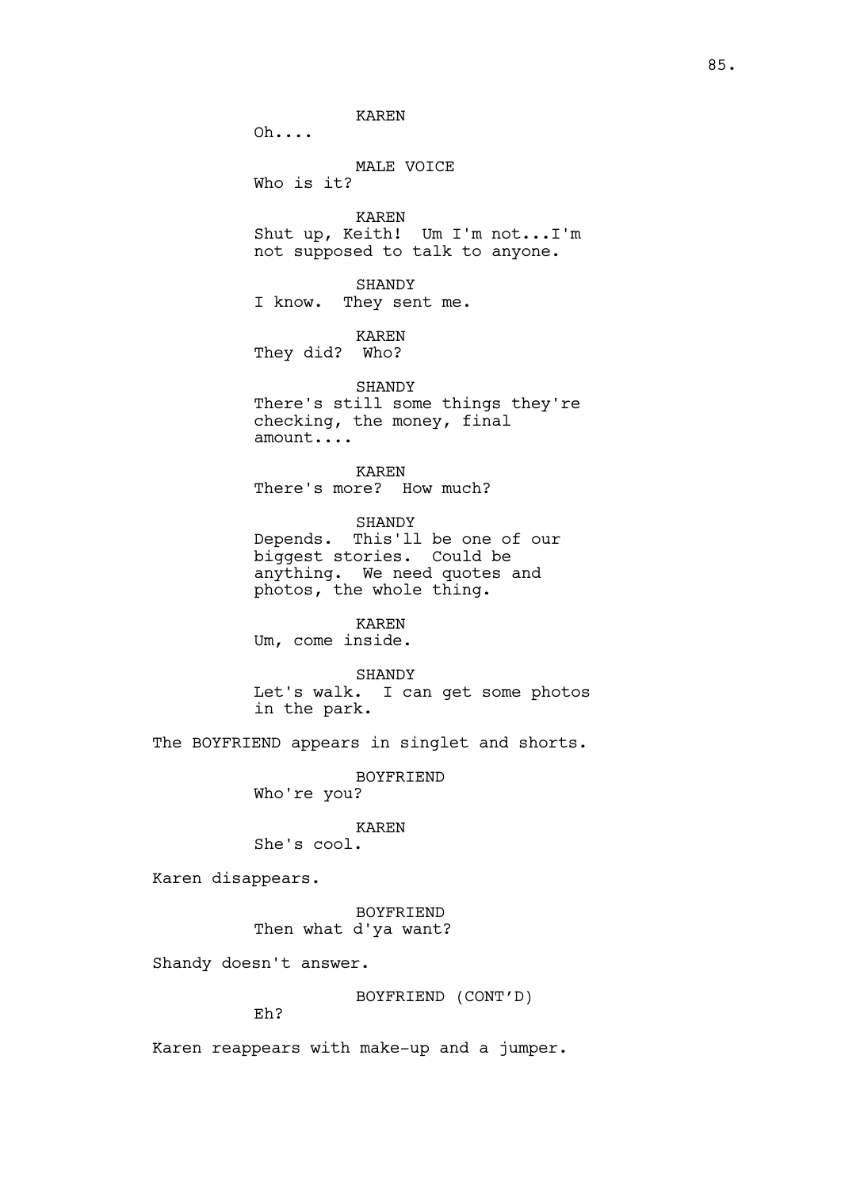KAREN
Oh....

MALE VOICE
Who is it?

KAREN
Shut up, Keith! Um I'm not...I'm not supposed to talk to anyone.

SHANDY
I know. They sent me.

KAREN
They did? Who?

SHANDY
There's still some things they're checking, the money, final amount....

KAREN
There's more? How much?

SHANDY
Depends. This'll be one of our biggest stories. Could be anything. We need quotes and photos, the whole thing.

KAREN
Um, come inside.

SHANDY
Let's walk. I can get some photos in the park.

The BOYFRIEND appears in singlet and shorts.

BOYFRIEND
Who're you?

KAREN
She's cool.

Karen disappears.

BOYFRIEND
Then what d'ya want?

Shandy doesn't answer.

BOYFRIEND (CONT'D)
Eh?

Karen reappears with make-up and a jumper.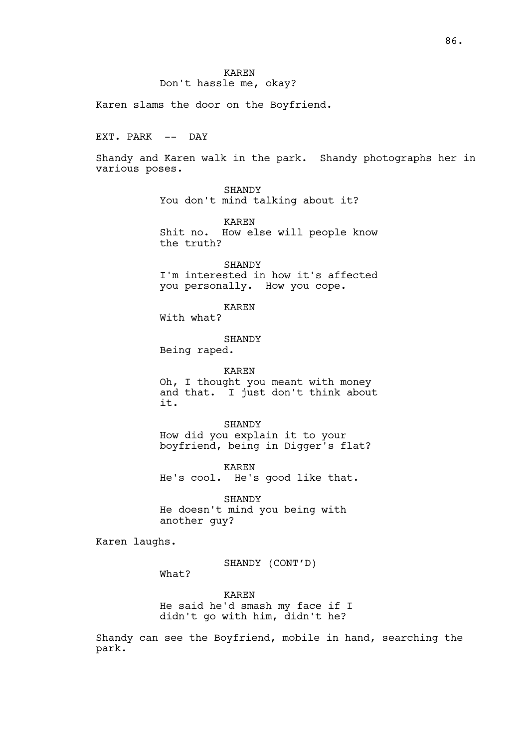KAREN
Don't hassle me, okay?

Karen slams the door on the Boyfriend.

EXT. PARK -- DAY

Shandy and Karen walk in the park. Shandy photographs her in various poses.

SHANDY
You don't mind talking about it?

KAREN
Shit no. How else will people know the truth?

SHANDY
I'm interested in how it's affected you personally. How you cope.

KAREN
With what?

SHANDY
Being raped.

KAREN
Oh, I thought you meant with money and that. I just don't think about it.

SHANDY
How did you explain it to your boyfriend, being in Digger's flat?

KAREN
He's cool. He's good like that.

SHANDY
He doesn't mind you being with another guy?

Karen laughs.

SHANDY (CONT'D)
What?

KAREN
He said he'd smash my face if I didn't go with him, didn't he?

Shandy can see the Boyfriend, mobile in hand, searching the park.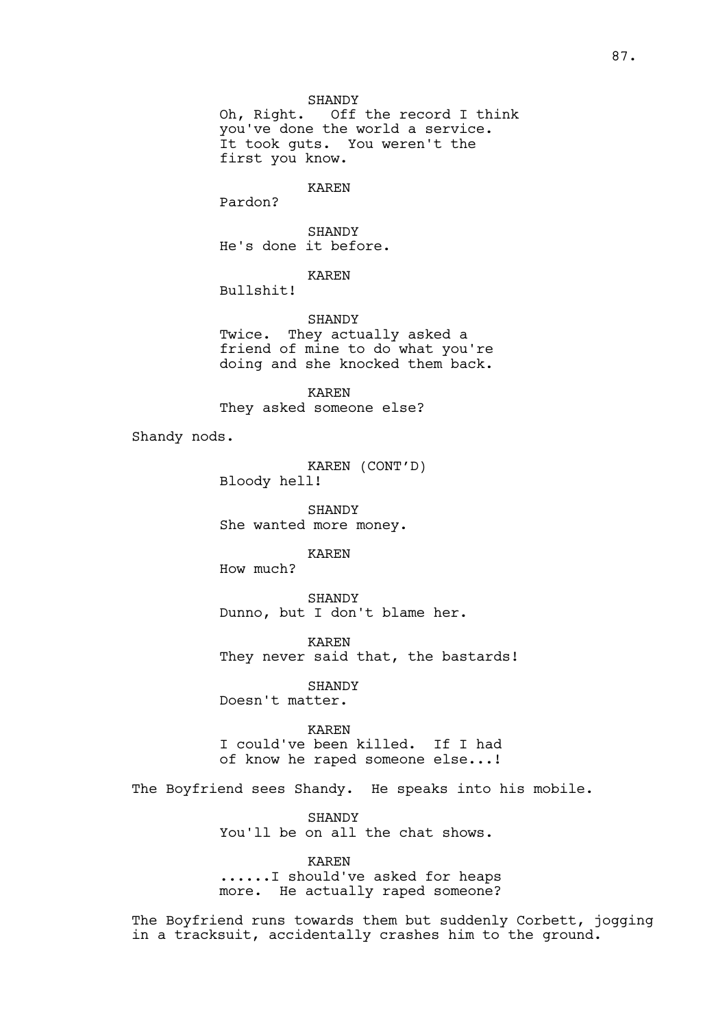SHANDY
Oh, Right. Off the record I think you've done the world a service. It took guts. You weren't the first you know.

KAREN
Pardon?

SHANDY
He's done it before.

KAREN
Bullshit!

SHANDY
Twice. They actually asked a friend of mine to do what you're doing and she knocked them back.

KAREN
They asked someone else?

Shandy nods.

KAREN (CONT'D)
Bloody hell!

SHANDY
She wanted more money.

KAREN
How much?

SHANDY
Dunno, but I don't blame her.

KAREN
They never said that, the bastards!

SHANDY
Doesn't matter.

KAREN
I could've been killed. If I had of know he raped someone else...!

The Boyfriend sees Shandy. He speaks into his mobile.

SHANDY
You'll be on all the chat shows.

KAREN
......I should've asked for heaps more. He actually raped someone?

The Boyfriend runs towards them but suddenly Corbett, jogging in a tracksuit, accidentally crashes him to the ground.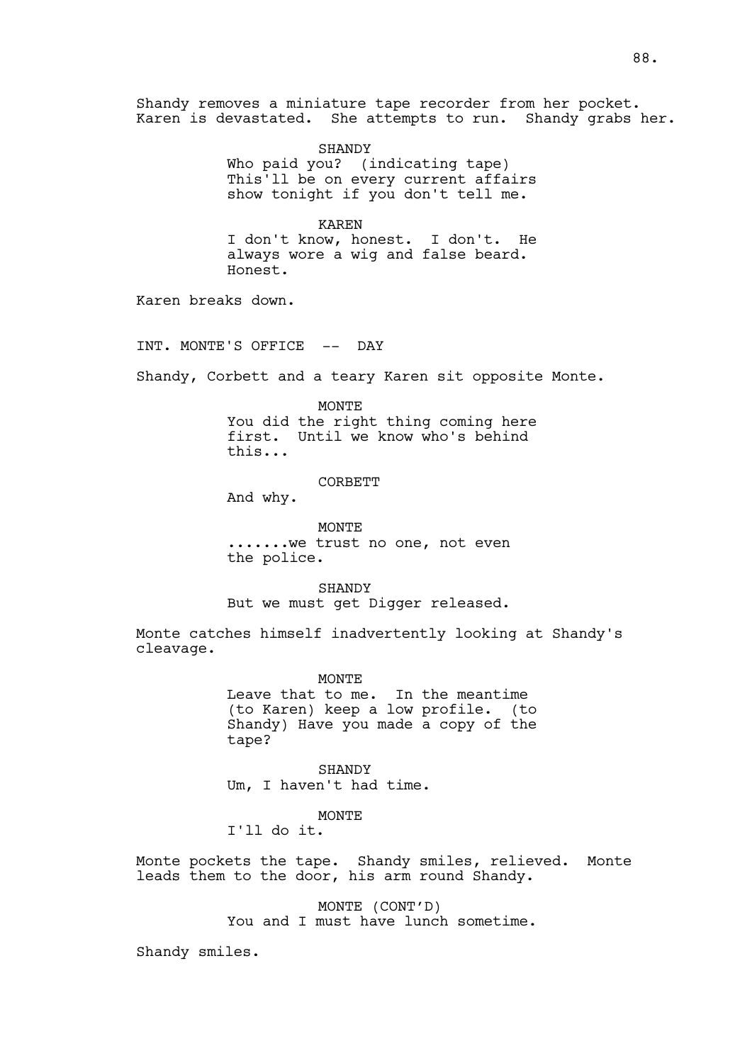Shandy removes a miniature tape recorder from her pocket. Karen is devastated. She attempts to run. Shandy grabs her.

SHANDY
Who paid you? (indicating tape) This'll be on every current affairs show tonight if you don't tell me.

KAREN
I don't know, honest. I don't. He always wore a wig and false beard. Honest.

Karen breaks down.

INT. MONTE'S OFFICE -- DAY

Shandy, Corbett and a teary Karen sit opposite Monte.

MONTE
You did the right thing coming here first. Until we know who's behind this...

CORBETT
And why.

MONTE
.......we trust no one, not even the police.

SHANDY
But we must get Digger released.

Monte catches himself inadvertently looking at Shandy's cleavage.

MONTE
Leave that to me. In the meantime (to Karen) keep a low profile. (to Shandy) Have you made a copy of the tape?

SHANDY
Um, I haven't had time.

MONTE
I'll do it.

Monte pockets the tape. Shandy smiles, relieved. Monte leads them to the door, his arm round Shandy.

MONTE (CONT'D)
You and I must have lunch sometime.

Shandy smiles.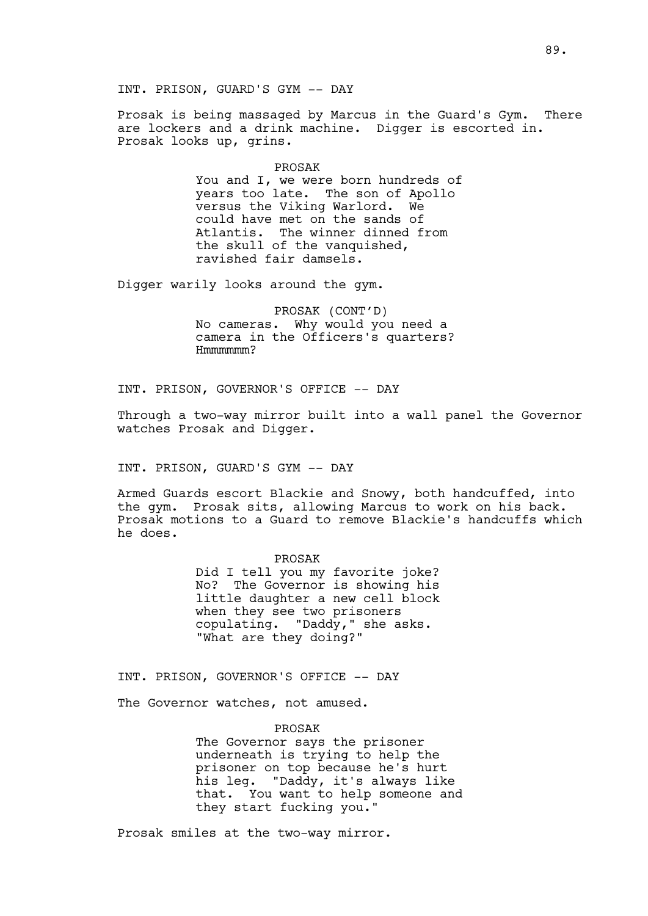INT. PRISON, GUARD'S GYM -- DAY

Prosak is being massaged by Marcus in the Guard's Gym. There are lockers and a drink machine. Digger is escorted in. Prosak looks up, grins.

PROSAK
You and I, we were born hundreds of years too late. The son of Apollo versus the Viking Warlord. We could have met on the sands of Atlantis. The winner dinned from the skull of the vanquished, ravished fair damsels.

Digger warily looks around the gym.

PROSAK (CONT'D)
No cameras. Why would you need a camera in the Officers's quarters? Hmmmmmm?

INT. PRISON, GOVERNOR'S OFFICE -- DAY

Through a two-way mirror built into a wall panel the Governor watches Prosak and Digger.

INT. PRISON, GUARD'S GYM -- DAY

Armed Guards escort Blackie and Snowy, both handcuffed, into the gym. Prosak sits, allowing Marcus to work on his back. Prosak motions to a Guard to remove Blackie's handcuffs which he does.

PROSAK
Did I tell you my favorite joke? No? The Governor is showing his little daughter a new cell block when they see two prisoners copulating. "Daddy," she asks. "What are they doing?"

INT. PRISON, GOVERNOR'S OFFICE -- DAY

The Governor watches, not amused.

PROSAK
The Governor says the prisoner underneath is trying to help the prisoner on top because he's hurt his leg. "Daddy, it's always like that. You want to help someone and they start fucking you."

Prosak smiles at the two-way mirror.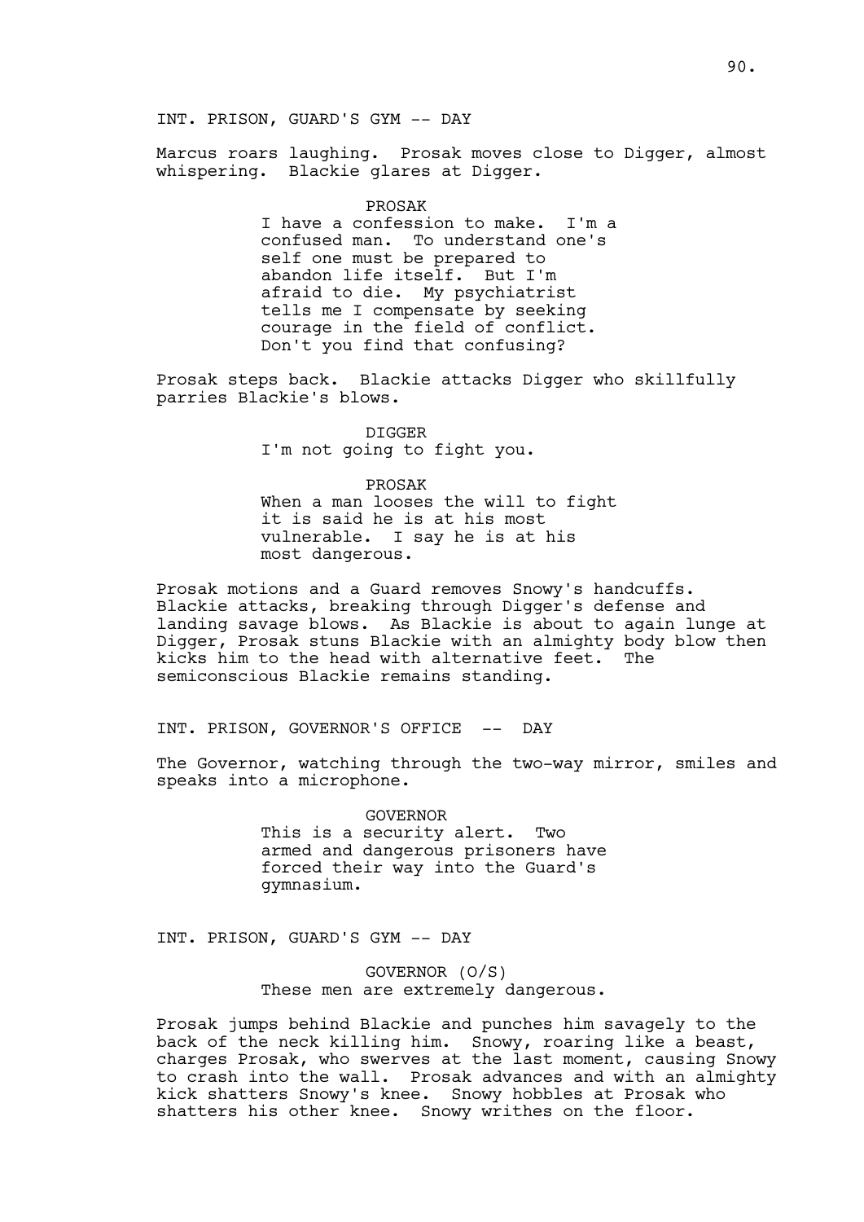INT. PRISON, GUARD'S GYM -- DAY

Marcus roars laughing. Prosak moves close to Digger, almost whispering. Blackie glares at Digger.

PROSAK
I have a confession to make. I'm a confused man. To understand one's self one must be prepared to abandon life itself. But I'm afraid to die. My psychiatrist tells me I compensate by seeking courage in the field of conflict. Don't you find that confusing?

Prosak steps back. Blackie attacks Digger who skillfully parries Blackie's blows.

DIGGER
I'm not going to fight you.

PROSAK
When a man looses the will to fight it is said he is at his most vulnerable. I say he is at his most dangerous.

Prosak motions and a Guard removes Snowy's handcuffs. Blackie attacks, breaking through Digger's defense and landing savage blows. As Blackie is about to again lunge at Digger, Prosak stuns Blackie with an almighty body blow then kicks him to the head with alternative feet. The semiconscious Blackie remains standing.

INT. PRISON, GOVERNOR'S OFFICE -- DAY

The Governor, watching through the two-way mirror, smiles and speaks into a microphone.

GOVERNOR
This is a security alert. Two armed and dangerous prisoners have forced their way into the Guard's gymnasium.

INT. PRISON, GUARD'S GYM -- DAY

GOVERNOR (O/S)
These men are extremely dangerous.

Prosak jumps behind Blackie and punches him savagely to the back of the neck killing him. Snowy, roaring like a beast, charges Prosak, who swerves at the last moment, causing Snowy to crash into the wall. Prosak advances and with an almighty kick shatters Snowy's knee. Snowy hobbles at Prosak who shatters his other knee. Snowy writhes on the floor.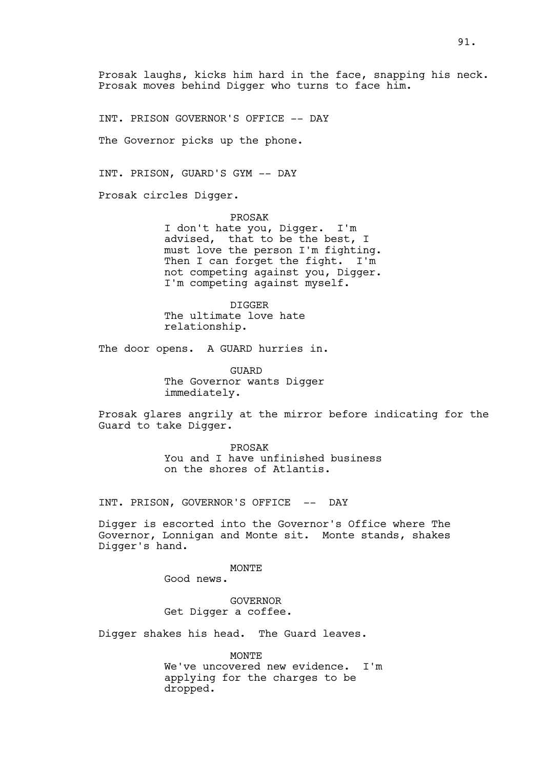Prosak laughs, kicks him hard in the face, snapping his neck. Prosak moves behind Digger who turns to face him.

INT. PRISON GOVERNOR'S OFFICE -- DAY

The Governor picks up the phone.

INT. PRISON, GUARD'S GYM -- DAY

Prosak circles Digger.

PROSAK
I don't hate you, Digger. I'm advised, that to be the best, I must love the person I'm fighting. Then I can forget the fight. I'm not competing against you, Digger. I'm competing against myself.

DIGGER
The ultimate love hate relationship.

The door opens. A GUARD hurries in.

GUARD
The Governor wants Digger immediately.

Prosak glares angrily at the mirror before indicating for the Guard to take Digger.

PROSAK
You and I have unfinished business on the shores of Atlantis.

INT. PRISON, GOVERNOR'S OFFICE -- DAY

Digger is escorted into the Governor's Office where The Governor, Lonnigan and Monte sit. Monte stands, shakes Digger's hand.

MONTE
Good news.

GOVERNOR
Get Digger a coffee.

Digger shakes his head. The Guard leaves.

MONTE
We've uncovered new evidence. I'm applying for the charges to be dropped.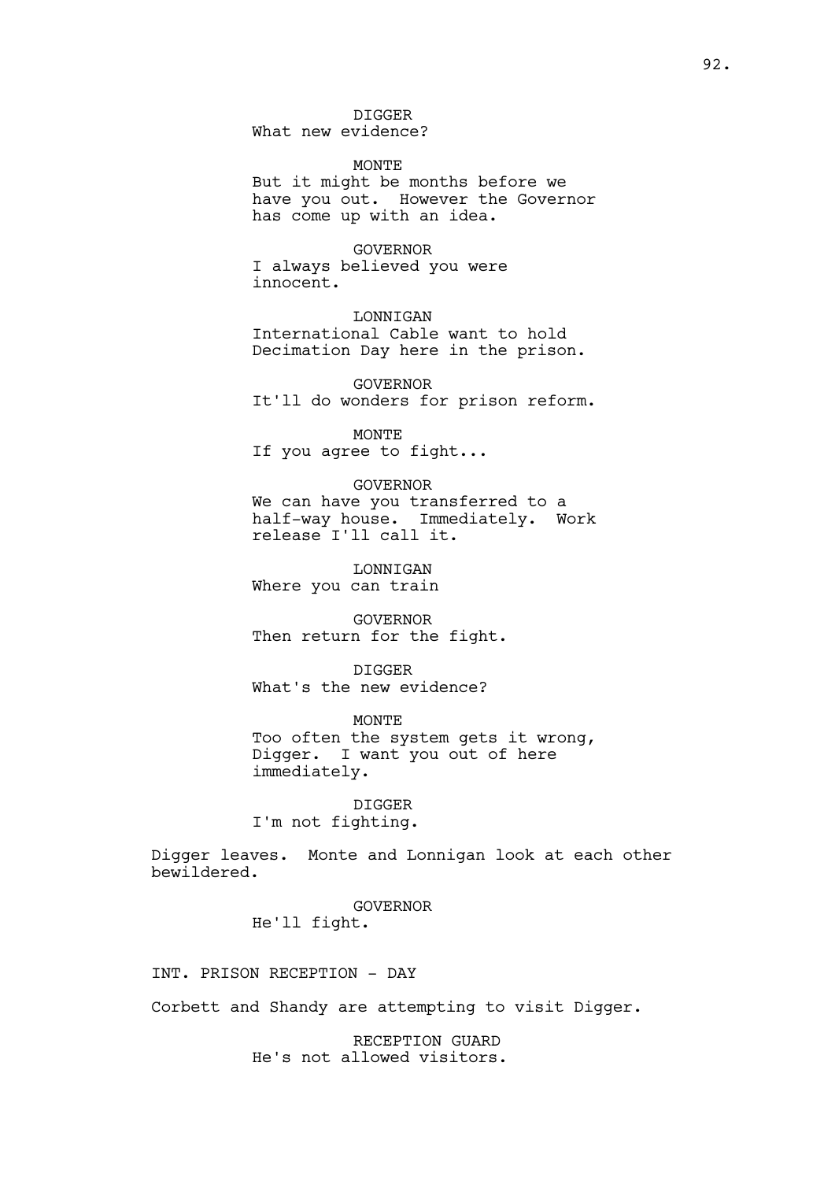DIGGER
What new evidence?

MONTE
But it might be months before we have you out. However the Governor has come up with an idea.

GOVERNOR
I always believed you were innocent.

LONNIGAN
International Cable want to hold Decimation Day here in the prison.

GOVERNOR
It'll do wonders for prison reform.

MONTE
If you agree to fight...

GOVERNOR
We can have you transferred to a half-way house. Immediately. Work release I'll call it.

LONNIGAN
Where you can train

GOVERNOR
Then return for the fight.

DIGGER
What's the new evidence?

MONTE
Too often the system gets it wrong, Digger. I want you out of here immediately.

DIGGER
I'm not fighting.

Digger leaves. Monte and Lonnigan look at each other bewildered.

GOVERNOR
He'll fight.

INT. PRISON RECEPTION - DAY

Corbett and Shandy are attempting to visit Digger.

RECEPTION GUARD
He's not allowed visitors.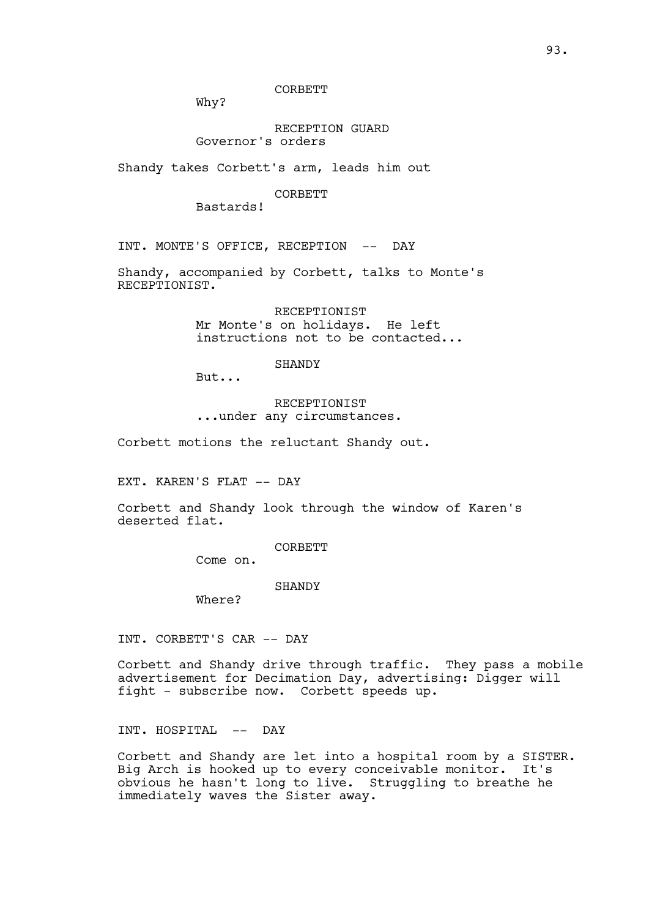CORBETT

Why?

RECEPTION GUARD

Governor's orders

Shandy takes Corbett's arm, leads him out

CORBETT

Bastards!

INT. MONTE'S OFFICE, RECEPTION -- DAY

Shandy, accompanied by Corbett, talks to Monte's RECEPTIONIST.

RECEPTIONIST

Mr Monte's on holidays. He left instructions not to be contacted...

SHANDY

But...

RECEPTIONIST

...under any circumstances.

Corbett motions the reluctant Shandy out.

EXT. KAREN'S FLAT -- DAY

Corbett and Shandy look through the window of Karen's deserted flat.

CORBETT

Come on.

SHANDY

Where?

INT. CORBETT'S CAR -- DAY

Corbett and Shandy drive through traffic. They pass a mobile advertisement for Decimation Day, advertising: Digger will fight - subscribe now. Corbett speeds up.

INT. HOSPITAL -- DAY

Corbett and Shandy are let into a hospital room by a SISTER. Big Arch is hooked up to every conceivable monitor. It's obvious he hasn't long to live. Struggling to breathe he immediately waves the Sister away.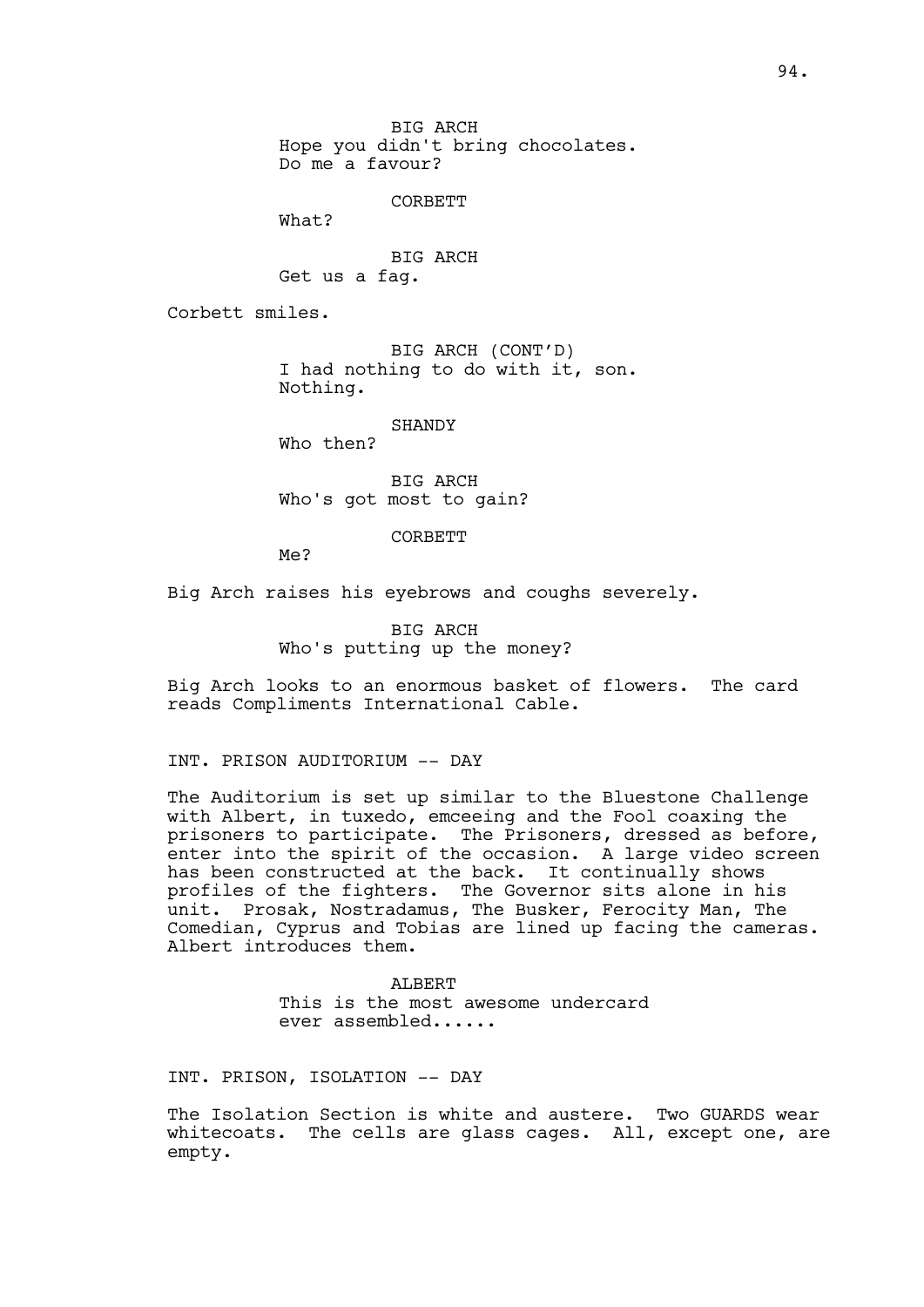BIG ARCH
Hope you didn't bring chocolates.
Do me a favour?

CORBETT
What?

BIG ARCH
Get us a fag.

Corbett smiles.

BIG ARCH (CONT'D)
I had nothing to do with it, son.
Nothing.

SHANDY
Who then?

BIG ARCH
Who's got most to gain?

CORBETT
Me?

Big Arch raises his eyebrows and coughs severely.

BIG ARCH
Who's putting up the money?

Big Arch looks to an enormous basket of flowers. The card reads Compliments International Cable.

INT. PRISON AUDITORIUM -- DAY

The Auditorium is set up similar to the Bluestone Challenge with Albert, in tuxedo, emceeing and the Fool coaxing the prisoners to participate. The Prisoners, dressed as before, enter into the spirit of the occasion. A large video screen has been constructed at the back. It continually shows profiles of the fighters. The Governor sits alone in his unit. Prosak, Nostradamus, The Busker, Ferocity Man, The Comedian, Cyprus and Tobias are lined up facing the cameras. Albert introduces them.

ALBERT
This is the most awesome undercard
ever assembled......

INT. PRISON, ISOLATION -- DAY

The Isolation Section is white and austere. Two GUARDS wear whitecoats. The cells are glass cages. All, except one, are empty.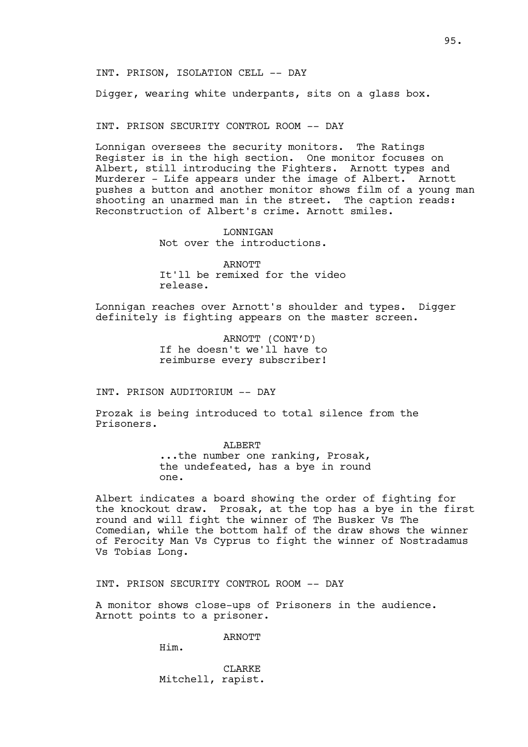INT. PRISON, ISOLATION CELL -- DAY

Digger, wearing white underpants, sits on a glass box.

INT. PRISON SECURITY CONTROL ROOM -- DAY

Lonnigan oversees the security monitors. The Ratings Register is in the high section. One monitor focuses on Albert, still introducing the Fighters. Arnott types and Murderer - Life appears under the image of Albert. Arnott pushes a button and another monitor shows film of a young man shooting an unarmed man in the street. The caption reads: Reconstruction of Albert's crime. Arnott smiles.

LONNIGAN
Not over the introductions.

ARNOTT
It'll be remixed for the video release.

Lonnigan reaches over Arnott's shoulder and types. Digger definitely is fighting appears on the master screen.

ARNOTT (CONT'D)
If he doesn't we'll have to reimburse every subscriber!

INT. PRISON AUDITORIUM -- DAY

Prozak is being introduced to total silence from the Prisoners.

ALBERT
...the number one ranking, Prosak, the undefeated, has a bye in round one.

Albert indicates a board showing the order of fighting for the knockout draw. Prosak, at the top has a bye in the first round and will fight the winner of The Busker Vs The Comedian, while the bottom half of the draw shows the winner of Ferocity Man Vs Cyprus to fight the winner of Nostradamus Vs Tobias Long.

INT. PRISON SECURITY CONTROL ROOM -- DAY

A monitor shows close-ups of Prisoners in the audience. Arnott points to a prisoner.

ARNOTT
Him.

CLARKE
Mitchell, rapist.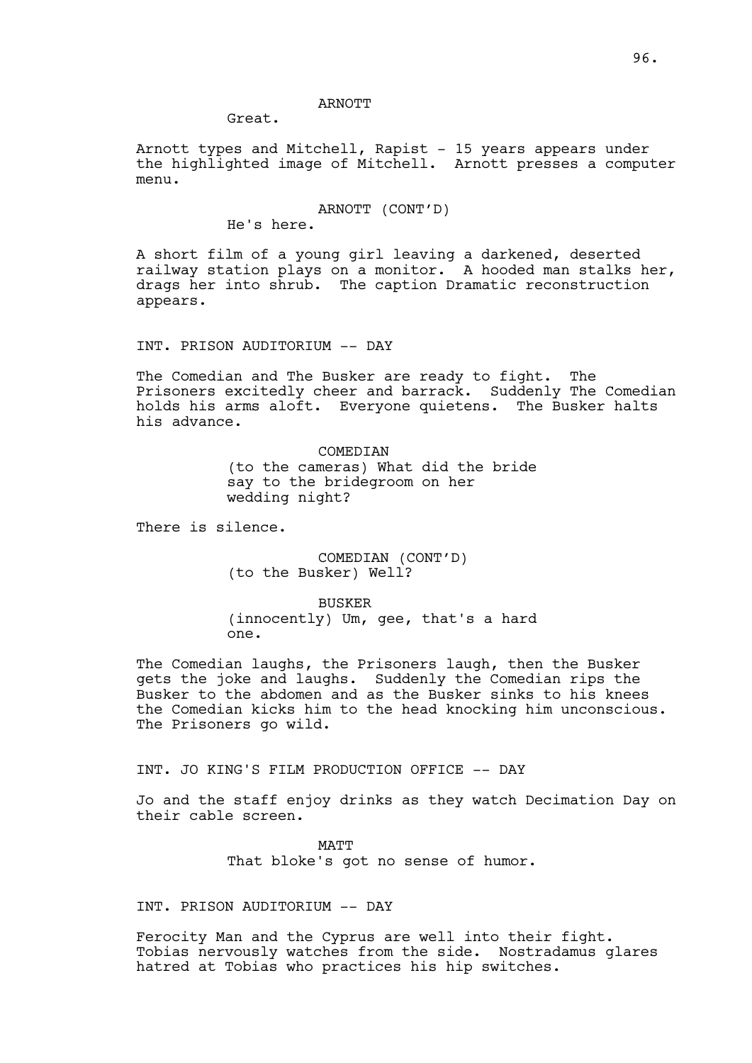ARNOTT

Great.

Arnott types and Mitchell, Rapist - 15 years appears under the highlighted image of Mitchell. Arnott presses a computer menu.

ARNOTT (CONT'D)

He's here.

A short film of a young girl leaving a darkened, deserted railway station plays on a monitor. A hooded man stalks her, drags her into shrub. The caption Dramatic reconstruction appears.

INT. PRISON AUDITORIUM -- DAY

The Comedian and The Busker are ready to fight. The Prisoners excitedly cheer and barrack. Suddenly The Comedian holds his arms aloft. Everyone quietens. The Busker halts his advance.

COMEDIAN

(to the cameras) What did the bride say to the bridegroom on her wedding night?

There is silence.

COMEDIAN (CONT'D)

(to the Busker) Well?

BUSKER

(innocently) Um, gee, that's a hard one.

The Comedian laughs, the Prisoners laugh, then the Busker gets the joke and laughs. Suddenly the Comedian rips the Busker to the abdomen and as the Busker sinks to his knees the Comedian kicks him to the head knocking him unconscious. The Prisoners go wild.

INT. JO KING'S FILM PRODUCTION OFFICE -- DAY

Jo and the staff enjoy drinks as they watch Decimation Day on their cable screen.

MATT

That bloke's got no sense of humor.

INT. PRISON AUDITORIUM -- DAY

Ferocity Man and the Cyprus are well into their fight. Tobias nervously watches from the side. Nostradamus glares hatred at Tobias who practices his hip switches.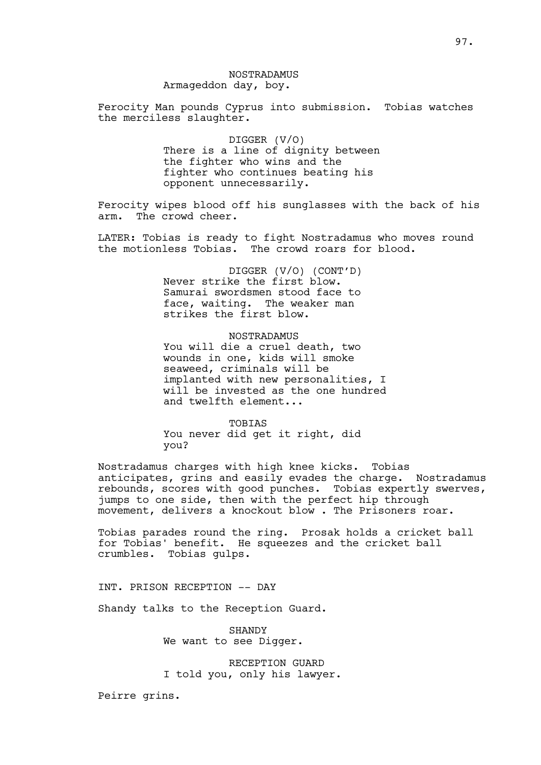NOSTRADAMUS
Armageddon day, boy.

Ferocity Man pounds Cyprus into submission. Tobias watches the merciless slaughter.

DIGGER (V/O)
There is a line of dignity between the fighter who wins and the fighter who continues beating his opponent unnecessarily.

Ferocity wipes blood off his sunglasses with the back of his arm. The crowd cheer.

LATER: Tobias is ready to fight Nostradamus who moves round the motionless Tobias. The crowd roars for blood.

DIGGER (V/O) (CONT'D)
Never strike the first blow. Samurai swordsmen stood face to face, waiting. The weaker man strikes the first blow.

NOSTRADAMUS
You will die a cruel death, two wounds in one, kids will smoke seaweed, criminals will be implanted with new personalities, I will be invested as the one hundred and twelfth element...

TOBIAS
You never did get it right, did you?

Nostradamus charges with high knee kicks. Tobias anticipates, grins and easily evades the charge. Nostradamus rebounds, scores with good punches. Tobias expertly swerves, jumps to one side, then with the perfect hip through movement, delivers a knockout blow . The Prisoners roar.

Tobias parades round the ring. Prosak holds a cricket ball for Tobias' benefit. He squeezes and the cricket ball crumbles. Tobias gulps.

INT. PRISON RECEPTION -- DAY

Shandy talks to the Reception Guard.

SHANDY
We want to see Digger.

RECEPTION GUARD
I told you, only his lawyer.

Peirre grins.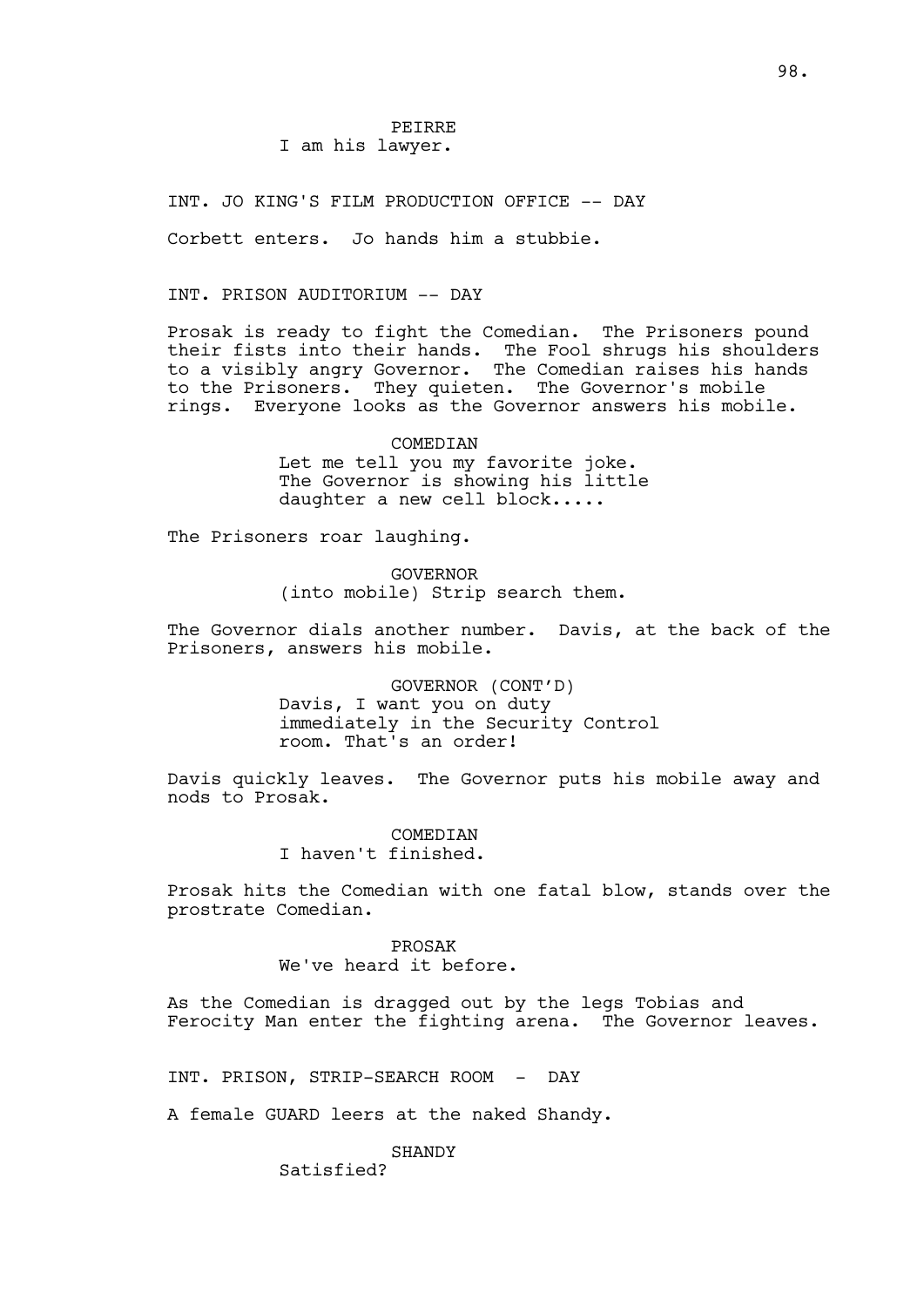PEIRRE
I am his lawyer.

INT. JO KING'S FILM PRODUCTION OFFICE -- DAY

Corbett enters. Jo hands him a stubbie.

INT. PRISON AUDITORIUM -- DAY

Prosak is ready to fight the Comedian. The Prisoners pound their fists into their hands. The Fool shrugs his shoulders to a visibly angry Governor. The Comedian raises his hands to the Prisoners. They quieten. The Governor's mobile rings. Everyone looks as the Governor answers his mobile.

COMEDIAN
Let me tell you my favorite joke. The Governor is showing his little daughter a new cell block.....

The Prisoners roar laughing.

GOVERNOR
(into mobile) Strip search them.

The Governor dials another number. Davis, at the back of the Prisoners, answers his mobile.

GOVERNOR (CONT'D)
Davis, I want you on duty immediately in the Security Control room. That's an order!

Davis quickly leaves. The Governor puts his mobile away and nods to Prosak.

COMEDIAN
I haven't finished.

Prosak hits the Comedian with one fatal blow, stands over the prostrate Comedian.

PROSAK
We've heard it before.

As the Comedian is dragged out by the legs Tobias and Ferocity Man enter the fighting arena. The Governor leaves.

INT. PRISON, STRIP-SEARCH ROOM - DAY

A female GUARD leers at the naked Shandy.

SHANDY
Satisfied?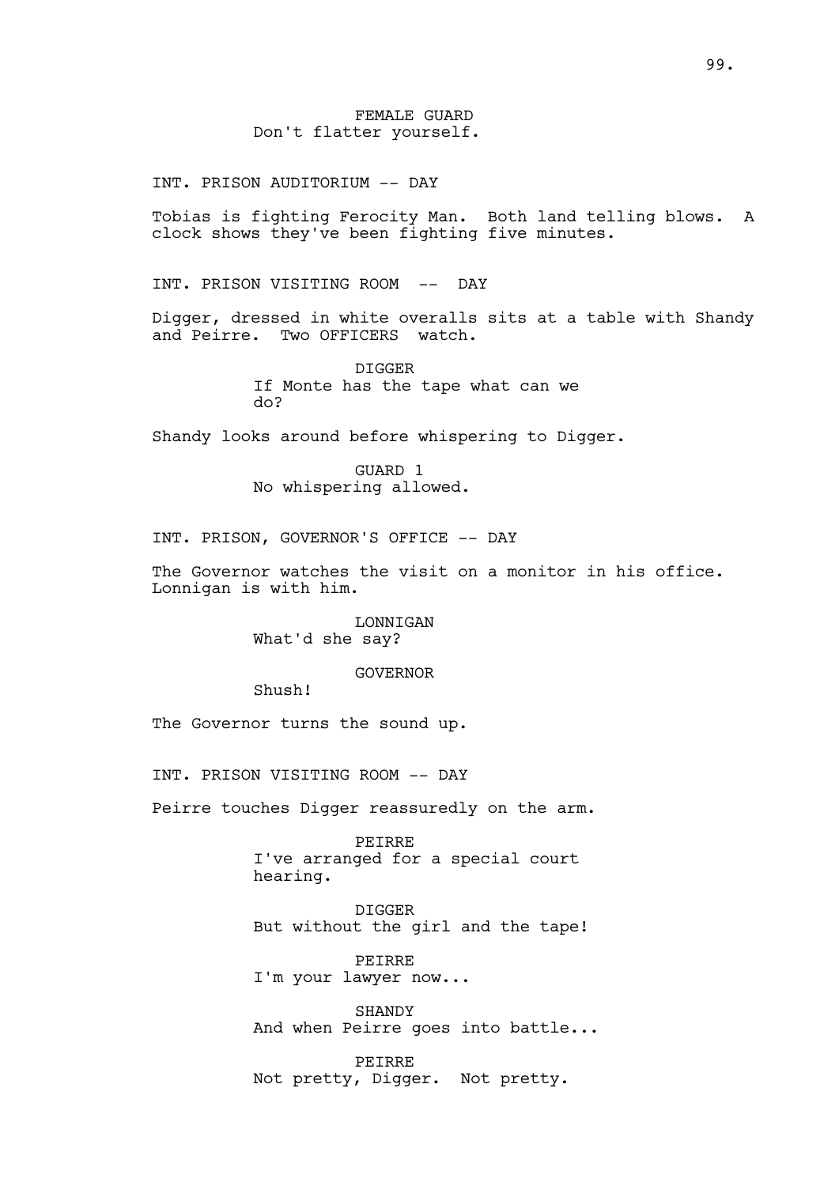FEMALE GUARD
Don't flatter yourself.

INT. PRISON AUDITORIUM -- DAY

Tobias is fighting Ferocity Man. Both land telling blows. A clock shows they've been fighting five minutes.

INT. PRISON VISITING ROOM -- DAY

Digger, dressed in white overalls sits at a table with Shandy and Peirre. Two OFFICERS watch.

DIGGER
If Monte has the tape what can we do?

Shandy looks around before whispering to Digger.

GUARD 1
No whispering allowed.

INT. PRISON, GOVERNOR'S OFFICE -- DAY

The Governor watches the visit on a monitor in his office. Lonnigan is with him.

LONNIGAN
What'd she say?

GOVERNOR
Shush!

The Governor turns the sound up.

INT. PRISON VISITING ROOM -- DAY

Peirre touches Digger reassuredly on the arm.

PEIRRE
I've arranged for a special court hearing.

DIGGER
But without the girl and the tape!

PEIRRE
I'm your lawyer now...

SHANDY
And when Peirre goes into battle...

PEIRRE
Not pretty, Digger. Not pretty.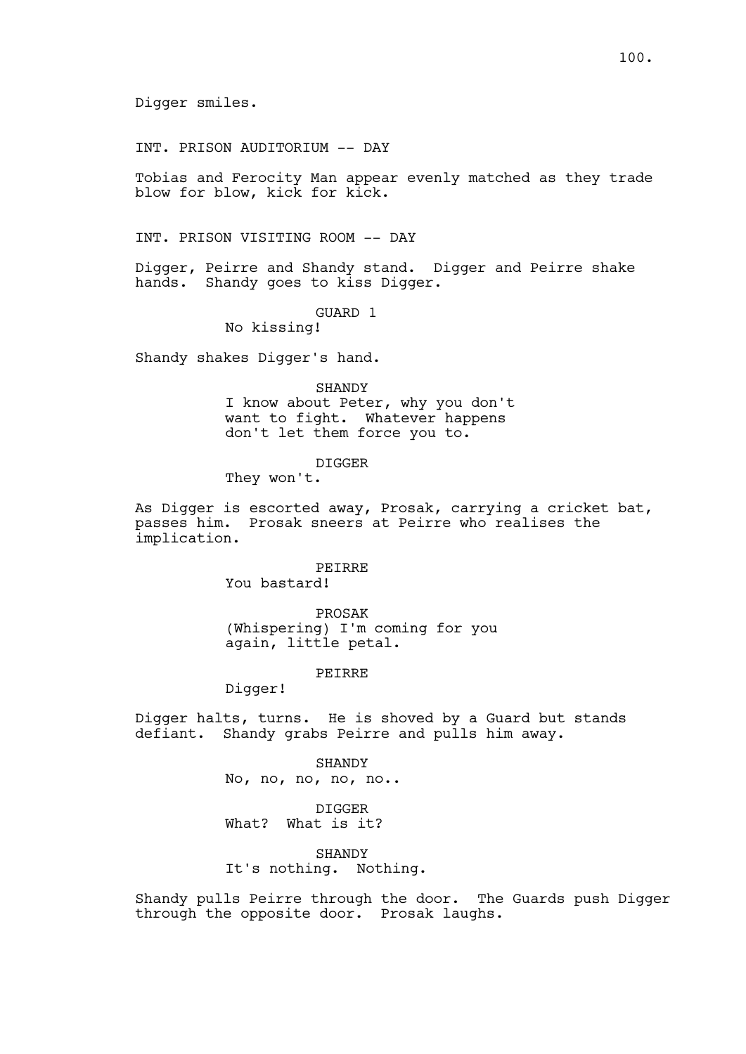Digger smiles.

INT. PRISON AUDITORIUM -- DAY

Tobias and Ferocity Man appear evenly matched as they trade blow for blow, kick for kick.

INT. PRISON VISITING ROOM -- DAY

Digger, Peirre and Shandy stand. Digger and Peirre shake hands. Shandy goes to kiss Digger.

GUARD 1
No kissing!

Shandy shakes Digger's hand.

SHANDY
I know about Peter, why you don't want to fight. Whatever happens don't let them force you to.

DIGGER
They won't.

As Digger is escorted away, Prosak, carrying a cricket bat, passes him. Prosak sneers at Peirre who realises the implication.

PEIRRE
You bastard!

PROSAK
(Whispering) I'm coming for you again, little petal.

PEIRRE
Digger!

Digger halts, turns. He is shoved by a Guard but stands defiant. Shandy grabs Peirre and pulls him away.

SHANDY
No, no, no, no, no..

DIGGER
What? What is it?

SHANDY
It's nothing. Nothing.

Shandy pulls Peirre through the door. The Guards push Digger through the opposite door. Prosak laughs.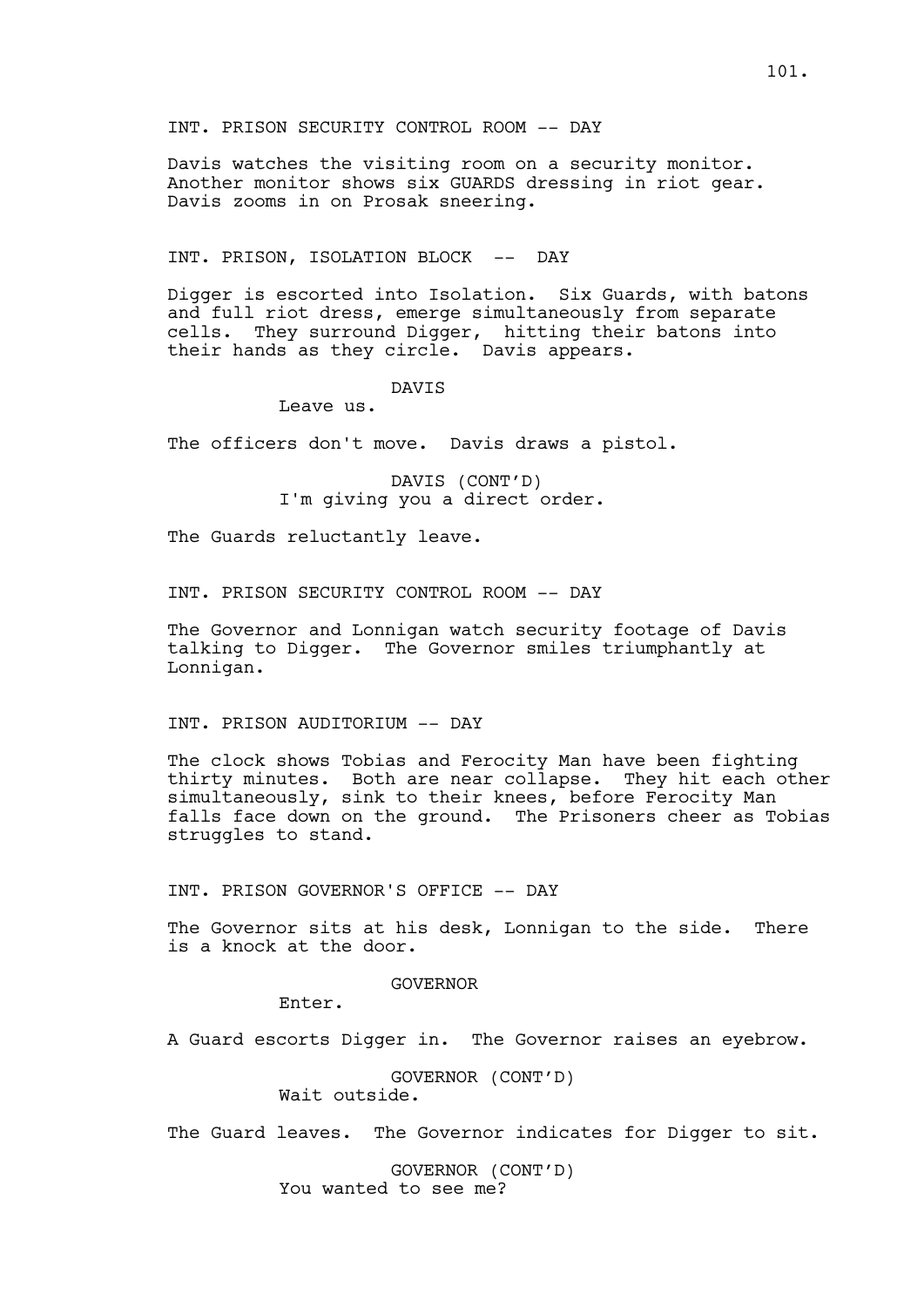INT. PRISON SECURITY CONTROL ROOM -- DAY

Davis watches the visiting room on a security monitor. Another monitor shows six GUARDS dressing in riot gear. Davis zooms in on Prosak sneering.

INT. PRISON, ISOLATION BLOCK -- DAY

Digger is escorted into Isolation. Six Guards, with batons and full riot dress, emerge simultaneously from separate cells. They surround Digger, hitting their batons into their hands as they circle. Davis appears.

DAVIS
Leave us.

The officers don't move. Davis draws a pistol.

DAVIS (CONT'D)
I'm giving you a direct order.

The Guards reluctantly leave.

INT. PRISON SECURITY CONTROL ROOM -- DAY

The Governor and Lonnigan watch security footage of Davis talking to Digger. The Governor smiles triumphantly at Lonnigan.

INT. PRISON AUDITORIUM -- DAY

The clock shows Tobias and Ferocity Man have been fighting thirty minutes. Both are near collapse. They hit each other simultaneously, sink to their knees, before Ferocity Man falls face down on the ground. The Prisoners cheer as Tobias struggles to stand.

INT. PRISON GOVERNOR'S OFFICE -- DAY

The Governor sits at his desk, Lonnigan to the side. There is a knock at the door.

GOVERNOR
Enter.

A Guard escorts Digger in. The Governor raises an eyebrow.

GOVERNOR (CONT'D)
Wait outside.

The Guard leaves. The Governor indicates for Digger to sit.

GOVERNOR (CONT'D)
You wanted to see me?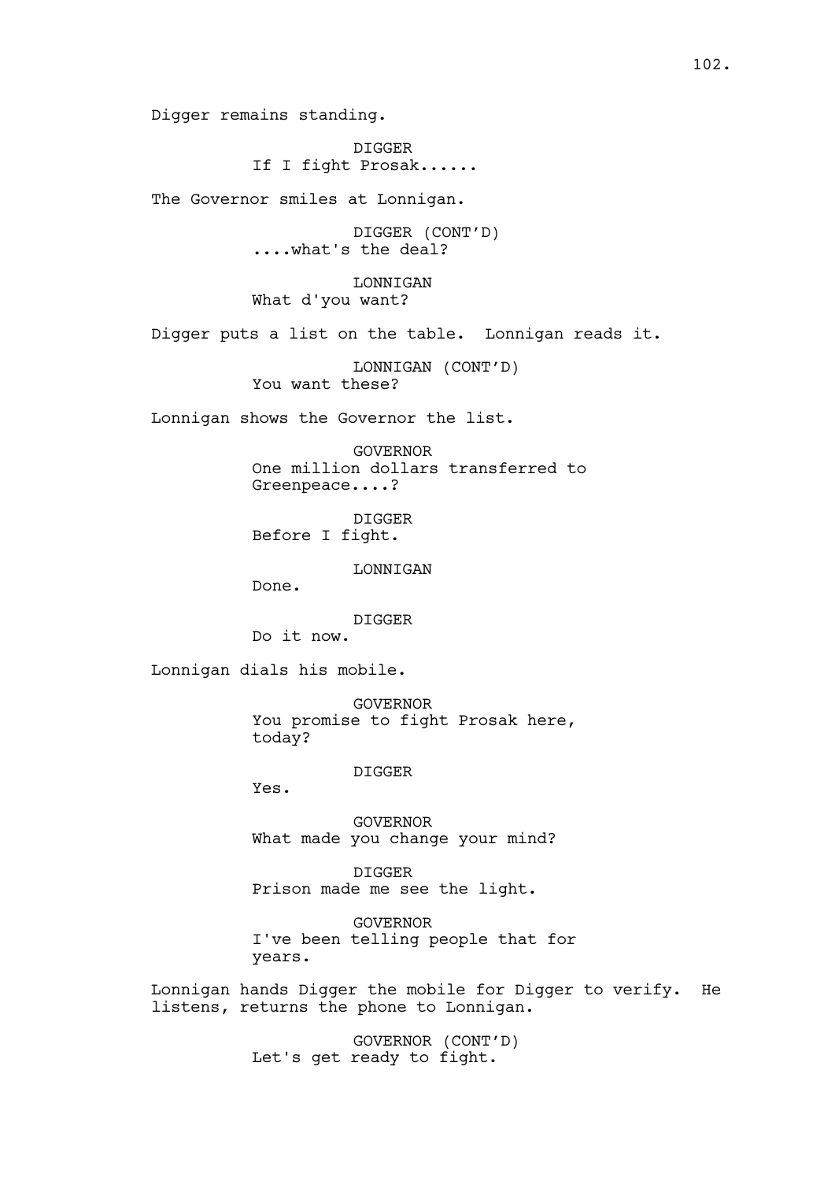Digger remains standing.

DIGGER
If I fight Prosak......

The Governor smiles at Lonnigan.

DIGGER (CONT'D)
....what's the deal?

LONNIGAN
What d'you want?

Digger puts a list on the table.  Lonnigan reads it.

LONNIGAN (CONT'D)
You want these?

Lonnigan shows the Governor the list.

GOVERNOR
One million dollars transferred to Greenpeace....?

DIGGER
Before I fight.

LONNIGAN
Done.

DIGGER
Do it now.

Lonnigan dials his mobile.

GOVERNOR
You promise to fight Prosak here, today?

DIGGER
Yes.

GOVERNOR
What made you change your mind?

DIGGER
Prison made me see the light.

GOVERNOR
I've been telling people that for years.

Lonnigan hands Digger the mobile for Digger to verify.  He listens, returns the phone to Lonnigan.

GOVERNOR (CONT'D)
Let's get ready to fight.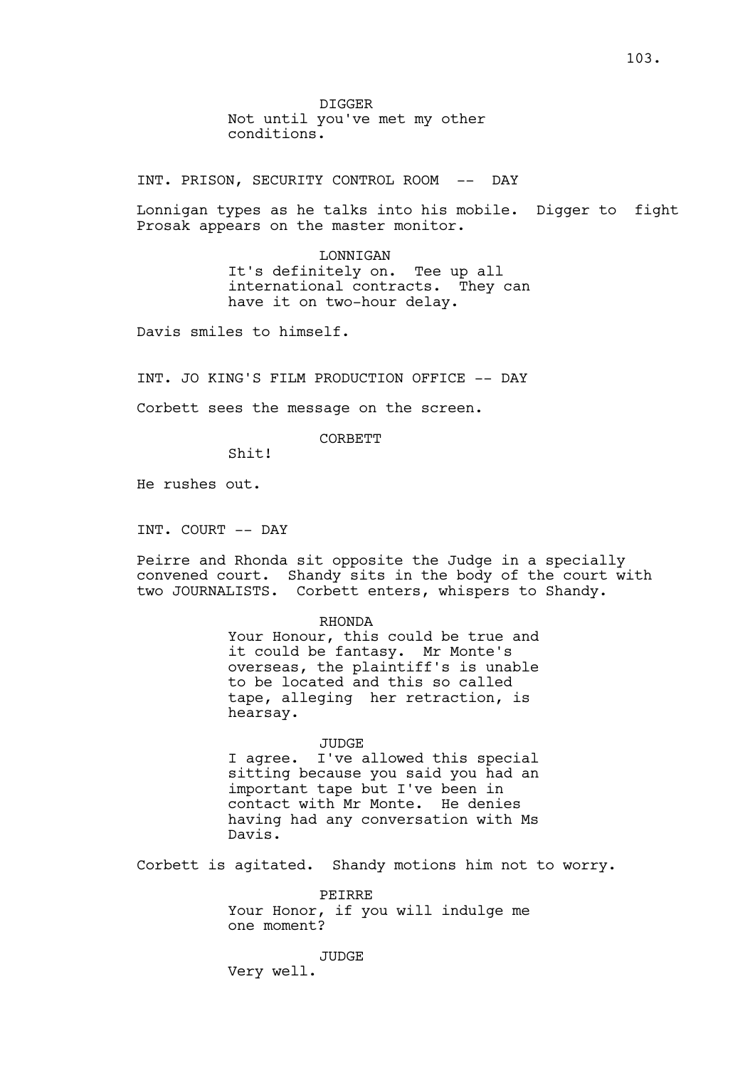DIGGER
Not until you've met my other conditions.

INT. PRISON, SECURITY CONTROL ROOM -- DAY

Lonnigan types as he talks into his mobile. Digger to fight Prosak appears on the master monitor.

LONNIGAN
It's definitely on. Tee up all international contracts. They can have it on two-hour delay.

Davis smiles to himself.

INT. JO KING'S FILM PRODUCTION OFFICE -- DAY

Corbett sees the message on the screen.

CORBETT
Shit!

He rushes out.

INT. COURT -- DAY

Peirre and Rhonda sit opposite the Judge in a specially convened court. Shandy sits in the body of the court with two JOURNALISTS. Corbett enters, whispers to Shandy.

RHONDA
Your Honour, this could be true and it could be fantasy. Mr Monte's overseas, the plaintiff's is unable to be located and this so called tape, alleging her retraction, is hearsay.

JUDGE
I agree. I've allowed this special sitting because you said you had an important tape but I've been in contact with Mr Monte. He denies having had any conversation with Ms Davis.

Corbett is agitated. Shandy motions him not to worry.

PEIRRE
Your Honor, if you will indulge me one moment?

JUDGE
Very well.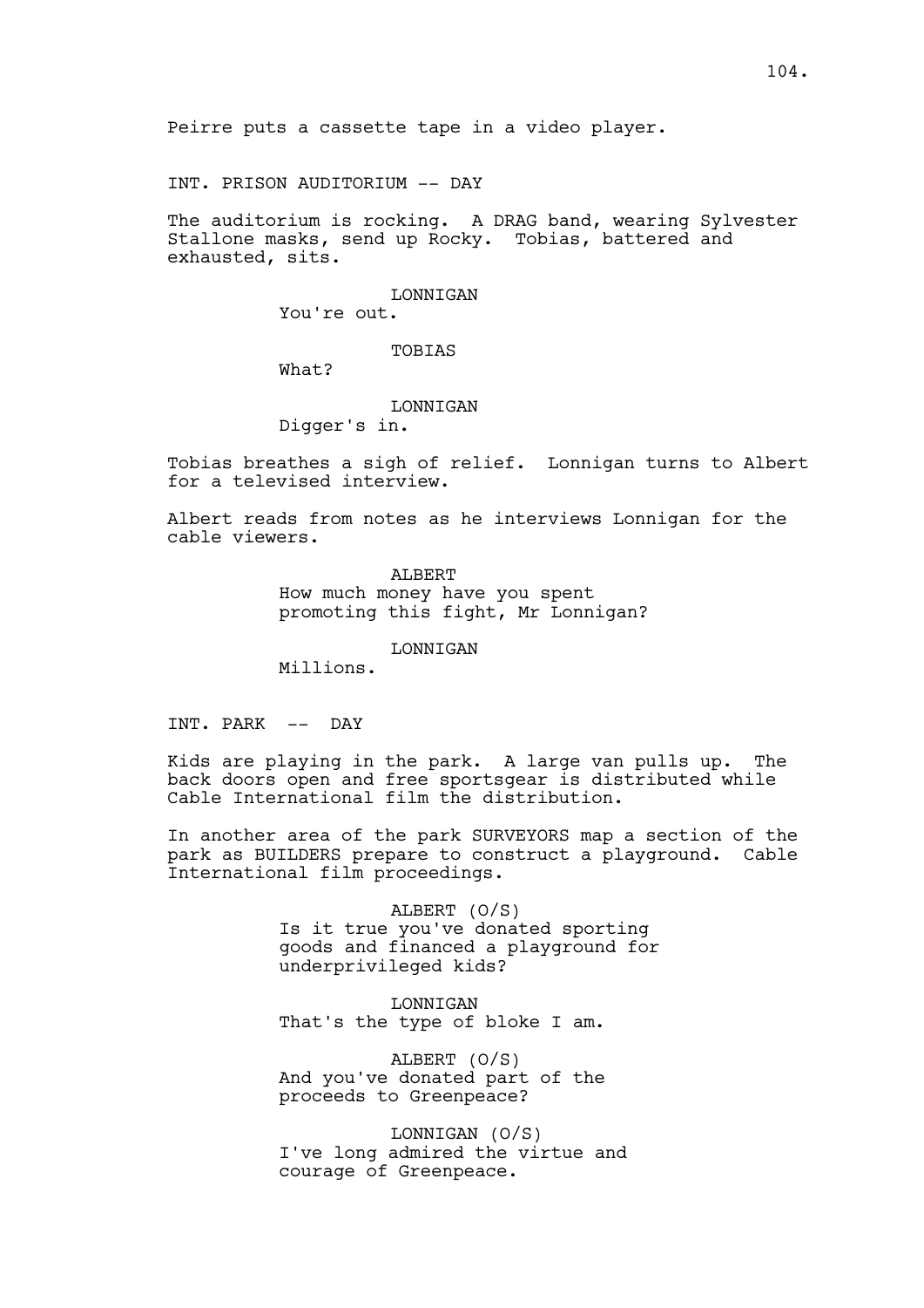Peirre puts a cassette tape in a video player.

INT. PRISON AUDITORIUM -- DAY

The auditorium is rocking. A DRAG band, wearing Sylvester Stallone masks, send up Rocky. Tobias, battered and exhausted, sits.

LONNIGAN
You're out.

TOBIAS
What?

LONNIGAN
Digger's in.

Tobias breathes a sigh of relief. Lonnigan turns to Albert for a televised interview.

Albert reads from notes as he interviews Lonnigan for the cable viewers.

ALBERT
How much money have you spent promoting this fight, Mr Lonnigan?

LONNIGAN
Millions.

INT. PARK -- DAY

Kids are playing in the park. A large van pulls up. The back doors open and free sportsgear is distributed while Cable International film the distribution.

In another area of the park SURVEYORS map a section of the park as BUILDERS prepare to construct a playground. Cable International film proceedings.

ALBERT (O/S)
Is it true you've donated sporting goods and financed a playground for underprivileged kids?

LONNIGAN
That's the type of bloke I am.

ALBERT (O/S)
And you've donated part of the proceeds to Greenpeace?

LONNIGAN (O/S)
I've long admired the virtue and courage of Greenpeace.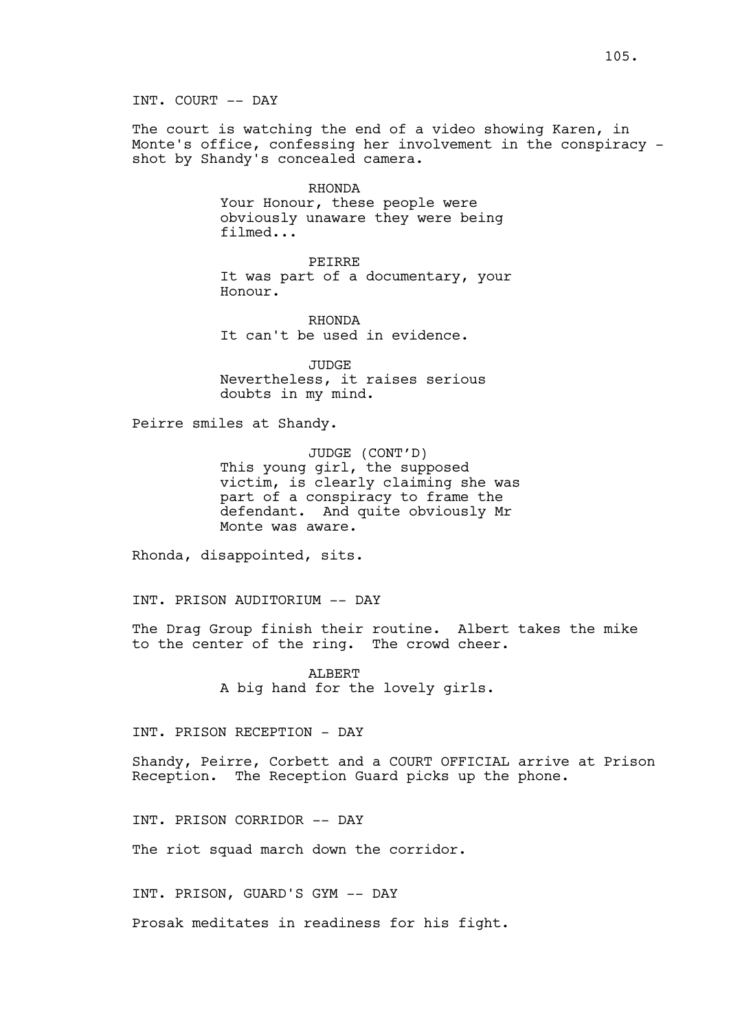INT. COURT -- DAY

The court is watching the end of a video showing Karen, in Monte's office, confessing her involvement in the conspiracy - shot by Shandy's concealed camera.

RHONDA
Your Honour, these people were obviously unaware they were being filmed...

PEIRRE
It was part of a documentary, your Honour.

RHONDA
It can't be used in evidence.

JUDGE
Nevertheless, it raises serious doubts in my mind.

Peirre smiles at Shandy.

JUDGE (CONT'D)
This young girl, the supposed victim, is clearly claiming she was part of a conspiracy to frame the defendant. And quite obviously Mr Monte was aware.

Rhonda, disappointed, sits.

INT. PRISON AUDITORIUM -- DAY

The Drag Group finish their routine. Albert takes the mike to the center of the ring. The crowd cheer.

ALBERT
A big hand for the lovely girls.

INT. PRISON RECEPTION - DAY

Shandy, Peirre, Corbett and a COURT OFFICIAL arrive at Prison Reception. The Reception Guard picks up the phone.

INT. PRISON CORRIDOR -- DAY

The riot squad march down the corridor.

INT. PRISON, GUARD'S GYM -- DAY

Prosak meditates in readiness for his fight.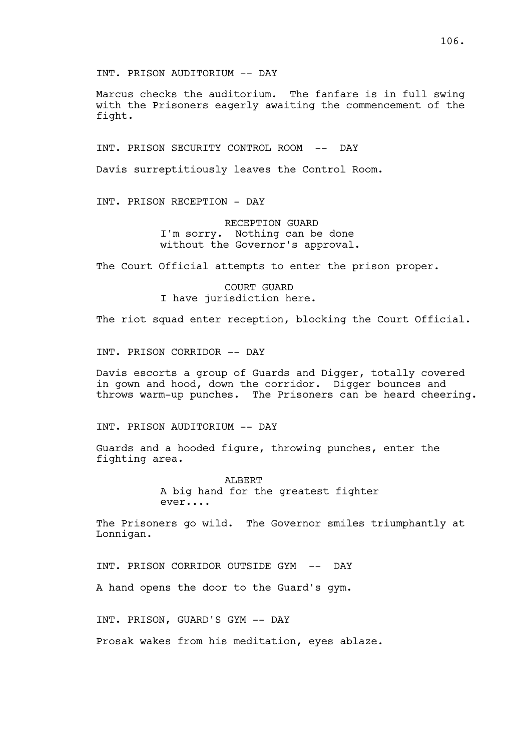INT. PRISON AUDITORIUM -- DAY

Marcus checks the auditorium. The fanfare is in full swing with the Prisoners eagerly awaiting the commencement of the fight.

INT. PRISON SECURITY CONTROL ROOM -- DAY

Davis surreptitiously leaves the Control Room.

INT. PRISON RECEPTION - DAY

RECEPTION GUARD
I'm sorry. Nothing can be done without the Governor's approval.

The Court Official attempts to enter the prison proper.

COURT GUARD
I have jurisdiction here.

The riot squad enter reception, blocking the Court Official.

INT. PRISON CORRIDOR -- DAY

Davis escorts a group of Guards and Digger, totally covered in gown and hood, down the corridor. Digger bounces and throws warm-up punches. The Prisoners can be heard cheering.

INT. PRISON AUDITORIUM -- DAY

Guards and a hooded figure, throwing punches, enter the fighting area.

ALBERT
A big hand for the greatest fighter ever....

The Prisoners go wild. The Governor smiles triumphantly at Lonnigan.

INT. PRISON CORRIDOR OUTSIDE GYM -- DAY

A hand opens the door to the Guard's gym.

INT. PRISON, GUARD'S GYM -- DAY

Prosak wakes from his meditation, eyes ablaze.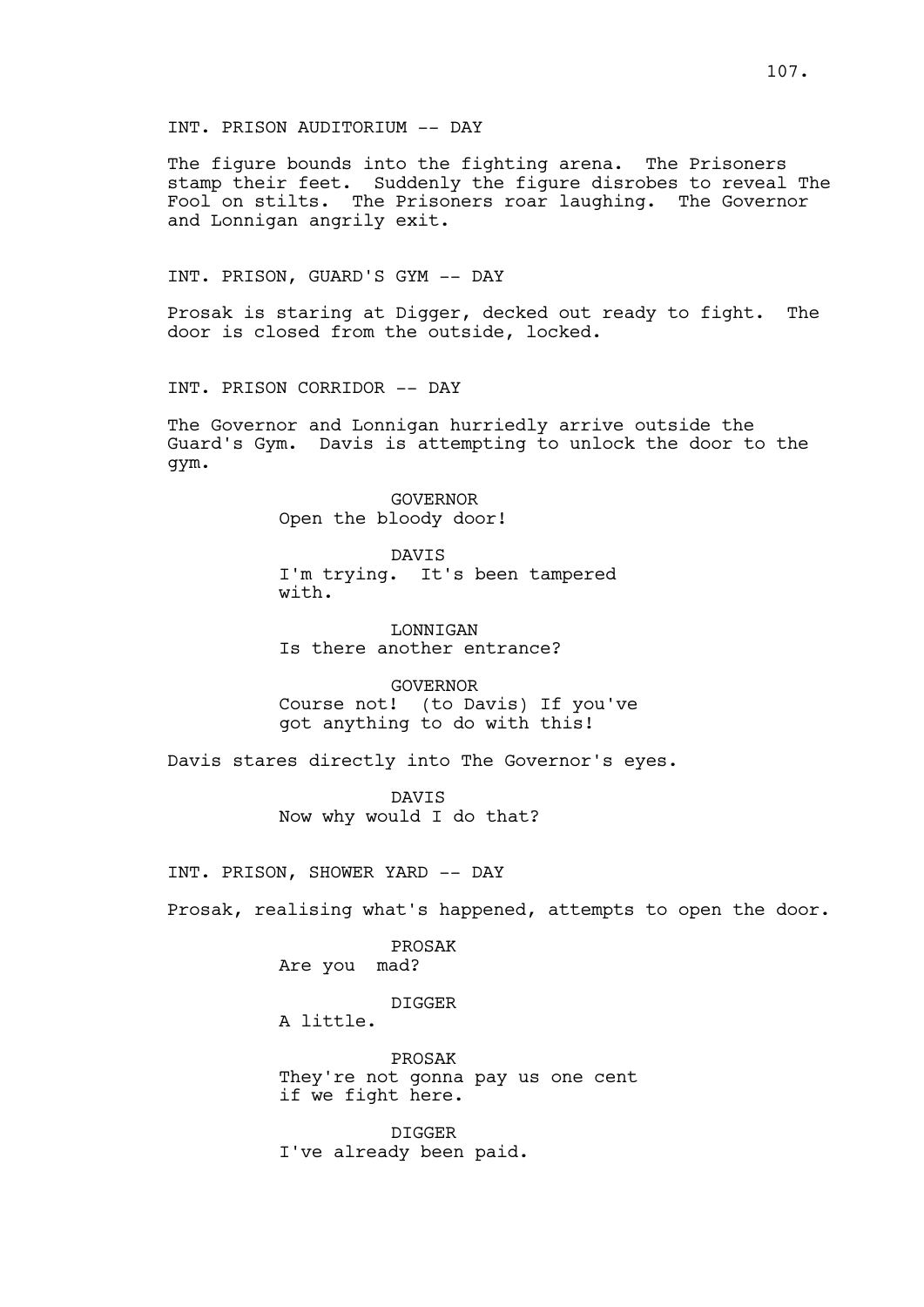INT. PRISON AUDITORIUM -- DAY

The figure bounds into the fighting arena. The Prisoners stamp their feet. Suddenly the figure disrobes to reveal The Fool on stilts. The Prisoners roar laughing. The Governor and Lonnigan angrily exit.

INT. PRISON, GUARD'S GYM -- DAY

Prosak is staring at Digger, decked out ready to fight. The door is closed from the outside, locked.

INT. PRISON CORRIDOR -- DAY

The Governor and Lonnigan hurriedly arrive outside the Guard's Gym. Davis is attempting to unlock the door to the gym.

GOVERNOR
Open the bloody door!

DAVIS
I'm trying. It's been tampered with.

LONNIGAN
Is there another entrance?

GOVERNOR
Course not! (to Davis) If you've got anything to do with this!

Davis stares directly into The Governor's eyes.

DAVIS
Now why would I do that?

INT. PRISON, SHOWER YARD -- DAY

Prosak, realising what's happened, attempts to open the door.

PROSAK
Are you mad?

DIGGER
A little.

PROSAK
They're not gonna pay us one cent if we fight here.

DIGGER
I've already been paid.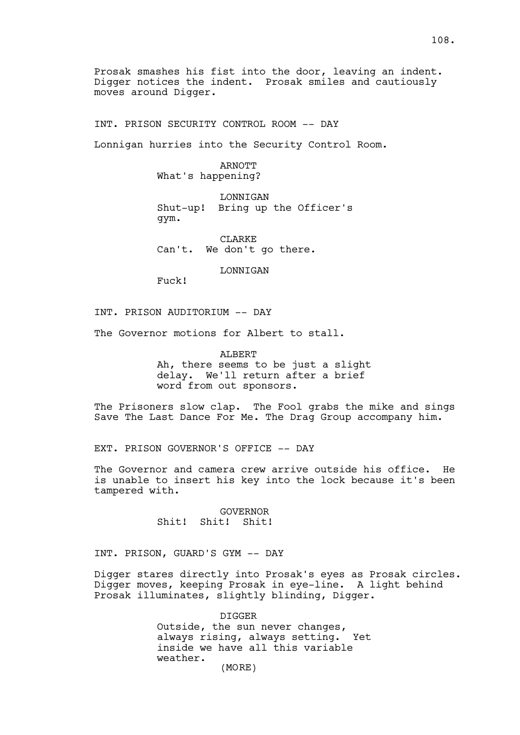Prosak smashes his fist into the door, leaving an indent. Digger notices the indent. Prosak smiles and cautiously moves around Digger.

INT. PRISON SECURITY CONTROL ROOM -- DAY

Lonnigan hurries into the Security Control Room.

ARNOTT
What's happening?

LONNIGAN
Shut-up! Bring up the Officer's gym.

CLARKE
Can't. We don't go there.

LONNIGAN
Fuck!

INT. PRISON AUDITORIUM -- DAY

The Governor motions for Albert to stall.

ALBERT
Ah, there seems to be just a slight delay. We'll return after a brief word from out sponsors.

The Prisoners slow clap. The Fool grabs the mike and sings Save The Last Dance For Me. The Drag Group accompany him.

EXT. PRISON GOVERNOR'S OFFICE -- DAY

The Governor and camera crew arrive outside his office. He is unable to insert his key into the lock because it's been tampered with.

GOVERNOR
Shit! Shit! Shit!

INT. PRISON, GUARD'S GYM -- DAY

Digger stares directly into Prosak's eyes as Prosak circles. Digger moves, keeping Prosak in eye-line. A light behind Prosak illuminates, slightly blinding, Digger.

DIGGER
Outside, the sun never changes, always rising, always setting. Yet inside we have all this variable weather.
(MORE)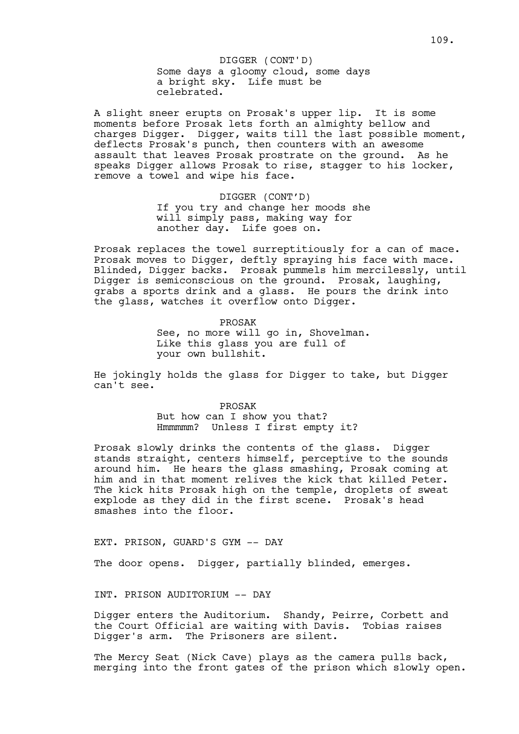DIGGER (CONT'D)
Some days a gloomy cloud, some days a bright sky. Life must be celebrated.

A slight sneer erupts on Prosak's upper lip. It is some moments before Prosak lets forth an almighty bellow and charges Digger. Digger, waits till the last possible moment, deflects Prosak's punch, then counters with an awesome assault that leaves Prosak prostrate on the ground. As he speaks Digger allows Prosak to rise, stagger to his locker, remove a towel and wipe his face.

DIGGER (CONT'D)
If you try and change her moods she will simply pass, making way for another day. Life goes on.

Prosak replaces the towel surreptitiously for a can of mace. Prosak moves to Digger, deftly spraying his face with mace. Blinded, Digger backs. Prosak pummels him mercilessly, until Digger is semiconscious on the ground. Prosak, laughing, grabs a sports drink and a glass. He pours the drink into the glass, watches it overflow onto Digger.

PROSAK
See, no more will go in, Shovelman. Like this glass you are full of your own bullshit.

He jokingly holds the glass for Digger to take, but Digger can't see.

PROSAK
But how can I show you that? Hmmmmm? Unless I first empty it?

Prosak slowly drinks the contents of the glass. Digger stands straight, centers himself, perceptive to the sounds around him. He hears the glass smashing, Prosak coming at him and in that moment relives the kick that killed Peter. The kick hits Prosak high on the temple, droplets of sweat explode as they did in the first scene. Prosak's head smashes into the floor.

EXT. PRISON, GUARD'S GYM -- DAY

The door opens. Digger, partially blinded, emerges.

INT. PRISON AUDITORIUM -- DAY

Digger enters the Auditorium. Shandy, Peirre, Corbett and the Court Official are waiting with Davis. Tobias raises Digger's arm. The Prisoners are silent.

The Mercy Seat (Nick Cave) plays as the camera pulls back, merging into the front gates of the prison which slowly open.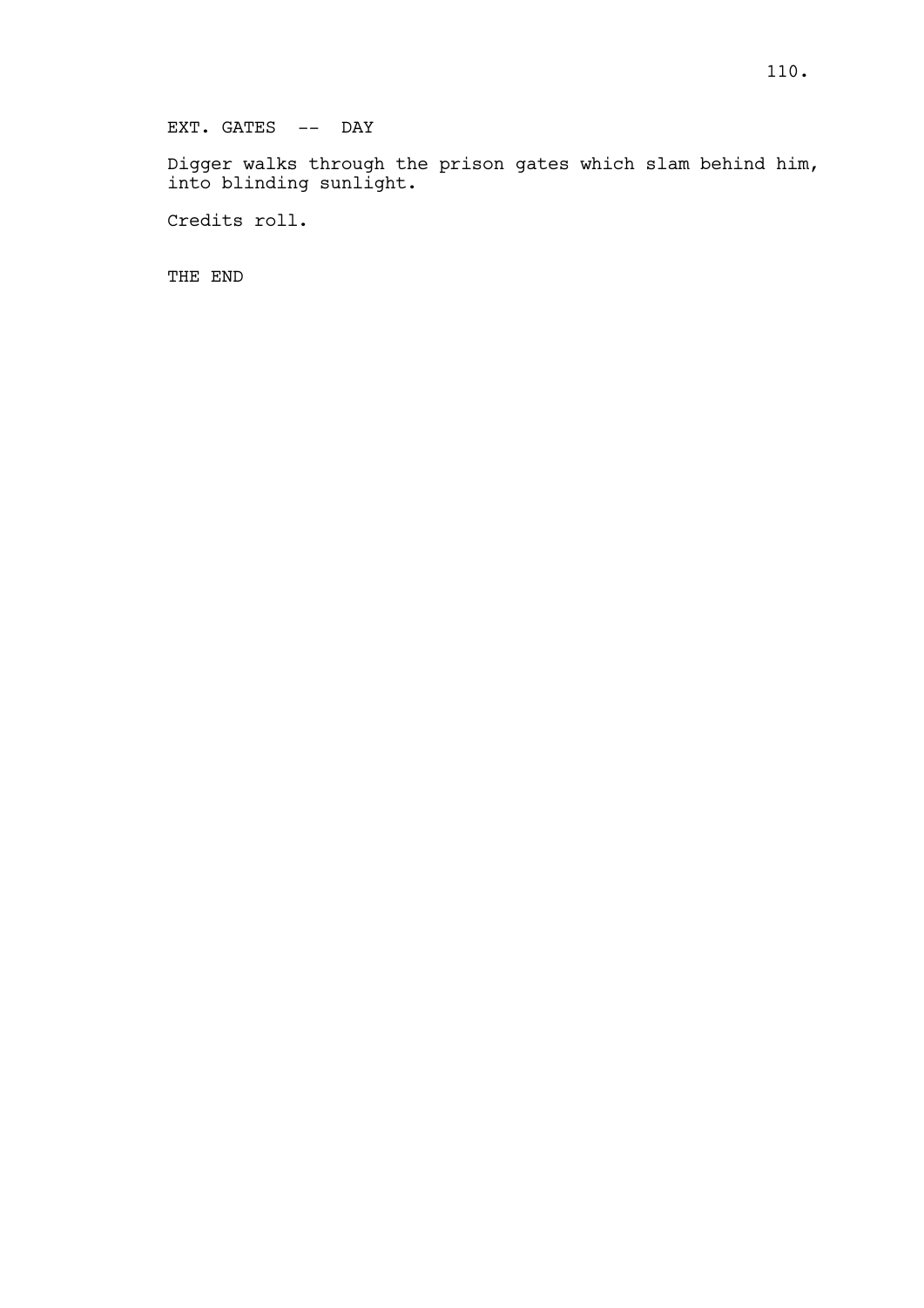EXT. GATES -- DAY

Digger walks through the prison gates which slam behind him, into blinding sunlight.

Credits roll.

THE END